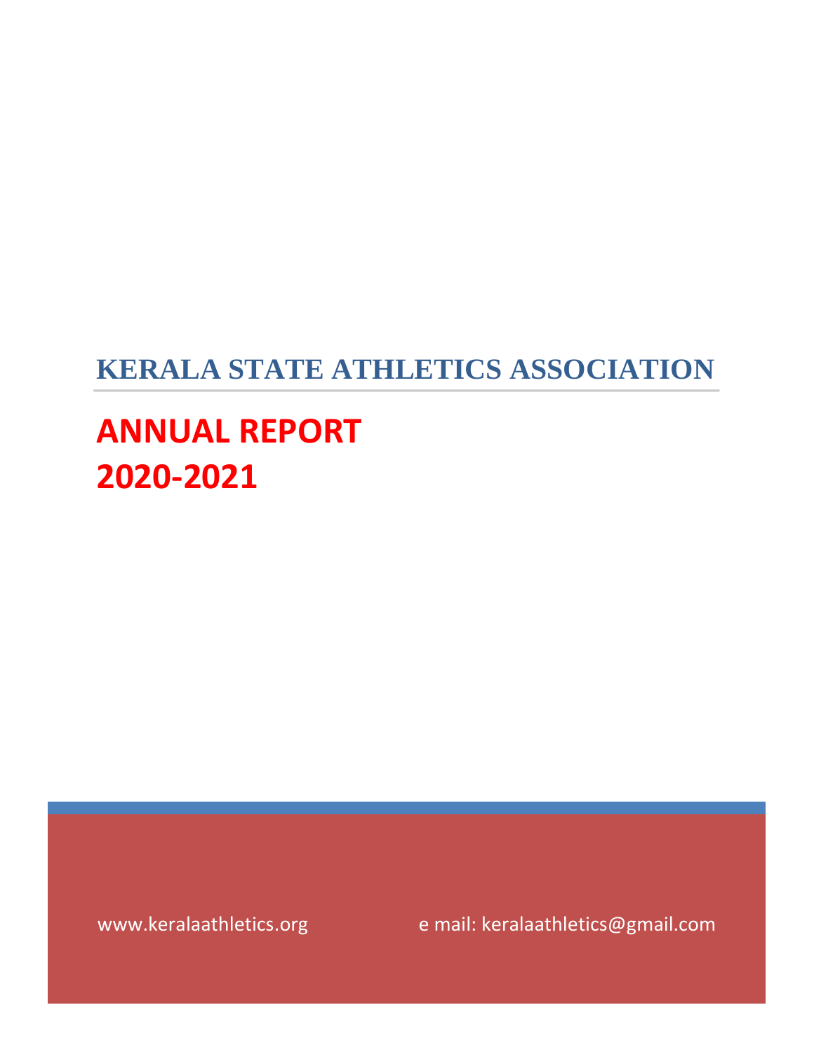# KERALA STATE ATHLETICS ASSOCIATION

# ANNUAL REPORT
# 2020-2021

www.keralaathletics.org e mail: keralaathletics@gmail.com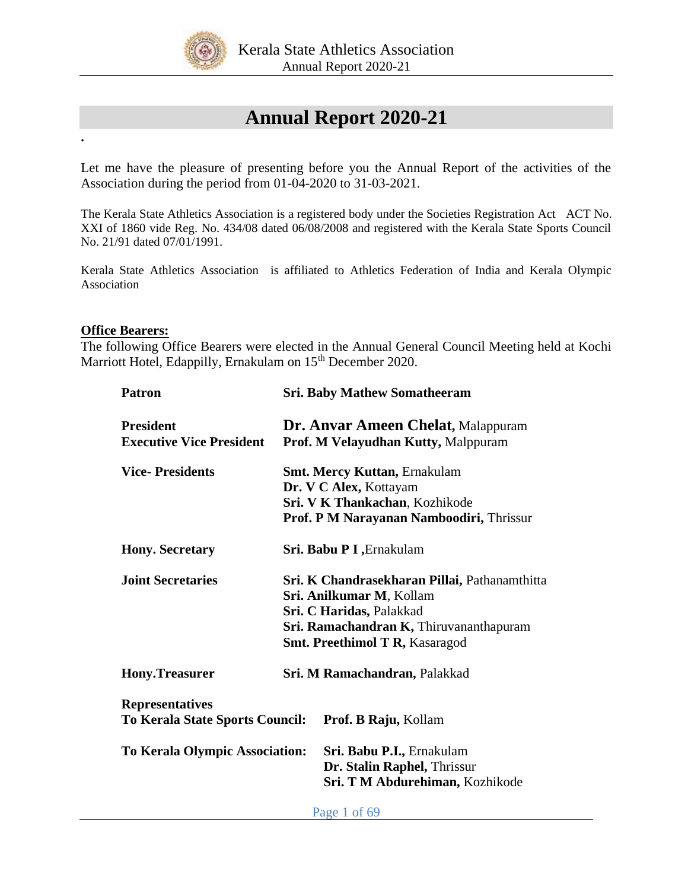# Annual Report 2020-21

.

Let me have the pleasure of presenting before you the Annual Report of the activities of the Association during the period from 01-04-2020 to 31-03-2021.

The Kerala State Athletics Association is a registered body under the Societies Registration Act ACT No. XXI of 1860 vide Reg. No. 434/08 dated 06/08/2008 and registered with the Kerala State Sports Council No. 21/91 dated 07/01/1991.

Kerala State Athletics Association is affiliated to Athletics Federation of India and Kerala Olympic Association

**Office Bearers:**

The following Office Bearers were elected in the Annual General Council Meeting held at Kochi Marriott Hotel, Edappilly, Ernakulam on 15th December 2020.

| | |
|---|---|
| **Patron** | **Sri. Baby Mathew Somatheeram** |
| **President** | **Dr. Anvar Ameen Chelat,** Malappuram |
| **Executive Vice President** | **Prof. M Velayudhan Kutty,** Malppuram |
| **Vice- Presidents** | **Smt. Mercy Kuttan,** Ernakulam<br>**Dr. V C Alex,** Kottayam<br>**Sri. V K Thankachan**, Kozhikode<br>**Prof. P M Narayanan Namboodiri,** Thrissur |
| **Hony. Secretary** | **Sri. Babu P I ,**Ernakulam |
| **Joint Secretaries** | **Sri. K Chandrasekharan Pillai,** Pathanamthitta<br>**Sri. Anilkumar M**, Kollam<br>**Sri. C Haridas,** Palakkad<br>**Sri. Ramachandran K,** Thiruvananthapuram<br>**Smt. Preethimol T R,** Kasaragod |
| **Hony.Treasurer** | **Sri. M Ramachandran,** Palakkad |
| **Representatives** | |
| **To Kerala State Sports Council:** | **Prof. B Raju,** Kollam |
| **To Kerala Olympic Association:** | **Sri. Babu P.I.,** Ernakulam<br>**Dr. Stalin Raphel,** Thrissur<br>**Sri. T M Abdurehiman,** Kozhikode |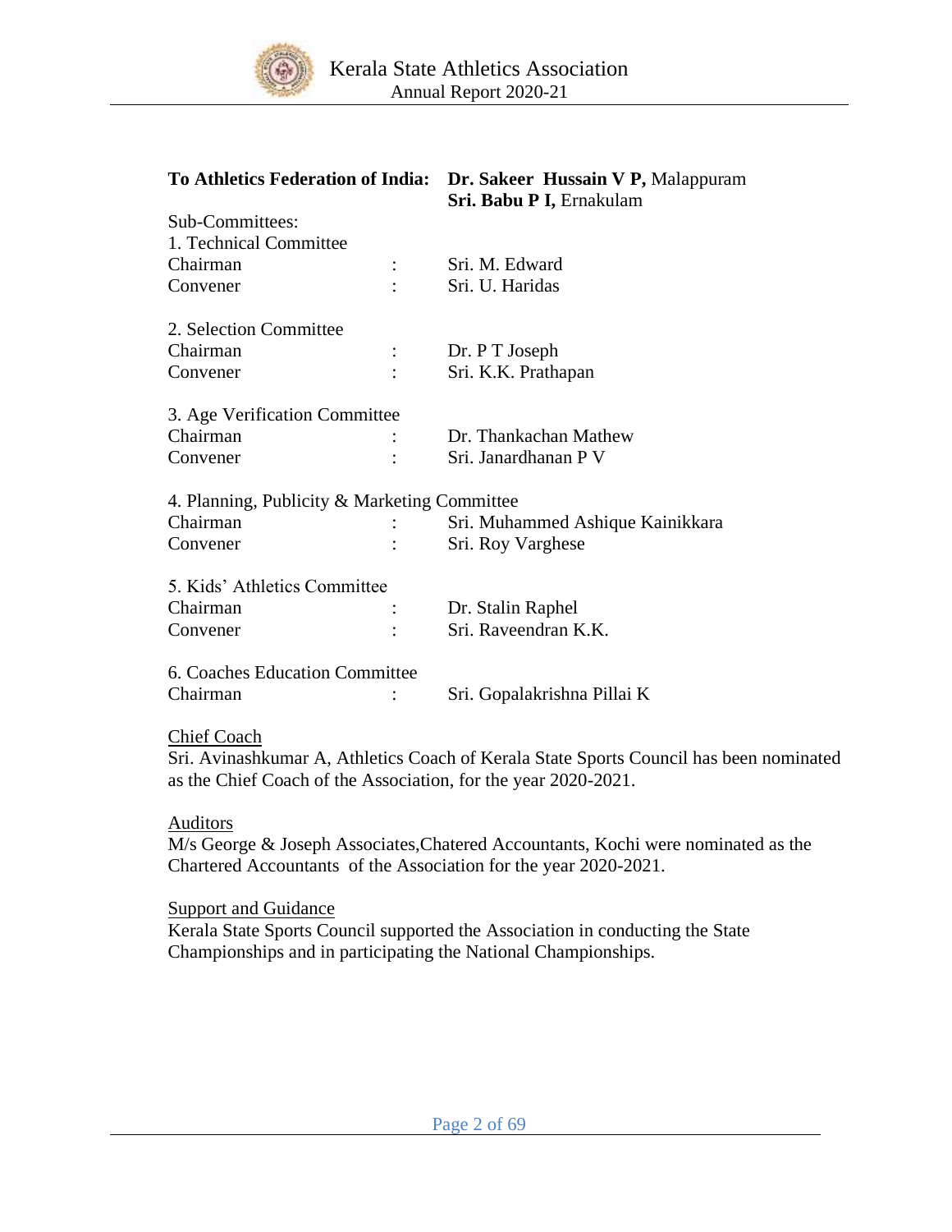**To Athletics Federation of India:** **Dr. Sakeer Hussain V P,** Malappuram
**Sri. Babu P I,** Ernakulam

Sub-Committees:

1. Technical Committee

| | | |
|---|---|---|
| Chairman | : | Sri. M. Edward |
| Convener | : | Sri. U. Haridas |

2. Selection Committee

| | | |
|---|---|---|
| Chairman | : | Dr. P T Joseph |
| Convener | : | Sri. K.K. Prathapan |

3. Age Verification Committee

| | | |
|---|---|---|
| Chairman | : | Dr. Thankachan Mathew |
| Convener | : | Sri. Janardhanan P V |

4. Planning, Publicity & Marketing Committee

| | | |
|---|---|---|
| Chairman | : | Sri. Muhammed Ashique Kainikkara |
| Convener | : | Sri. Roy Varghese |

5. Kids' Athletics Committee

| | | |
|---|---|---|
| Chairman | : | Dr. Stalin Raphel |
| Convener | : | Sri. Raveendran K.K. |

6. Coaches Education Committee

| | | |
|---|---|---|
| Chairman | : | Sri. Gopalakrishna Pillai K |

Chief Coach

Sri. Avinashkumar A, Athletics Coach of Kerala State Sports Council has been nominated as the Chief Coach of the Association, for the year 2020-2021.

Auditors

M/s George & Joseph Associates,Chatered Accountants, Kochi were nominated as the Chartered Accountants of the Association for the year 2020-2021.

Support and Guidance

Kerala State Sports Council supported the Association in conducting the State Championships and in participating the National Championships.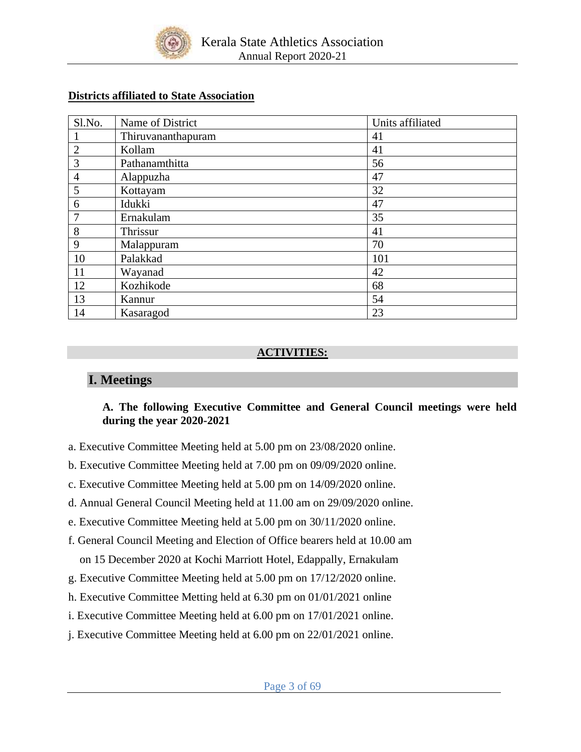**Districts affiliated to State Association**

| Sl.No. | Name of District | Units affiliated |
|---|---|---|
| 1 | Thiruvananthapuram | 41 |
| 2 | Kollam | 41 |
| 3 | Pathanamthitta | 56 |
| 4 | Alappuzha | 47 |
| 5 | Kottayam | 32 |
| 6 | Idukki | 47 |
| 7 | Ernakulam | 35 |
| 8 | Thrissur | 41 |
| 9 | Malappuram | 70 |
| 10 | Palakkad | 101 |
| 11 | Wayanad | 42 |
| 12 | Kozhikode | 68 |
| 13 | Kannur | 54 |
| 14 | Kasaragod | 23 |

## ACTIVITIES:

## I. Meetings

### A. The following Executive Committee and General Council meetings were held during the year 2020-2021

a. Executive Committee Meeting held at 5.00 pm on 23/08/2020 online.

b. Executive Committee Meeting held at 7.00 pm on 09/09/2020 online.

c. Executive Committee Meeting held at 5.00 pm on 14/09/2020 online.

d. Annual General Council Meeting held at 11.00 am on 29/09/2020 online.

e. Executive Committee Meeting held at 5.00 pm on 30/11/2020 online.

f. General Council Meeting and Election of Office bearers held at 10.00 am on 15 December 2020 at Kochi Marriott Hotel, Edappally, Ernakulam

g. Executive Committee Meeting held at 5.00 pm on 17/12/2020 online.

h. Executive Committee Metting held at 6.30 pm on 01/01/2021 online

i. Executive Committee Meeting held at 6.00 pm on 17/01/2021 online.

j. Executive Committee Meeting held at 6.00 pm on 22/01/2021 online.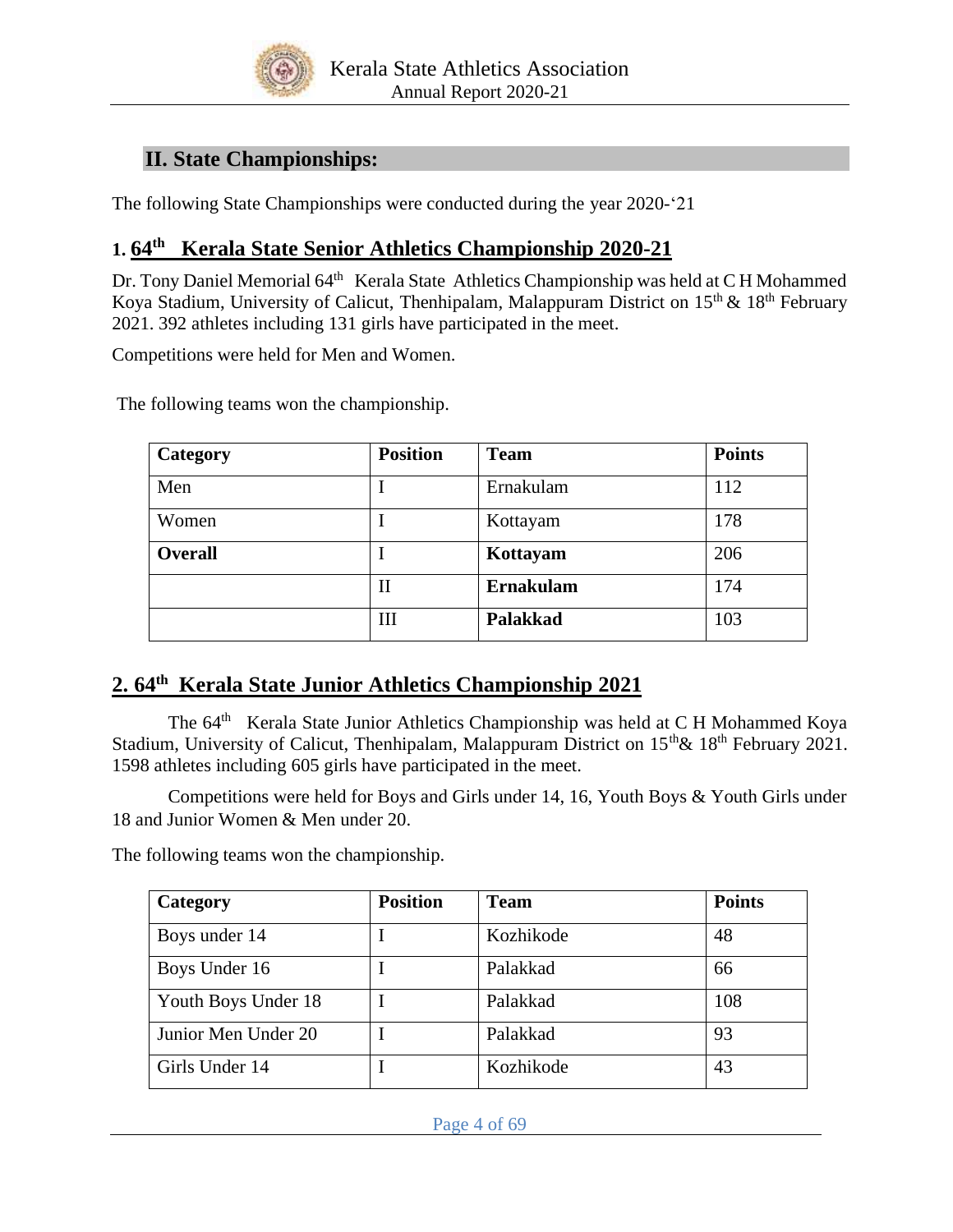## II. State Championships:

The following State Championships were conducted during the year 2020-'21

### 1. 64th Kerala State Senior Athletics Championship 2020-21

Dr. Tony Daniel Memorial 64th Kerala State Athletics Championship was held at C H Mohammed Koya Stadium, University of Calicut, Thenhipalam, Malappuram District on 15th & 18th February 2021. 392 athletes including 131 girls have participated in the meet.

Competitions were held for Men and Women.

The following teams won the championship.

| Category | Position | Team | Points |
|---|---|---|---|
| Men | I | Ernakulam | 112 |
| Women | I | Kottayam | 178 |
| **Overall** | I | **Kottayam** | 206 |
| | II | **Ernakulam** | 174 |
| | III | **Palakkad** | 103 |

### 2. 64th Kerala State Junior Athletics Championship 2021

The 64th Kerala State Junior Athletics Championship was held at C H Mohammed Koya Stadium, University of Calicut, Thenhipalam, Malappuram District on 15th& 18th February 2021. 1598 athletes including 605 girls have participated in the meet.

Competitions were held for Boys and Girls under 14, 16, Youth Boys & Youth Girls under 18 and Junior Women & Men under 20.

The following teams won the championship.

| Category | Position | Team | Points |
|---|---|---|---|
| Boys under 14 | I | Kozhikode | 48 |
| Boys Under 16 | I | Palakkad | 66 |
| Youth Boys Under 18 | I | Palakkad | 108 |
| Junior Men Under 20 | I | Palakkad | 93 |
| Girls Under 14 | I | Kozhikode | 43 |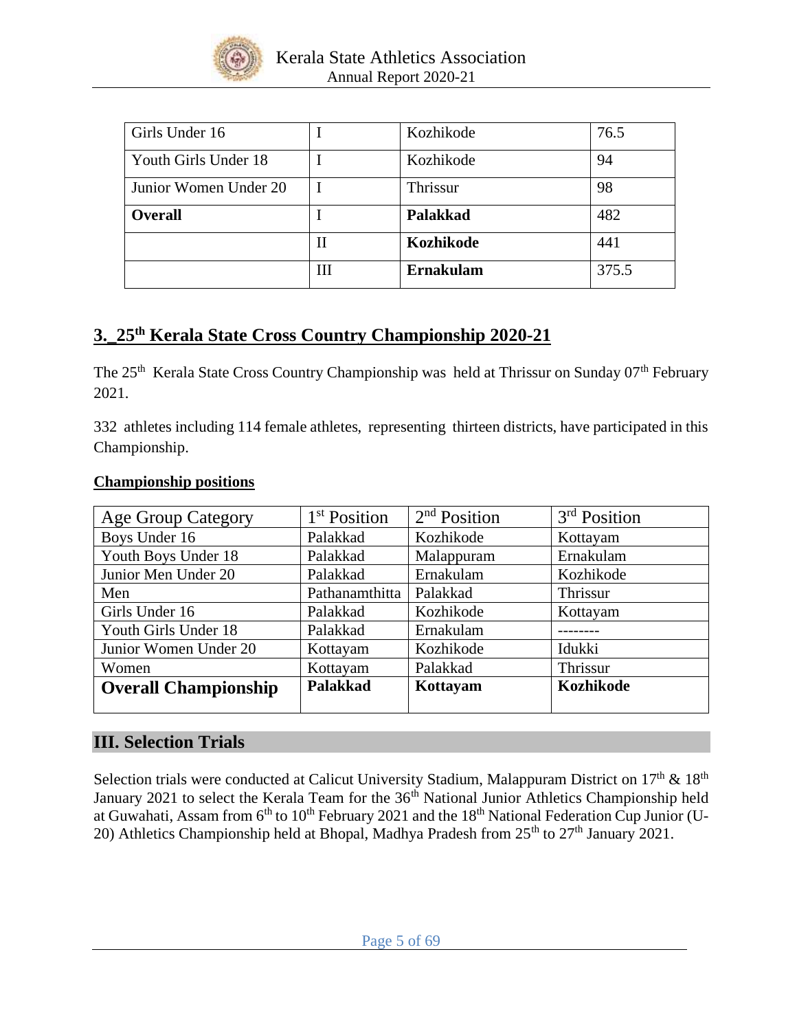| Girls Under 16 | I | Kozhikode | 76.5 |
|---|---|---|---|
| Youth Girls Under 18 | I | Kozhikode | 94 |
| Junior Women Under 20 | I | Thrissur | 98 |
| **Overall** | I | **Palakkad** | 482 |
| | II | **Kozhikode** | 441 |
| | III | **Ernakulam** | 375.5 |

## 3._25th Kerala State Cross Country Championship 2020-21

The 25th Kerala State Cross Country Championship was held at Thrissur on Sunday 07th February 2021.

332 athletes including 114 female athletes, representing thirteen districts, have participated in this Championship.

**Championship positions**

| Age Group Category | 1st Position | 2nd Position | 3rd Position |
|---|---|---|---|
| Boys Under 16 | Palakkad | Kozhikode | Kottayam |
| Youth Boys Under 18 | Palakkad | Malappuram | Ernakulam |
| Junior Men Under 20 | Palakkad | Ernakulam | Kozhikode |
| Men | Pathanamthitta | Palakkad | Thrissur |
| Girls Under 16 | Palakkad | Kozhikode | Kottayam |
| Youth Girls Under 18 | Palakkad | Ernakulam | -------- |
| Junior Women Under 20 | Kottayam | Kozhikode | Idukki |
| Women | Kottayam | Palakkad | Thrissur |
| **Overall Championship** | **Palakkad** | **Kottayam** | **Kozhikode** |

## III. Selection Trials

Selection trials were conducted at Calicut University Stadium, Malappuram District on 17th & 18th January 2021 to select the Kerala Team for the 36th National Junior Athletics Championship held at Guwahati, Assam from 6th to 10th February 2021 and the 18th National Federation Cup Junior (U-20) Athletics Championship held at Bhopal, Madhya Pradesh from 25th to 27th January 2021.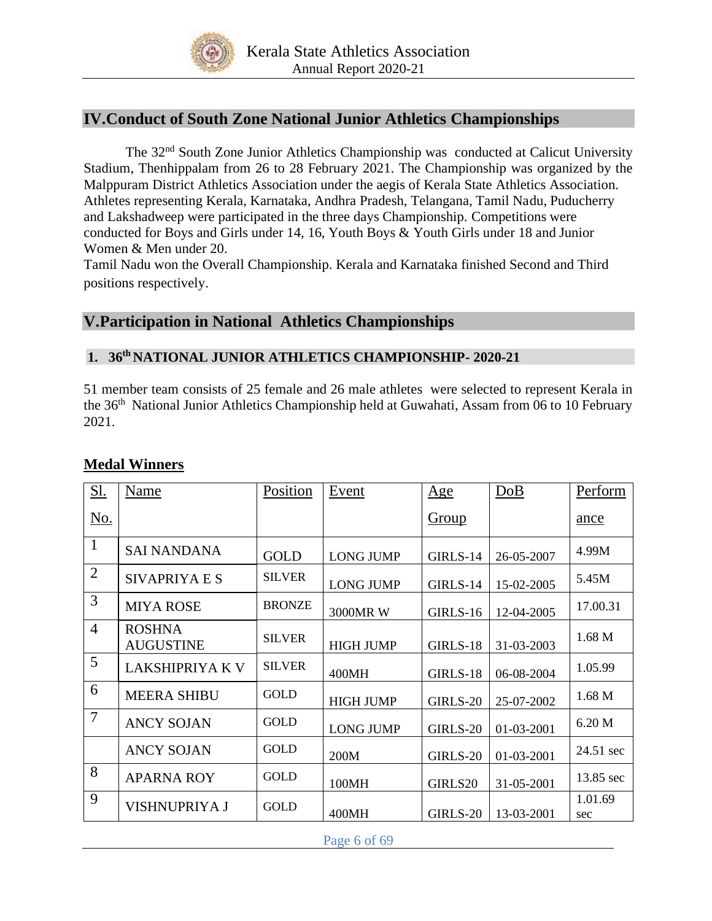## IV.Conduct of South Zone National Junior Athletics Championships

The 32nd South Zone Junior Athletics Championship was conducted at Calicut University Stadium, Thenhippalam from 26 to 28 February 2021. The Championship was organized by the Malppuram District Athletics Association under the aegis of Kerala State Athletics Association. Athletes representing Kerala, Karnataka, Andhra Pradesh, Telangana, Tamil Nadu, Puducherry and Lakshadweep were participated in the three days Championship. Competitions were conducted for Boys and Girls under 14, 16, Youth Boys & Youth Girls under 18 and Junior Women & Men under 20.

Tamil Nadu won the Overall Championship. Kerala and Karnataka finished Second and Third positions respectively.

## V.Participation in National Athletics Championships

### 1. 36th NATIONAL JUNIOR ATHLETICS CHAMPIONSHIP- 2020-21

51 member team consists of 25 female and 26 male athletes were selected to represent Kerala in the 36th National Junior Athletics Championship held at Guwahati, Assam from 06 to 10 February 2021.

**Medal Winners**

| Sl. No. | Name | Position | Event | Age Group | DoB | Performance |
|---|---|---|---|---|---|---|
| 1 | SAI NANDANA | GOLD | LONG JUMP | GIRLS-14 | 26-05-2007 | 4.99M |
| 2 | SIVAPRIYA E S | SILVER | LONG JUMP | GIRLS-14 | 15-02-2005 | 5.45M |
| 3 | MIYA ROSE | BRONZE | 3000MR W | GIRLS-16 | 12-04-2005 | 17.00.31 |
| 4 | ROSHNA AUGUSTINE | SILVER | HIGH JUMP | GIRLS-18 | 31-03-2003 | 1.68 M |
| 5 | LAKSHIPRIYA K V | SILVER | 400MH | GIRLS-18 | 06-08-2004 | 1.05.99 |
| 6 | MEERA SHIBU | GOLD | HIGH JUMP | GIRLS-20 | 25-07-2002 | 1.68 M |
| 7 | ANCY SOJAN | GOLD | LONG JUMP | GIRLS-20 | 01-03-2001 | 6.20 M |
| | ANCY SOJAN | GOLD | 200M | GIRLS-20 | 01-03-2001 | 24.51 sec |
| 8 | APARNA ROY | GOLD | 100MH | GIRLS20 | 31-05-2001 | 13.85 sec |
| 9 | VISHNUPRIYA J | GOLD | 400MH | GIRLS-20 | 13-03-2001 | 1.01.69 sec |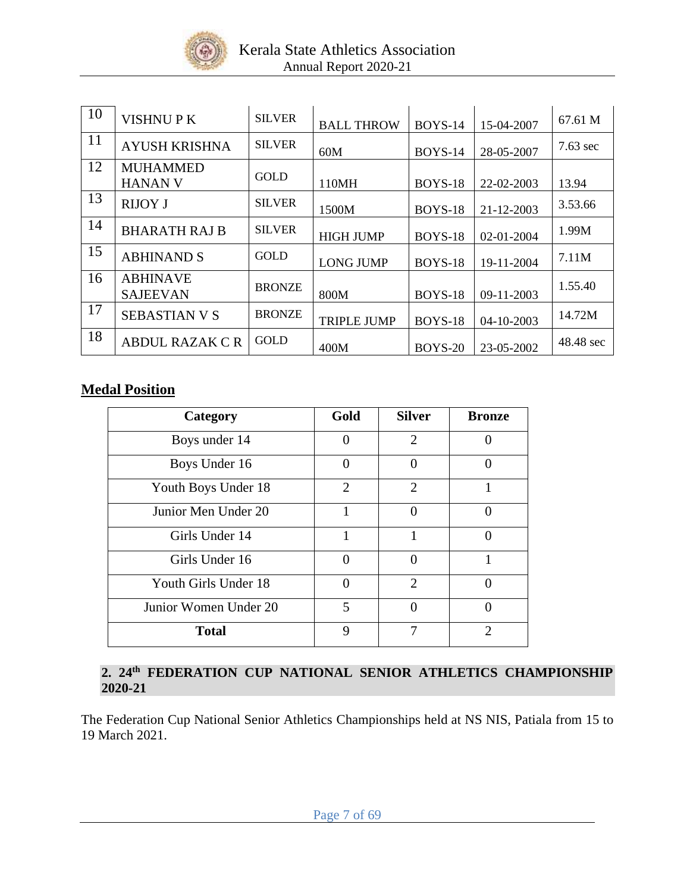| 10 | VISHNU P K | SILVER | BALL THROW | BOYS-14 | 15-04-2007 | 67.61 M |
|---|---|---|---|---|---|---|
| 11 | AYUSH KRISHNA | SILVER | 60M | BOYS-14 | 28-05-2007 | 7.63 sec |
| 12 | MUHAMMED HANAN V | GOLD | 110MH | BOYS-18 | 22-02-2003 | 13.94 |
| 13 | RIJOY J | SILVER | 1500M | BOYS-18 | 21-12-2003 | 3.53.66 |
| 14 | BHARATH RAJ B | SILVER | HIGH JUMP | BOYS-18 | 02-01-2004 | 1.99M |
| 15 | ABHINAND S | GOLD | LONG JUMP | BOYS-18 | 19-11-2004 | 7.11M |
| 16 | ABHINAVE SAJEEVAN | BRONZE | 800M | BOYS-18 | 09-11-2003 | 1.55.40 |
| 17 | SEBASTIAN V S | BRONZE | TRIPLE JUMP | BOYS-18 | 04-10-2003 | 14.72M |
| 18 | ABDUL RAZAK C R | GOLD | 400M | BOYS-20 | 23-05-2002 | 48.48 sec |

## Medal Position

| Category | Gold | Silver | Bronze |
|---|---|---|---|
| Boys under 14 | 0 | 2 | 0 |
| Boys Under 16 | 0 | 0 | 0 |
| Youth Boys Under 18 | 2 | 2 | 1 |
| Junior Men Under 20 | 1 | 0 | 0 |
| Girls Under 14 | 1 | 1 | 0 |
| Girls Under 16 | 0 | 0 | 1 |
| Youth Girls Under 18 | 0 | 2 | 0 |
| Junior Women Under 20 | 5 | 0 | 0 |
| **Total** | 9 | 7 | 2 |

## 2. 24th FEDERATION CUP NATIONAL SENIOR ATHLETICS CHAMPIONSHIP 2020-21

The Federation Cup National Senior Athletics Championships held at NS NIS, Patiala from 15 to 19 March 2021.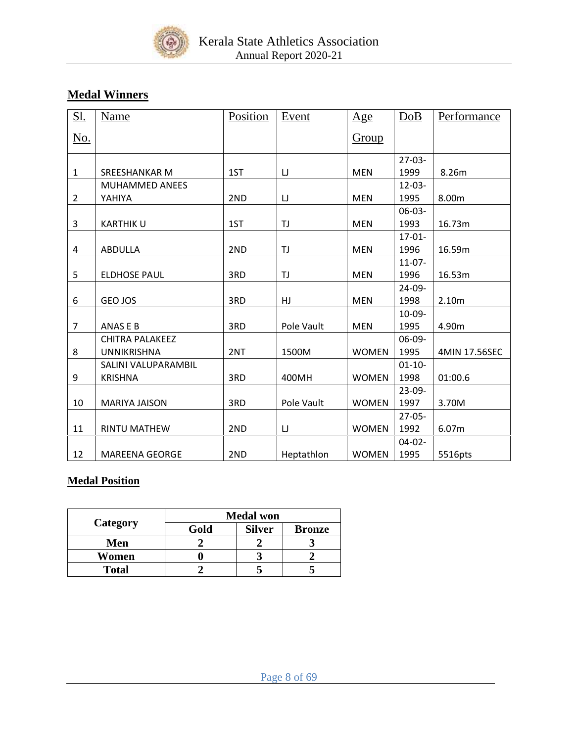## Medal Winners

| Sl. No. | Name | Position | Event | Age Group | DoB | Performance |
|---|---|---|---|---|---|---|
| 1 | SREESHANKAR M | 1ST | LJ | MEN | 27-03-1999 | 8.26m |
| 2 | MUHAMMED ANEES YAHIYA | 2ND | LJ | MEN | 12-03-1995 | 8.00m |
| 3 | KARTHIK U | 1ST | TJ | MEN | 06-03-1993 | 16.73m |
| 4 | ABDULLA | 2ND | TJ | MEN | 17-01-1996 | 16.59m |
| 5 | ELDHOSE PAUL | 3RD | TJ | MEN | 11-07-1996 | 16.53m |
| 6 | GEO JOS | 3RD | HJ | MEN | 24-09-1998 | 2.10m |
| 7 | ANAS E B | 3RD | Pole Vault | MEN | 10-09-1995 | 4.90m |
| 8 | CHITRA PALAKEEZ UNNIKRISHNA | 2NT | 1500M | WOMEN | 06-09-1995 | 4MIN 17.56SEC |
| 9 | SALINI VALUPARAMBIL KRISHNA | 3RD | 400MH | WOMEN | 01-10-1998 | 01:00.6 |
| 10 | MARIYA JAISON | 3RD | Pole Vault | WOMEN | 23-09-1997 | 3.70M |
| 11 | RINTU MATHEW | 2ND | LJ | WOMEN | 27-05-1992 | 6.07m |
| 12 | MAREENA GEORGE | 2ND | Heptathlon | WOMEN | 04-02-1995 | 5516pts |

## Medal Position

| Category | Medal won | | |
|---|---|---|---|
| | **Gold** | **Silver** | **Bronze** |
| **Men** | **2** | **2** | **3** |
| **Women** | **0** | **3** | **2** |
| **Total** | **2** | **5** | **5** |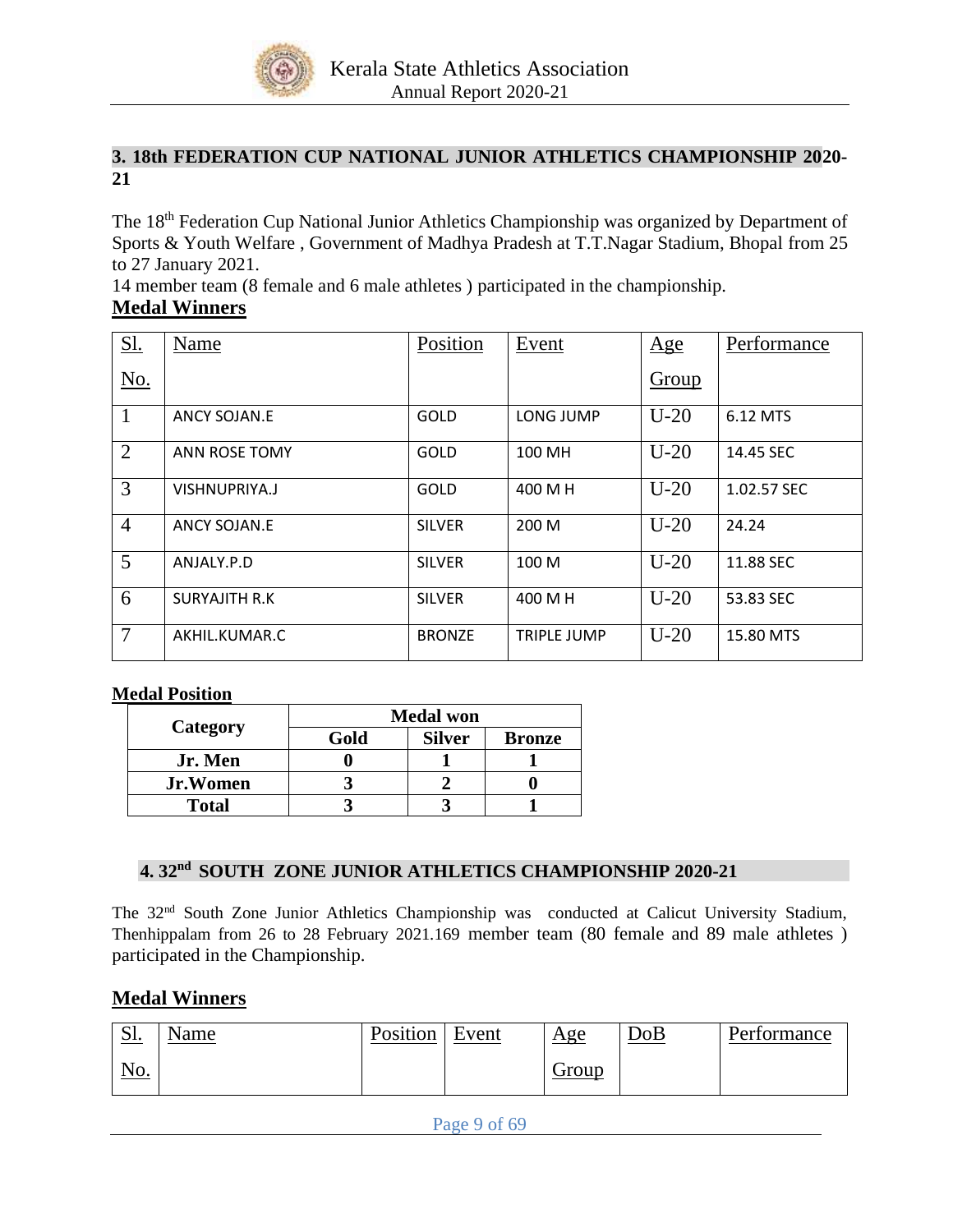## 3. 18th FEDERATION CUP NATIONAL JUNIOR ATHLETICS CHAMPIONSHIP 2020-21

The 18th Federation Cup National Junior Athletics Championship was organized by Department of Sports & Youth Welfare , Government of Madhya Pradesh at T.T.Nagar Stadium, Bhopal from 25 to 27 January 2021.

14 member team (8 female and 6 male athletes ) participated in the championship.

**Medal Winners**

| Sl. No. | Name | Position | Event | Age Group | Performance |
|---|---|---|---|---|---|
| 1 | ANCY SOJAN.E | GOLD | LONG JUMP | U-20 | 6.12 MTS |
| 2 | ANN ROSE TOMY | GOLD | 100 MH | U-20 | 14.45 SEC |
| 3 | VISHNUPRIYA.J | GOLD | 400 M H | U-20 | 1.02.57 SEC |
| 4 | ANCY SOJAN.E | SILVER | 200 M | U-20 | 24.24 |
| 5 | ANJALY.P.D | SILVER | 100 M | U-20 | 11.88 SEC |
| 6 | SURYAJITH R.K | SILVER | 400 M H | U-20 | 53.83 SEC |
| 7 | AKHIL.KUMAR.C | BRONZE | TRIPLE JUMP | U-20 | 15.80 MTS |

**Medal Position**

| Category | Medal won | | |
|---|---|---|---|
| | **Gold** | **Silver** | **Bronze** |
| **Jr. Men** | **0** | **1** | **1** |
| **Jr.Women** | **3** | **2** | **0** |
| **Total** | **3** | **3** | **1** |

## 4. 32nd SOUTH ZONE JUNIOR ATHLETICS CHAMPIONSHIP 2020-21

The 32nd South Zone Junior Athletics Championship was conducted at Calicut University Stadium, Thenhippalam from 26 to 28 February 2021.169 member team (80 female and 89 male athletes ) participated in the Championship.

**Medal Winners**

| Sl. No. | Name | Position | Event | Age Group | DoB | Performance |
|---|---|---|---|---|---|---|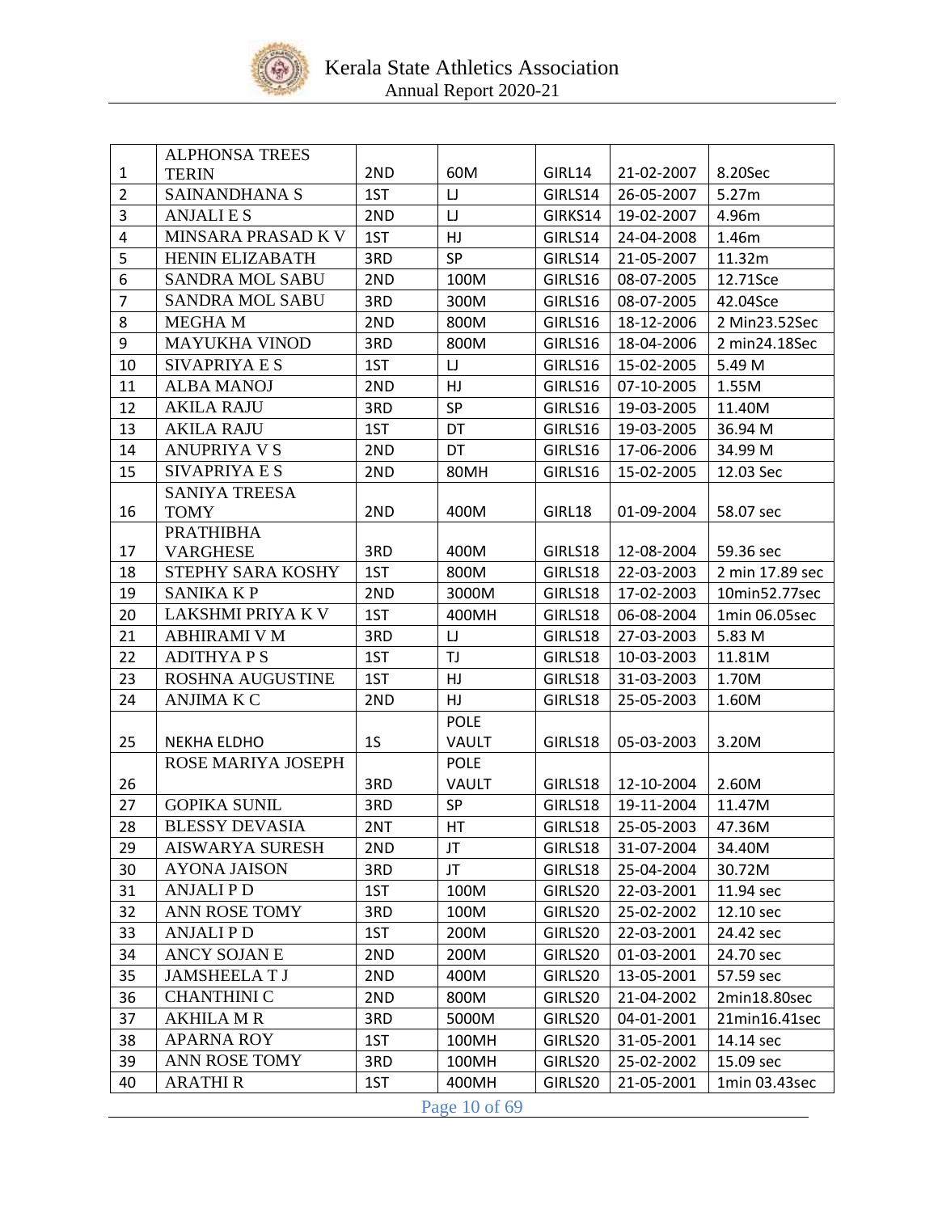| 1 | ALPHONSA TREES TERIN | 2ND | 60M | GIRL14 | 21-02-2007 | 8.20Sec |
|---|---|---|---|---|---|---|
| 2 | SAINANDHANA S | 1ST | LJ | GIRLS14 | 26-05-2007 | 5.27m |
| 3 | ANJALI E S | 2ND | LJ | GIRKS14 | 19-02-2007 | 4.96m |
| 4 | MINSARA PRASAD K V | 1ST | HJ | GIRLS14 | 24-04-2008 | 1.46m |
| 5 | HENIN ELIZABATH | 3RD | SP | GIRLS14 | 21-05-2007 | 11.32m |
| 6 | SANDRA MOL SABU | 2ND | 100M | GIRLS16 | 08-07-2005 | 12.71Sce |
| 7 | SANDRA MOL SABU | 3RD | 300M | GIRLS16 | 08-07-2005 | 42.04Sce |
| 8 | MEGHA M | 2ND | 800M | GIRLS16 | 18-12-2006 | 2 Min23.52Sec |
| 9 | MAYUKHA VINOD | 3RD | 800M | GIRLS16 | 18-04-2006 | 2 min24.18Sec |
| 10 | SIVAPRIYA E S | 1ST | LJ | GIRLS16 | 15-02-2005 | 5.49 M |
| 11 | ALBA MANOJ | 2ND | HJ | GIRLS16 | 07-10-2005 | 1.55M |
| 12 | AKILA RAJU | 3RD | SP | GIRLS16 | 19-03-2005 | 11.40M |
| 13 | AKILA RAJU | 1ST | DT | GIRLS16 | 19-03-2005 | 36.94 M |
| 14 | ANUPRIYA V S | 2ND | DT | GIRLS16 | 17-06-2006 | 34.99 M |
| 15 | SIVAPRIYA E S | 2ND | 80MH | GIRLS16 | 15-02-2005 | 12.03 Sec |
| 16 | SANIYA TREESA TOMY | 2ND | 400M | GIRL18 | 01-09-2004 | 58.07 sec |
| 17 | PRATHIBHA VARGHESE | 3RD | 400M | GIRLS18 | 12-08-2004 | 59.36 sec |
| 18 | STEPHY SARA KOSHY | 1ST | 800M | GIRLS18 | 22-03-2003 | 2 min 17.89 sec |
| 19 | SANIKA K P | 2ND | 3000M | GIRLS18 | 17-02-2003 | 10min52.77sec |
| 20 | LAKSHMI PRIYA K V | 1ST | 400MH | GIRLS18 | 06-08-2004 | 1min 06.05sec |
| 21 | ABHIRAMI V M | 3RD | LJ | GIRLS18 | 27-03-2003 | 5.83 M |
| 22 | ADITHYA P S | 1ST | TJ | GIRLS18 | 10-03-2003 | 11.81M |
| 23 | ROSHNA AUGUSTINE | 1ST | HJ | GIRLS18 | 31-03-2003 | 1.70M |
| 24 | ANJIMA K C | 2ND | HJ | GIRLS18 | 25-05-2003 | 1.60M |
| 25 | NEKHA ELDHO | 1S | POLE VAULT | GIRLS18 | 05-03-2003 | 3.20M |
| 26 | ROSE MARIYA JOSEPH | 3RD | POLE VAULT | GIRLS18 | 12-10-2004 | 2.60M |
| 27 | GOPIKA SUNIL | 3RD | SP | GIRLS18 | 19-11-2004 | 11.47M |
| 28 | BLESSY DEVASIA | 2NT | HT | GIRLS18 | 25-05-2003 | 47.36M |
| 29 | AISWARYA SURESH | 2ND | JT | GIRLS18 | 31-07-2004 | 34.40M |
| 30 | AYONA JAISON | 3RD | JT | GIRLS18 | 25-04-2004 | 30.72M |
| 31 | ANJALI P D | 1ST | 100M | GIRLS20 | 22-03-2001 | 11.94 sec |
| 32 | ANN ROSE TOMY | 3RD | 100M | GIRLS20 | 25-02-2002 | 12.10 sec |
| 33 | ANJALI P D | 1ST | 200M | GIRLS20 | 22-03-2001 | 24.42 sec |
| 34 | ANCY SOJAN E | 2ND | 200M | GIRLS20 | 01-03-2001 | 24.70 sec |
| 35 | JAMSHEELA T J | 2ND | 400M | GIRLS20 | 13-05-2001 | 57.59 sec |
| 36 | CHANTHINI C | 2ND | 800M | GIRLS20 | 21-04-2002 | 2min18.80sec |
| 37 | AKHILA M R | 3RD | 5000M | GIRLS20 | 04-01-2001 | 21min16.41sec |
| 38 | APARNA ROY | 1ST | 100MH | GIRLS20 | 31-05-2001 | 14.14 sec |
| 39 | ANN ROSE TOMY | 3RD | 100MH | GIRLS20 | 25-02-2002 | 15.09 sec |
| 40 | ARATHI R | 1ST | 400MH | GIRLS20 | 21-05-2001 | 1min 03.43sec |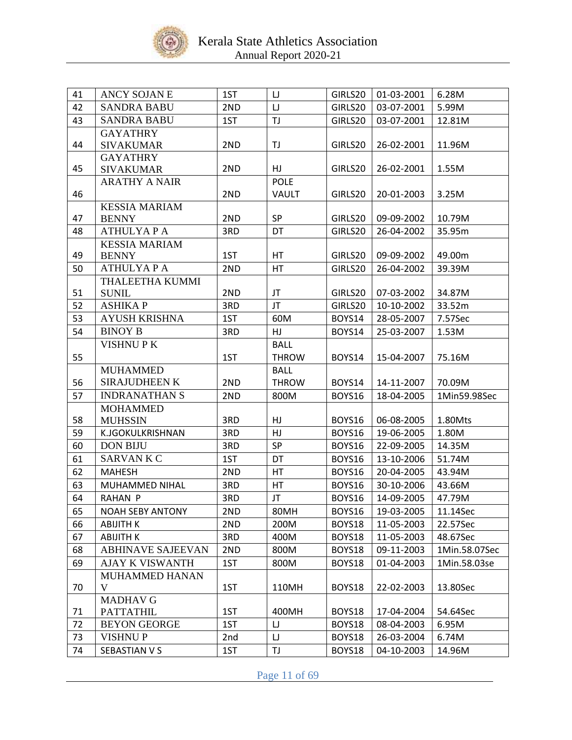| 41 | ANCY SOJAN E | 1ST | LJ | GIRLS20 | 01-03-2001 | 6.28M |
|---|---|---|---|---|---|---|
| 42 | SANDRA BABU | 2ND | LJ | GIRLS20 | 03-07-2001 | 5.99M |
| 43 | SANDRA BABU | 1ST | TJ | GIRLS20 | 03-07-2001 | 12.81M |
| 44 | GAYATHRY SIVAKUMAR | 2ND | TJ | GIRLS20 | 26-02-2001 | 11.96M |
| 45 | GAYATHRY SIVAKUMAR | 2ND | HJ | GIRLS20 | 26-02-2001 | 1.55M |
| 46 | ARATHY A NAIR | 2ND | POLE VAULT | GIRLS20 | 20-01-2003 | 3.25M |
| 47 | KESSIA MARIAM BENNY | 2ND | SP | GIRLS20 | 09-09-2002 | 10.79M |
| 48 | ATHULYA P A | 3RD | DT | GIRLS20 | 26-04-2002 | 35.95m |
| 49 | KESSIA MARIAM BENNY | 1ST | HT | GIRLS20 | 09-09-2002 | 49.00m |
| 50 | ATHULYA P A | 2ND | HT | GIRLS20 | 26-04-2002 | 39.39M |
| 51 | THALEETHA KUMMI SUNIL | 2ND | JT | GIRLS20 | 07-03-2002 | 34.87M |
| 52 | ASHIKA P | 3RD | JT | GIRLS20 | 10-10-2002 | 33.52m |
| 53 | AYUSH KRISHNA | 1ST | 60M | BOYS14 | 28-05-2007 | 7.57Sec |
| 54 | BINOY B | 3RD | HJ | BOYS14 | 25-03-2007 | 1.53M |
| 55 | VISHNU P K | 1ST | BALL THROW | BOYS14 | 15-04-2007 | 75.16M |
| 56 | MUHAMMED SIRAJUDHEEN K | 2ND | BALL THROW | BOYS14 | 14-11-2007 | 70.09M |
| 57 | INDRANATHAN S | 2ND | 800M | BOYS16 | 18-04-2005 | 1Min59.98Sec |
| 58 | MOHAMMED MUHSSIN | 3RD | HJ | BOYS16 | 06-08-2005 | 1.80Mts |
| 59 | K.JGOKULKRISHNAN | 3RD | HJ | BOYS16 | 19-06-2005 | 1.80M |
| 60 | DON BIJU | 3RD | SP | BOYS16 | 22-09-2005 | 14.35M |
| 61 | SARVAN K C | 1ST | DT | BOYS16 | 13-10-2006 | 51.74M |
| 62 | MAHESH | 2ND | HT | BOYS16 | 20-04-2005 | 43.94M |
| 63 | MUHAMMED NIHAL | 3RD | HT | BOYS16 | 30-10-2006 | 43.66M |
| 64 | RAHAN P | 3RD | JT | BOYS16 | 14-09-2005 | 47.79M |
| 65 | NOAH SEBY ANTONY | 2ND | 80MH | BOYS16 | 19-03-2005 | 11.14Sec |
| 66 | ABIJITH K | 2ND | 200M | BOYS18 | 11-05-2003 | 22.57Sec |
| 67 | ABIJITH K | 3RD | 400M | BOYS18 | 11-05-2003 | 48.67Sec |
| 68 | ABHINAVE SAJEEVAN | 2ND | 800M | BOYS18 | 09-11-2003 | 1Min.58.07Sec |
| 69 | AJAY K VISWANTH | 1ST | 800M | BOYS18 | 01-04-2003 | 1Min.58.03se |
| 70 | MUHAMMED HANAN V | 1ST | 110MH | BOYS18 | 22-02-2003 | 13.80Sec |
| 71 | MADHAV G PATTATHIL | 1ST | 400MH | BOYS18 | 17-04-2004 | 54.64Sec |
| 72 | BEYON GEORGE | 1ST | LJ | BOYS18 | 08-04-2003 | 6.95M |
| 73 | VISHNU P | 2nd | LJ | BOYS18 | 26-03-2004 | 6.74M |
| 74 | SEBASTIAN V S | 1ST | TJ | BOYS18 | 04-10-2003 | 14.96M |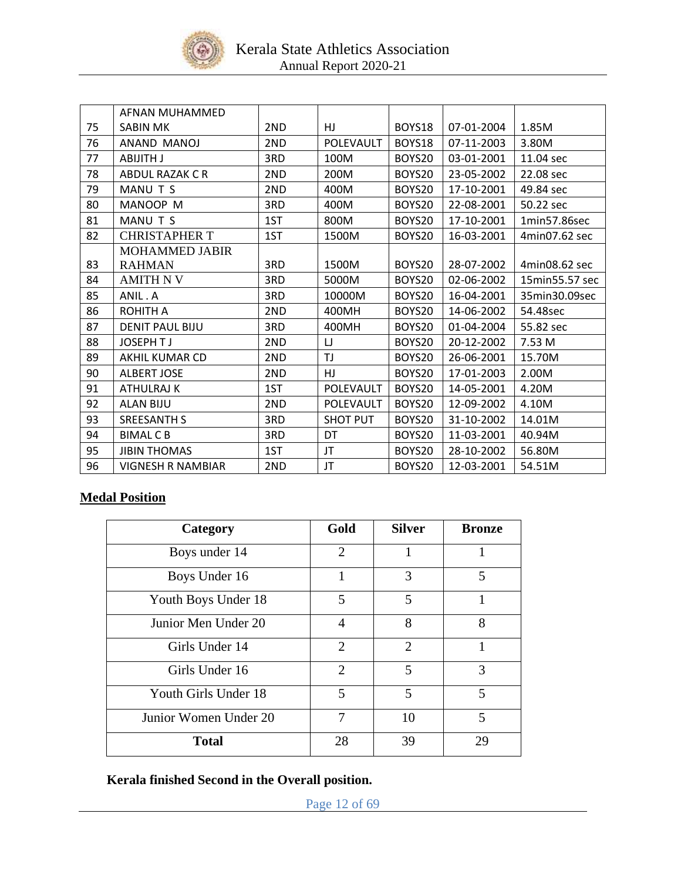| 75 | AFNAN MUHAMMED SABIN MK | 2ND | HJ | BOYS18 | 07-01-2004 | 1.85M |
|---|---|---|---|---|---|---|
| 76 | ANAND MANOJ | 2ND | POLEVAULT | BOYS18 | 07-11-2003 | 3.80M |
| 77 | ABIJITH J | 3RD | 100M | BOYS20 | 03-01-2001 | 11.04 sec |
| 78 | ABDUL RAZAK C R | 2ND | 200M | BOYS20 | 23-05-2002 | 22.08 sec |
| 79 | MANU T S | 2ND | 400M | BOYS20 | 17-10-2001 | 49.84 sec |
| 80 | MANOOP M | 3RD | 400M | BOYS20 | 22-08-2001 | 50.22 sec |
| 81 | MANU T S | 1ST | 800M | BOYS20 | 17-10-2001 | 1min57.86sec |
| 82 | CHRISTAPHER T | 1ST | 1500M | BOYS20 | 16-03-2001 | 4min07.62 sec |
| 83 | MOHAMMED JABIR RAHMAN | 3RD | 1500M | BOYS20 | 28-07-2002 | 4min08.62 sec |
| 84 | AMITH N V | 3RD | 5000M | BOYS20 | 02-06-2002 | 15min55.57 sec |
| 85 | ANIL . A | 3RD | 10000M | BOYS20 | 16-04-2001 | 35min30.09sec |
| 86 | ROHITH A | 2ND | 400MH | BOYS20 | 14-06-2002 | 54.48sec |
| 87 | DENIT PAUL BIJU | 3RD | 400MH | BOYS20 | 01-04-2004 | 55.82 sec |
| 88 | JOSEPH T J | 2ND | LJ | BOYS20 | 20-12-2002 | 7.53 M |
| 89 | AKHIL KUMAR CD | 2ND | TJ | BOYS20 | 26-06-2001 | 15.70M |
| 90 | ALBERT JOSE | 2ND | HJ | BOYS20 | 17-01-2003 | 2.00M |
| 91 | ATHULRAJ K | 1ST | POLEVAULT | BOYS20 | 14-05-2001 | 4.20M |
| 92 | ALAN BIJU | 2ND | POLEVAULT | BOYS20 | 12-09-2002 | 4.10M |
| 93 | SREESANTH S | 3RD | SHOT PUT | BOYS20 | 31-10-2002 | 14.01M |
| 94 | BIMAL C B | 3RD | DT | BOYS20 | 11-03-2001 | 40.94M |
| 95 | JIBIN THOMAS | 1ST | JT | BOYS20 | 28-10-2002 | 56.80M |
| 96 | VIGNESH R NAMBIAR | 2ND | JT | BOYS20 | 12-03-2001 | 54.51M |

**Medal Position**

| Category | Gold | Silver | Bronze |
|---|---|---|---|
| Boys under 14 | 2 | 1 | 1 |
| Boys Under 16 | 1 | 3 | 5 |
| Youth Boys Under 18 | 5 | 5 | 1 |
| Junior Men Under 20 | 4 | 8 | 8 |
| Girls Under 14 | 2 | 2 | 1 |
| Girls Under 16 | 2 | 5 | 3 |
| Youth Girls Under 18 | 5 | 5 | 5 |
| Junior Women Under 20 | 7 | 10 | 5 |
| **Total** | 28 | 39 | 29 |

**Kerala finished Second in the Overall position.**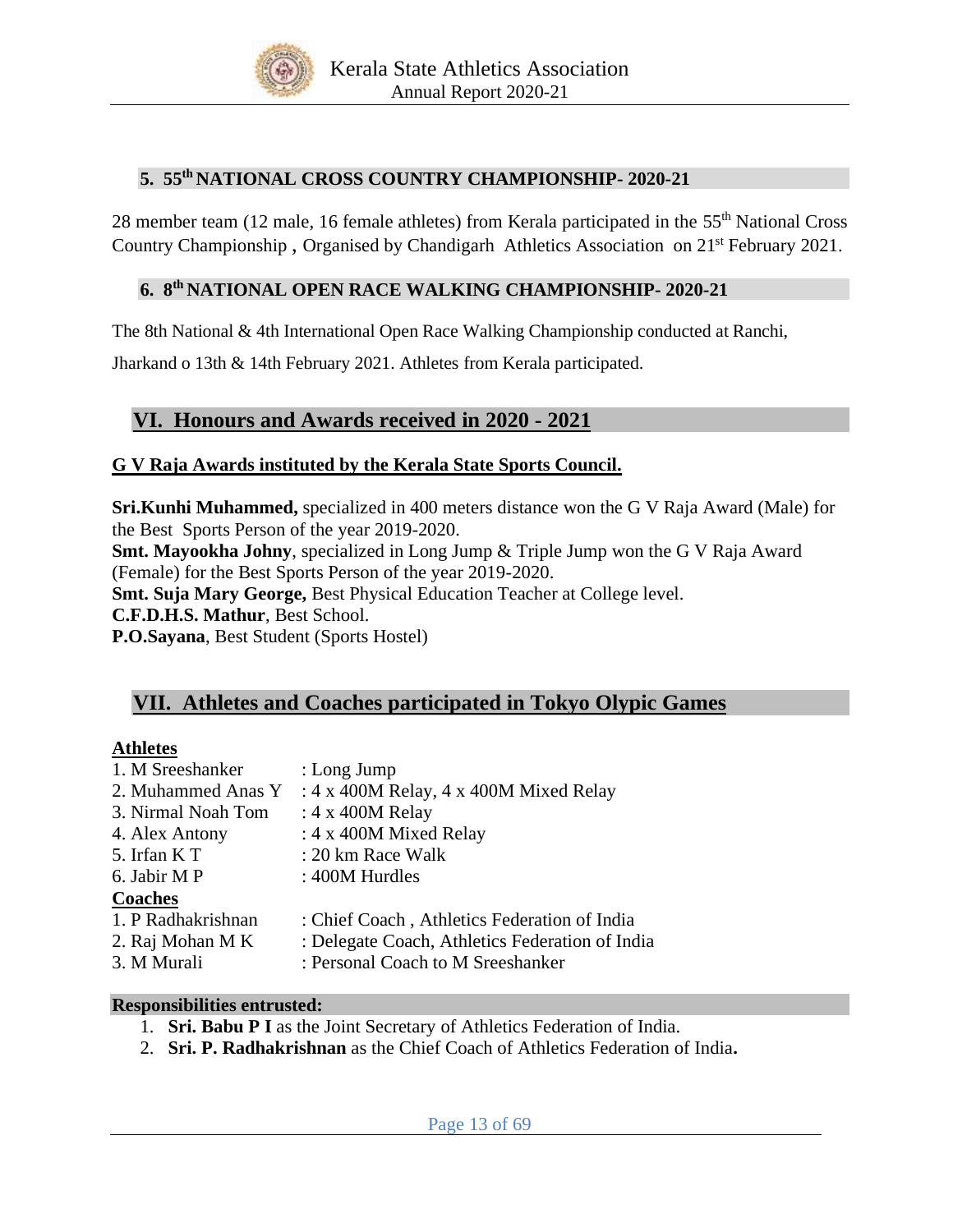## 5. 55th NATIONAL CROSS COUNTRY CHAMPIONSHIP- 2020-21

28 member team (12 male, 16 female athletes) from Kerala participated in the 55th National Cross Country Championship , Organised by Chandigarh Athletics Association on 21st February 2021.

## 6. 8th NATIONAL OPEN RACE WALKING CHAMPIONSHIP- 2020-21

The 8th National & 4th International Open Race Walking Championship conducted at Ranchi, Jharkand o 13th & 14th February 2021. Athletes from Kerala participated.

# VI. Honours and Awards received in 2020 - 2021

**G V Raja Awards instituted by the Kerala State Sports Council.**

**Sri.Kunhi Muhammed,** specialized in 400 meters distance won the G V Raja Award (Male) for the Best Sports Person of the year 2019-2020.
**Smt. Mayookha Johny**, specialized in Long Jump & Triple Jump won the G V Raja Award (Female) for the Best Sports Person of the year 2019-2020.
**Smt. Suja Mary George,** Best Physical Education Teacher at College level.
**C.F.D.H.S. Mathur**, Best School.
**P.O.Sayana**, Best Student (Sports Hostel)

# VII. Athletes and Coaches participated in Tokyo Olypic Games

**Athletes**

1. M Sreeshanker : Long Jump
2. Muhammed Anas Y : 4 x 400M Relay, 4 x 400M Mixed Relay
3. Nirmal Noah Tom : 4 x 400M Relay
4. Alex Antony : 4 x 400M Mixed Relay
5. Irfan K T : 20 km Race Walk
6. Jabir M P : 400M Hurdles

**Coaches**

1. P Radhakrishnan : Chief Coach , Athletics Federation of India
2. Raj Mohan M K : Delegate Coach, Athletics Federation of India
3. M Murali : Personal Coach to M Sreeshanker

**Responsibilities entrusted:**

1. **Sri. Babu P I** as the Joint Secretary of Athletics Federation of India.
2. **Sri. P. Radhakrishnan** as the Chief Coach of Athletics Federation of India**.**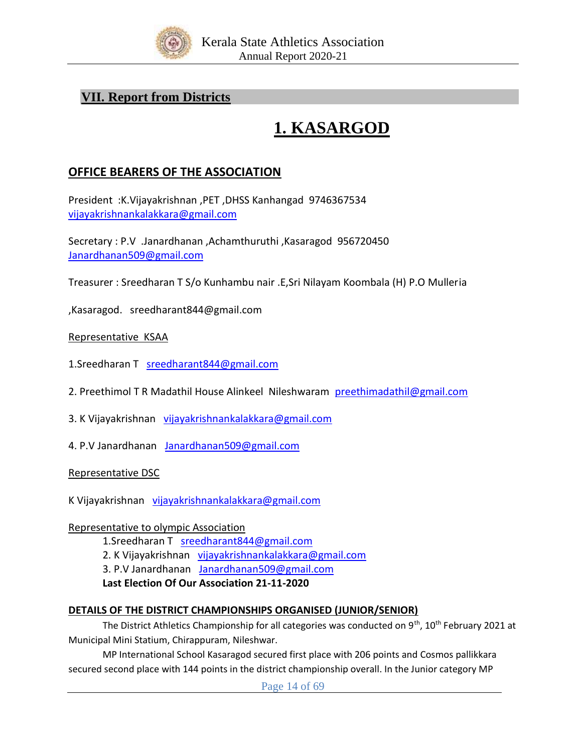## VII. Report from Districts

# 1. KASARGOD

### OFFICE BEARERS OF THE ASSOCIATION

President :K.Vijayakrishnan ,PET ,DHSS Kanhangad 9746367534
vijayakrishnankalakkara@gmail.com

Secretary : P.V .Janardhanan ,Achamthuruthi ,Kasaragod 956720450
Janardhanan509@gmail.com

Treasurer : Sreedharan T S/o Kunhambu nair .E,Sri Nilayam Koombala (H) P.O Mulleria

,Kasaragod. sreedharant844@gmail.com

Representative KSAA

1.Sreedharan T sreedharant844@gmail.com

2. Preethimol T R Madathil House Alinkeel Nileshwaram preethimadathil@gmail.com

3. K Vijayakrishnan vijayakrishnankalakkara@gmail.com

4. P.V Janardhanan Janardhanan509@gmail.com

Representative DSC

K Vijayakrishnan vijayakrishnankalakkara@gmail.com

Representative to olympic Association

1.Sreedharan T sreedharant844@gmail.com
2. K Vijayakrishnan vijayakrishnankalakkara@gmail.com
3. P.V Janardhanan Janardhanan509@gmail.com
**Last Election Of Our Association 21-11-2020**

### DETAILS OF THE DISTRICT CHAMPIONSHIPS ORGANISED (JUNIOR/SENIOR)

The District Athletics Championship for all categories was conducted on 9th, 10th February 2021 at Municipal Mini Statium, Chirappuram, Nileshwar.

MP International School Kasaragod secured first place with 206 points and Cosmos pallikkara secured second place with 144 points in the district championship overall. In the Junior category MP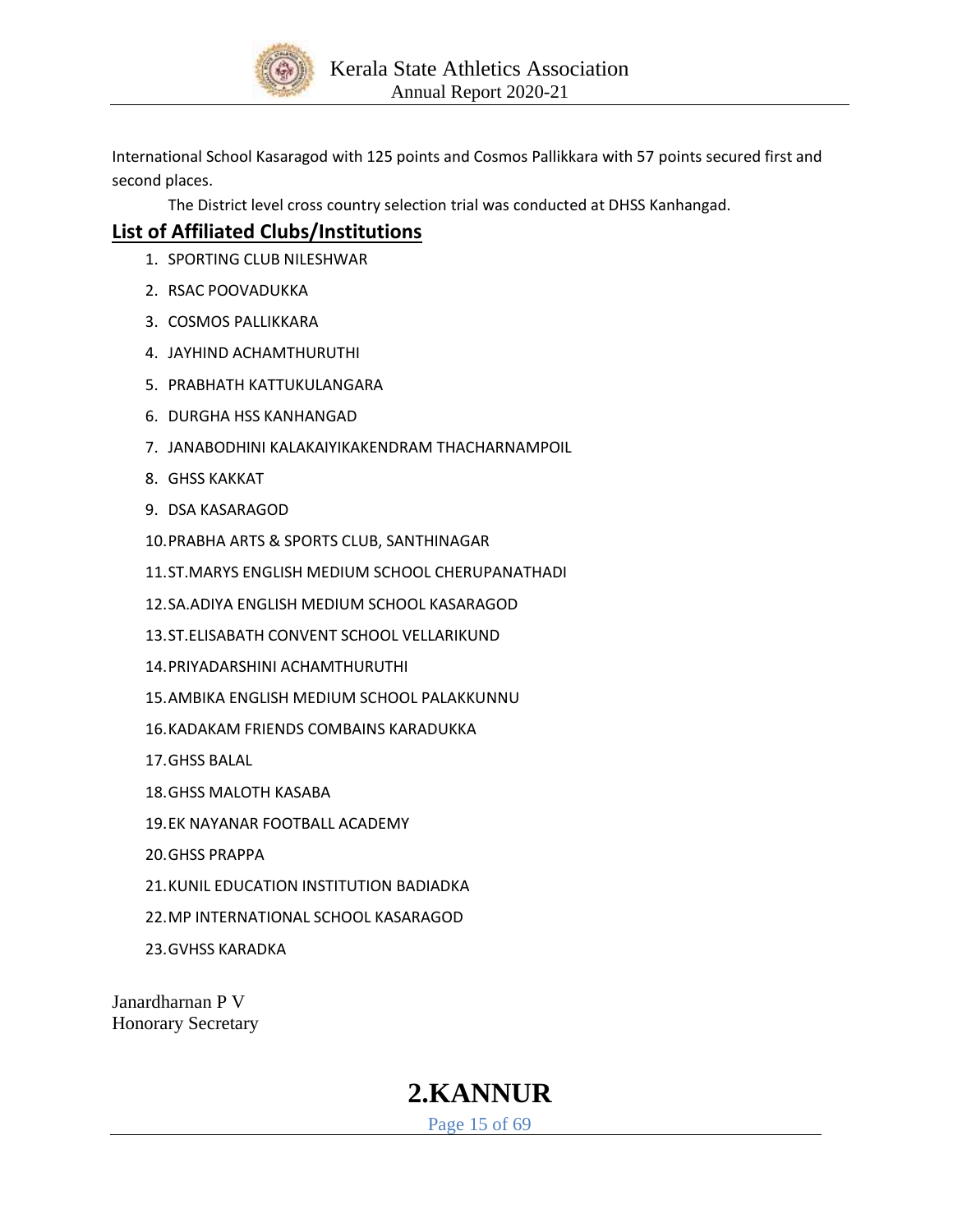International School Kasaragod with 125 points and Cosmos Pallikkara with 57 points secured first and second places.

The District level cross country selection trial was conducted at DHSS Kanhangad.

## List of Affiliated Clubs/Institutions

1. SPORTING CLUB NILESHWAR
2. RSAC POOVADUKKA
3. COSMOS PALLIKKARA
4. JAYHIND ACHAMTHURUTHI
5. PRABHATH KATTUKULANGARA
6. DURGHA HSS KANHANGAD
7. JANABODHINI KALAKAIYIKAKENDRAM THACHARNAMPOIL
8. GHSS KAKKAT
9. DSA KASARAGOD
10. PRABHA ARTS & SPORTS CLUB, SANTHINAGAR
11. ST.MARYS ENGLISH MEDIUM SCHOOL CHERUPANATHADI
12. SA.ADIYA ENGLISH MEDIUM SCHOOL KASARAGOD
13. ST.ELISABATH CONVENT SCHOOL VELLARIKUND
14. PRIYADARSHINI ACHAMTHURUTHI
15. AMBIKA ENGLISH MEDIUM SCHOOL PALAKKUNNU
16. KADAKAM FRIENDS COMBAINS KARADUKKA
17. GHSS BALAL
18. GHSS MALOTH KASABA
19. EK NAYANAR FOOTBALL ACADEMY
20. GHSS PRAPPA
21. KUNIL EDUCATION INSTITUTION BADIADKA
22. MP INTERNATIONAL SCHOOL KASARAGOD
23. GVHSS KARADKA

Janardharnan P V
Honorary Secretary

# 2.KANNUR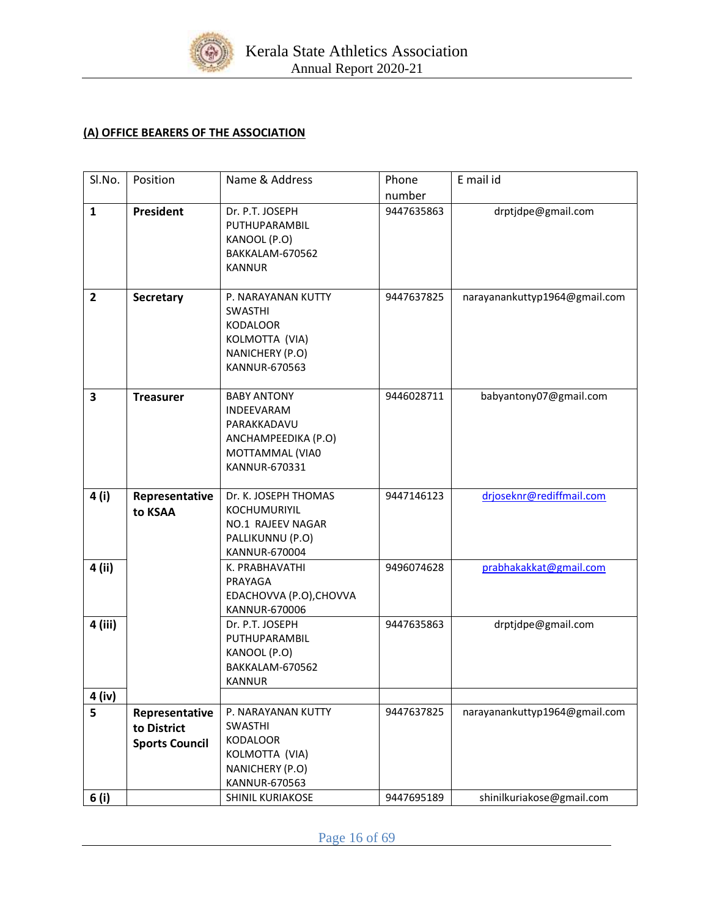## (A) OFFICE BEARERS OF THE ASSOCIATION

| Sl.No. | Position | Name & Address | Phone number | E mail id |
|---|---|---|---|---|
| **1** | **President** | Dr. P.T. JOSEPH<br>PUTHUPARAMBIL<br>KANOOL (P.O)<br>BAKKALAM-670562<br>KANNUR | 9447635863 | drptjdpe@gmail.com |
| **2** | **Secretary** | P. NARAYANAN KUTTY<br>SWASTHI<br>KODALOOR<br>KOLMOTTA (VIA)<br>NANICHERY (P.O)<br>KANNUR-670563 | 9447637825 | narayanankuttyp1964@gmail.com |
| **3** | **Treasurer** | BABY ANTONY<br>INDEEVARAM<br>PARAKKADAVU<br>ANCHAMPEEDIKA (P.O)<br>MOTTAMMAL (VIA0<br>KANNUR-670331 | 9446028711 | babyantony07@gmail.com |
| **4 (i)** | **Representative to KSAA** | Dr. K. JOSEPH THOMAS<br>KOCHUMURIYIL<br>NO.1 RAJEEV NAGAR<br>PALLIKUNNU (P.O)<br>KANNUR-670004 | 9447146123 | drjoseknr@rediffmail.com |
| **4 (ii)** | | K. PRABHAVATHI<br>PRAYAGA<br>EDACHOVVA (P.O),CHOVVA<br>KANNUR-670006 | 9496074628 | prabhakakkat@gmail.com |
| **4 (iii)** | | Dr. P.T. JOSEPH<br>PUTHUPARAMBIL<br>KANOOL (P.O)<br>BAKKALAM-670562<br>KANNUR | 9447635863 | drptjdpe@gmail.com |
| **4 (iv)** | | | | |
| **5** | **Representative to District Sports Council** | P. NARAYANAN KUTTY<br>SWASTHI<br>KODALOOR<br>KOLMOTTA (VIA)<br>NANICHERY (P.O)<br>KANNUR-670563 | 9447637825 | narayanankuttyp1964@gmail.com |
| **6 (i)** | | SHINIL KURIAKOSE | 9447695189 | shinilkuriakose@gmail.com |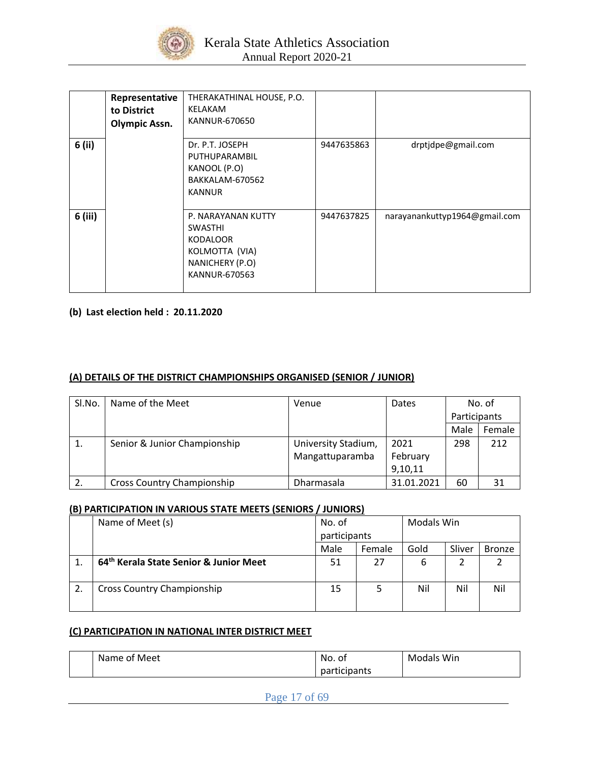| | Representative to District Olympic Assn. | THERAKATHINAL HOUSE, P.O. KELAKAM KANNUR-670650 | | |
|---|---|---|---|---|
| 6 (ii) | | Dr. P.T. JOSEPH PUTHUPARAMBIL KANOOL (P.O) BAKKALAM-670562 KANNUR | 9447635863 | drptjdpe@gmail.com |
| 6 (iii) | | P. NARAYANAN KUTTY SWASTHI KODALOOR KOLMOTTA (VIA) NANICHERY (P.O) KANNUR-670563 | 9447637825 | narayanankuttyp1964@gmail.com |

**(b) Last election held : 20.11.2020**

**(A) DETAILS OF THE DISTRICT CHAMPIONSHIPS ORGANISED (SENIOR / JUNIOR)**

| Sl.No. | Name of the Meet | Venue | Dates | No. of Participants | |
|---|---|---|---|---|---|
| | | | | Male | Female |
| 1. | Senior & Junior Championship | University Stadium, Mangattuparamba | 2021 February 9,10,11 | 298 | 212 |
| 2. | Cross Country Championship | Dharmasala | 31.01.2021 | 60 | 31 |

**(B) PARTICIPATION IN VARIOUS STATE MEETS (SENIORS / JUNIORS)**

| | Name of Meet (s) | No. of participants | | Modals Win | | |
|---|---|---|---|---|---|---|
| | | Male | Female | Gold | Sliver | Bronze |
| 1. | **64th Kerala State Senior & Junior Meet** | 51 | 27 | 6 | 2 | 2 |
| 2. | Cross Country Championship | 15 | 5 | Nil | Nil | Nil |

**(C) PARTICIPATION IN NATIONAL INTER DISTRICT MEET**

| | Name of Meet | No. of participants | Modals Win |
|---|---|---|---|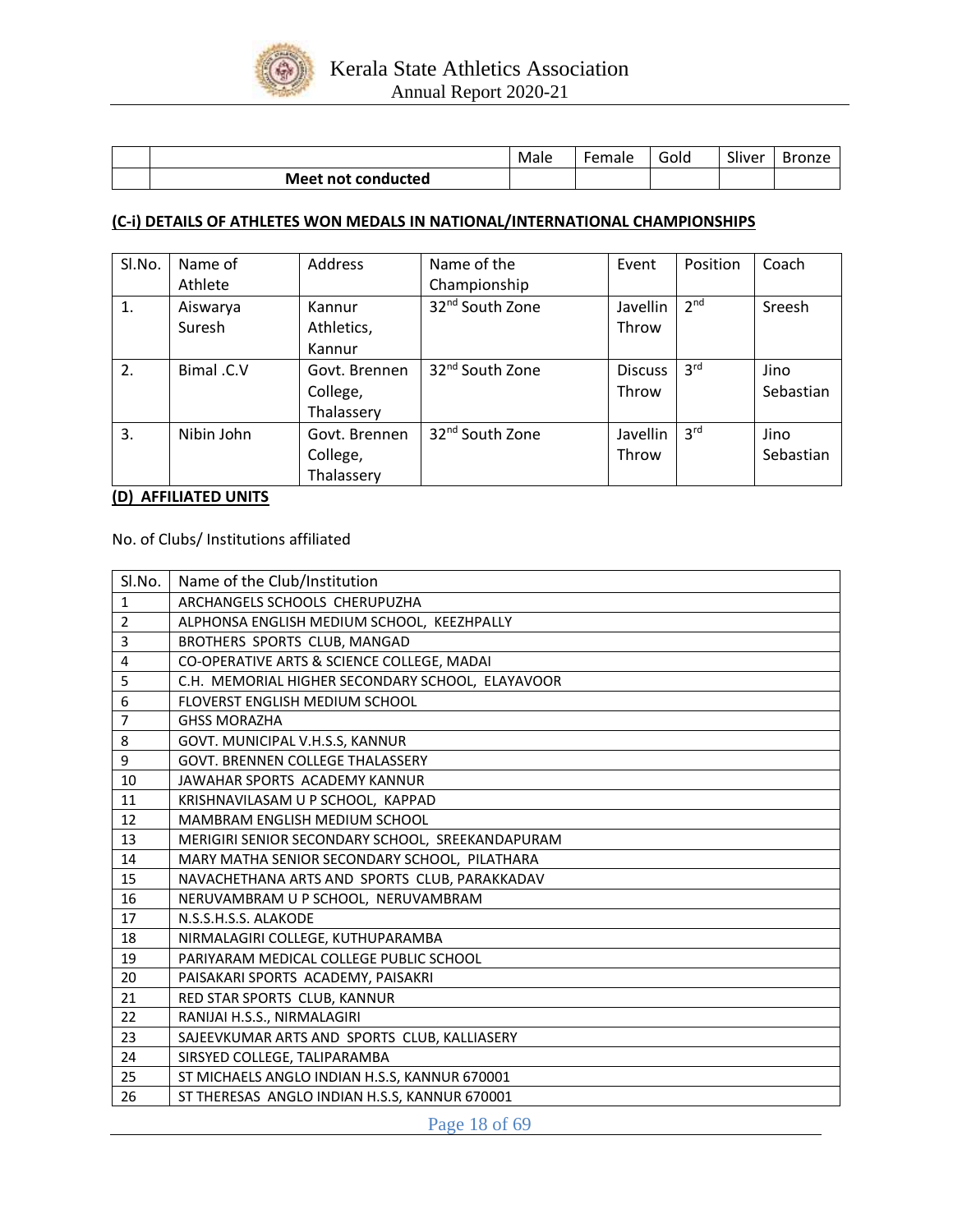| | | Male | Female | Gold | Sliver | Bronze |
|---|---|---|---|---|---|---|
| | **Meet not conducted** | | | | | |

**(C-i) DETAILS OF ATHLETES WON MEDALS IN NATIONAL/INTERNATIONAL CHAMPIONSHIPS**

| Sl.No. | Name of Athlete | Address | Name of the Championship | Event | Position | Coach |
|---|---|---|---|---|---|---|
| 1. | Aiswarya Suresh | Kannur Athletics, Kannur | 32nd South Zone | Javellin Throw | 2nd | Sreesh |
| 2. | Bimal .C.V | Govt. Brennen College, Thalassery | 32nd South Zone | Discuss Throw | 3rd | Jino Sebastian |
| 3. | Nibin John | Govt. Brennen College, Thalassery | 32nd South Zone | Javellin Throw | 3rd | Jino Sebastian |

**(D) AFFILIATED UNITS**

No. of Clubs/ Institutions affiliated

| Sl.No. | Name of the Club/Institution |
|---|---|
| 1 | ARCHANGELS SCHOOLS CHERUPUZHA |
| 2 | ALPHONSA ENGLISH MEDIUM SCHOOL, KEEZHPALLY |
| 3 | BROTHERS SPORTS CLUB, MANGAD |
| 4 | CO-OPERATIVE ARTS & SCIENCE COLLEGE, MADAI |
| 5 | C.H. MEMORIAL HIGHER SECONDARY SCHOOL, ELAYAVOOR |
| 6 | FLOVERST ENGLISH MEDIUM SCHOOL |
| 7 | GHSS MORAZHA |
| 8 | GOVT. MUNICIPAL V.H.S.S, KANNUR |
| 9 | GOVT. BRENNEN COLLEGE THALASSERY |
| 10 | JAWAHAR SPORTS ACADEMY KANNUR |
| 11 | KRISHNAVILASAM U P SCHOOL, KAPPAD |
| 12 | MAMBRAM ENGLISH MEDIUM SCHOOL |
| 13 | MERIGIRI SENIOR SECONDARY SCHOOL, SREEKANDAPURAM |
| 14 | MARY MATHA SENIOR SECONDARY SCHOOL, PILATHARA |
| 15 | NAVACHETHANA ARTS AND SPORTS CLUB, PARAKKADAV |
| 16 | NERUVAMBRAM U P SCHOOL, NERUVAMBRAM |
| 17 | N.S.S.H.S.S. ALAKODE |
| 18 | NIRMALAGIRI COLLEGE, KUTHUPARAMBA |
| 19 | PARIYARAM MEDICAL COLLEGE PUBLIC SCHOOL |
| 20 | PAISAKARI SPORTS ACADEMY, PAISAKRI |
| 21 | RED STAR SPORTS CLUB, KANNUR |
| 22 | RANIJAI H.S.S., NIRMALAGIRI |
| 23 | SAJEEVKUMAR ARTS AND SPORTS CLUB, KALLIASERY |
| 24 | SIRSYED COLLEGE, TALIPARAMBA |
| 25 | ST MICHAELS ANGLO INDIAN H.S.S, KANNUR 670001 |
| 26 | ST THERESAS ANGLO INDIAN H.S.S, KANNUR 670001 |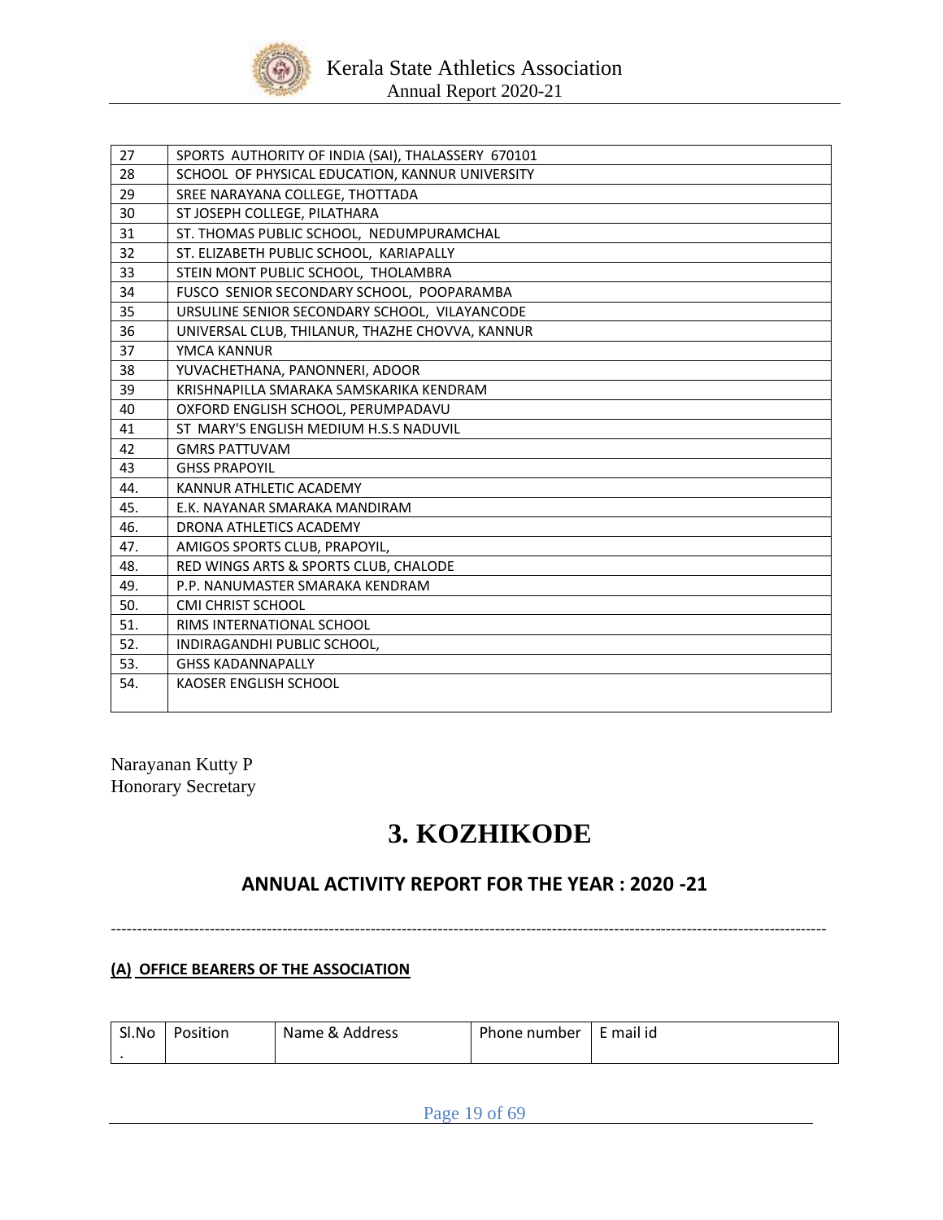| 27 | SPORTS AUTHORITY OF INDIA (SAI), THALASSERY 670101 |
|---|---|
| 28 | SCHOOL OF PHYSICAL EDUCATION, KANNUR UNIVERSITY |
| 29 | SREE NARAYANA COLLEGE, THOTTADA |
| 30 | ST JOSEPH COLLEGE, PILATHARA |
| 31 | ST. THOMAS PUBLIC SCHOOL, NEDUMPURAMCHAL |
| 32 | ST. ELIZABETH PUBLIC SCHOOL, KARIAPALLY |
| 33 | STEIN MONT PUBLIC SCHOOL, THOLAMBRA |
| 34 | FUSCO SENIOR SECONDARY SCHOOL, POOPARAMBA |
| 35 | URSULINE SENIOR SECONDARY SCHOOL, VILAYANCODE |
| 36 | UNIVERSAL CLUB, THILANUR, THAZHE CHOVVA, KANNUR |
| 37 | YMCA KANNUR |
| 38 | YUVACHETHANA, PANONNERI, ADOOR |
| 39 | KRISHNAPILLA SMARAKA SAMSKARIKA KENDRAM |
| 40 | OXFORD ENGLISH SCHOOL, PERUMPADAVU |
| 41 | ST MARY'S ENGLISH MEDIUM H.S.S NADUVIL |
| 42 | GMRS PATTUVAM |
| 43 | GHSS PRAPOYIL |
| 44. | KANNUR ATHLETIC ACADEMY |
| 45. | E.K. NAYANAR SMARAKA MANDIRAM |
| 46. | DRONA ATHLETICS ACADEMY |
| 47. | AMIGOS SPORTS CLUB, PRAPOYIL, |
| 48. | RED WINGS ARTS & SPORTS CLUB, CHALODE |
| 49. | P.P. NANUMASTER SMARAKA KENDRAM |
| 50. | CMI CHRIST SCHOOL |
| 51. | RIMS INTERNATIONAL SCHOOL |
| 52. | INDIRAGANDHI PUBLIC SCHOOL, |
| 53. | GHSS KADANNAPALLY |
| 54. | KAOSER ENGLISH SCHOOL |

Narayanan Kutty P
Honorary Secretary

# 3. KOZHIKODE

## ANNUAL ACTIVITY REPORT FOR THE YEAR : 2020 -21

---

### (A) OFFICE BEARERS OF THE ASSOCIATION

| Sl.No. | Position | Name & Address | Phone number | E mail id |
|---|---|---|---|---|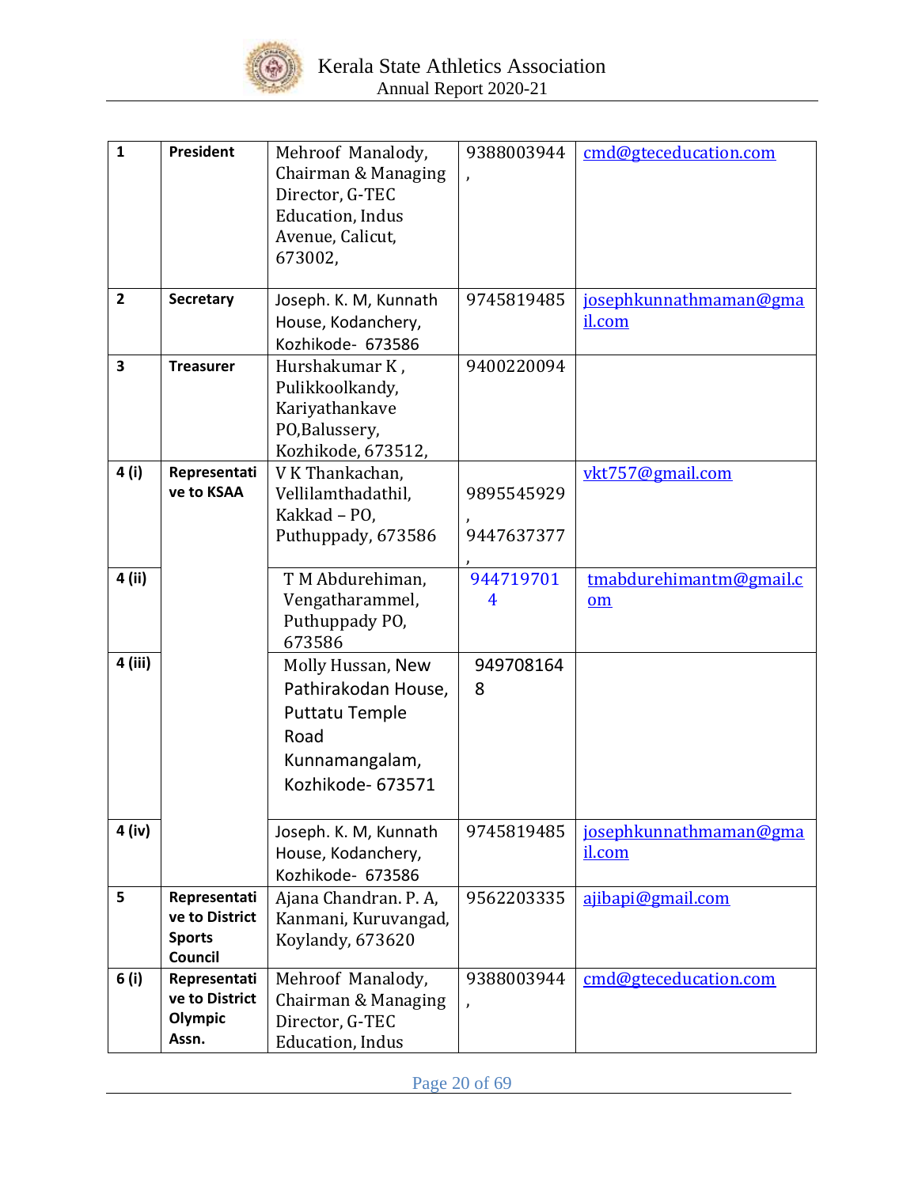| 1 | President | Mehroof Manalody, Chairman & Managing Director, G-TEC Education, Indus Avenue, Calicut, 673002, | 9388003944, | cmd@gteceducation.com |
|---|---|---|---|---|
| 2 | Secretary | Joseph. K. M, Kunnath House, Kodanchery, Kozhikode- 673586 | 9745819485 | josephkunnathmaman@gmail.com |
| 3 | Treasurer | Hurshakumar K , Pulikkoolkandy, Kariyathankave PO,Balussery, Kozhikode, 673512, | 9400220094 | |
| 4 (i) | Representative to KSAA | V K Thankachan, Vellilamthadathil, Kakkad – PO, Puthuppady, 673586 | 9895545929, 9447637377, | vkt757@gmail.com |
| 4 (ii) | | T M Abdurehiman, Vengatharammel, Puthuppady PO, 673586 | 9447197014 | tmabdurehimantm@gmail.com |
| 4 (iii) | | Molly Hussan, New Pathirakodan House, Puttatu Temple Road Kunnamangalam, Kozhikode- 673571 | 9497081648 | |
| 4 (iv) | | Joseph. K. M, Kunnath House, Kodanchery, Kozhikode- 673586 | 9745819485 | josephkunnathmaman@gmail.com |
| 5 | Representative to District Sports Council | Ajana Chandran. P. A, Kanmani, Kuruvangad, Koylandy, 673620 | 9562203335 | ajibapi@gmail.com |
| 6 (i) | Representative to District Olympic Assn. | Mehroof Manalody, Chairman & Managing Director, G-TEC Education, Indus | 9388003944, | cmd@gteceducation.com |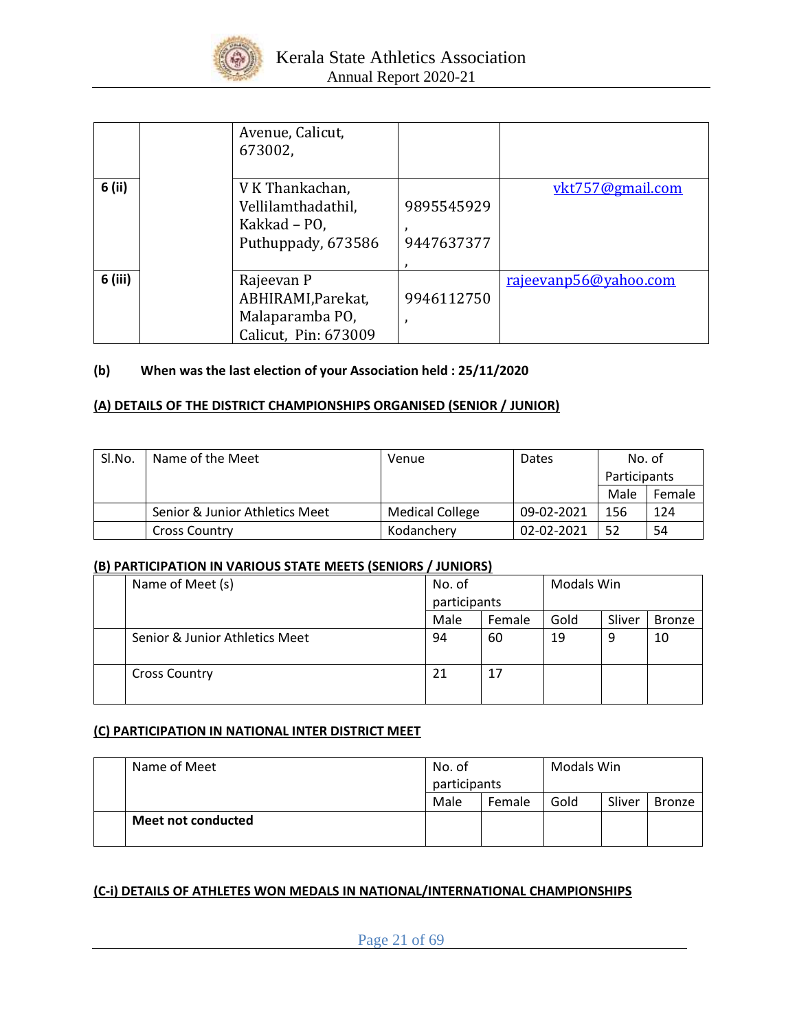| | | Avenue, Calicut, 673002, | | |
|---|---|---|---|---|
| **6 (ii)** | | V K Thankachan, Vellilamthadathil, Kakkad – PO, Puthuppady, 673586 | 9895545929, 9447637377, | vkt757@gmail.com |
| **6 (iii)** | | Rajeevan P ABHIRAMI,Parekat, Malaparamba PO, Calicut, Pin: 673009 | 9946112750, | rajeevanp56@yahoo.com |

**(b) When was the last election of your Association held : 25/11/2020**

**(A) DETAILS OF THE DISTRICT CHAMPIONSHIPS ORGANISED (SENIOR / JUNIOR)**

| Sl.No. | Name of the Meet | Venue | Dates | No. of Participants | |
|---|---|---|---|---|---|
| | | | | Male | Female |
| | Senior & Junior Athletics Meet | Medical College | 09-02-2021 | 156 | 124 |
| | Cross Country | Kodanchery | 02-02-2021 | 52 | 54 |

**(B) PARTICIPATION IN VARIOUS STATE MEETS (SENIORS / JUNIORS)**

| | Name of Meet (s) | No. of participants | | Modals Win | | |
|---|---|---|---|---|---|---|
| | | Male | Female | Gold | Sliver | Bronze |
| | Senior & Junior Athletics Meet | 94 | 60 | 19 | 9 | 10 |
| | Cross Country | 21 | 17 | | | |

**(C) PARTICIPATION IN NATIONAL INTER DISTRICT MEET**

| | Name of Meet | No. of participants | | Modals Win | | |
|---|---|---|---|---|---|---|
| | | Male | Female | Gold | Sliver | Bronze |
| | **Meet not conducted** | | | | | |

**(C-i) DETAILS OF ATHLETES WON MEDALS IN NATIONAL/INTERNATIONAL CHAMPIONSHIPS**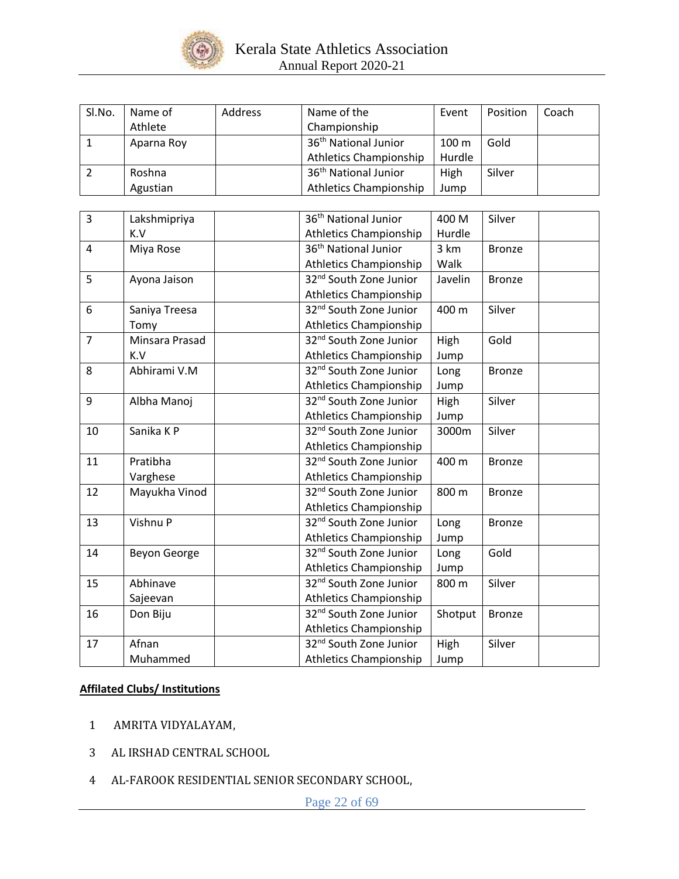| Sl.No. | Name of Athlete | Address | Name of the Championship | Event | Position | Coach |
|---|---|---|---|---|---|---|
| 1 | Aparna Roy | | 36th National Junior Athletics Championship | 100 m Hurdle | Gold | |
| 2 | Roshna Agustian | | 36th National Junior Athletics Championship | High Jump | Silver | |
| 3 | Lakshmipriya K.V | | 36th National Junior Athletics Championship | 400 M Hurdle | Silver | |
| 4 | Miya Rose | | 36th National Junior Athletics Championship | 3 km Walk | Bronze | |
| 5 | Ayona Jaison | | 32nd South Zone Junior Athletics Championship | Javelin | Bronze | |
| 6 | Saniya Treesa Tomy | | 32nd South Zone Junior Athletics Championship | 400 m | Silver | |
| 7 | Minsara Prasad K.V | | 32nd South Zone Junior Athletics Championship | High Jump | Gold | |
| 8 | Abhirami V.M | | 32nd South Zone Junior Athletics Championship | Long Jump | Bronze | |
| 9 | Albha Manoj | | 32nd South Zone Junior Athletics Championship | High Jump | Silver | |
| 10 | Sanika K P | | 32nd South Zone Junior Athletics Championship | 3000m | Silver | |
| 11 | Pratibha Varghese | | 32nd South Zone Junior Athletics Championship | 400 m | Bronze | |
| 12 | Mayukha Vinod | | 32nd South Zone Junior Athletics Championship | 800 m | Bronze | |
| 13 | Vishnu P | | 32nd South Zone Junior Athletics Championship | Long Jump | Bronze | |
| 14 | Beyon George | | 32nd South Zone Junior Athletics Championship | Long Jump | Gold | |
| 15 | Abhinave Sajeevan | | 32nd South Zone Junior Athletics Championship | 800 m | Silver | |
| 16 | Don Biju | | 32nd South Zone Junior Athletics Championship | Shotput | Bronze | |
| 17 | Afnan Muhammed | | 32nd South Zone Junior Athletics Championship | High Jump | Silver | |

**Affilated Clubs/ Institutions**

1 AMRITA VIDYALAYAM,

3 AL IRSHAD CENTRAL SCHOOL

4 AL-FAROOK RESIDENTIAL SENIOR SECONDARY SCHOOL,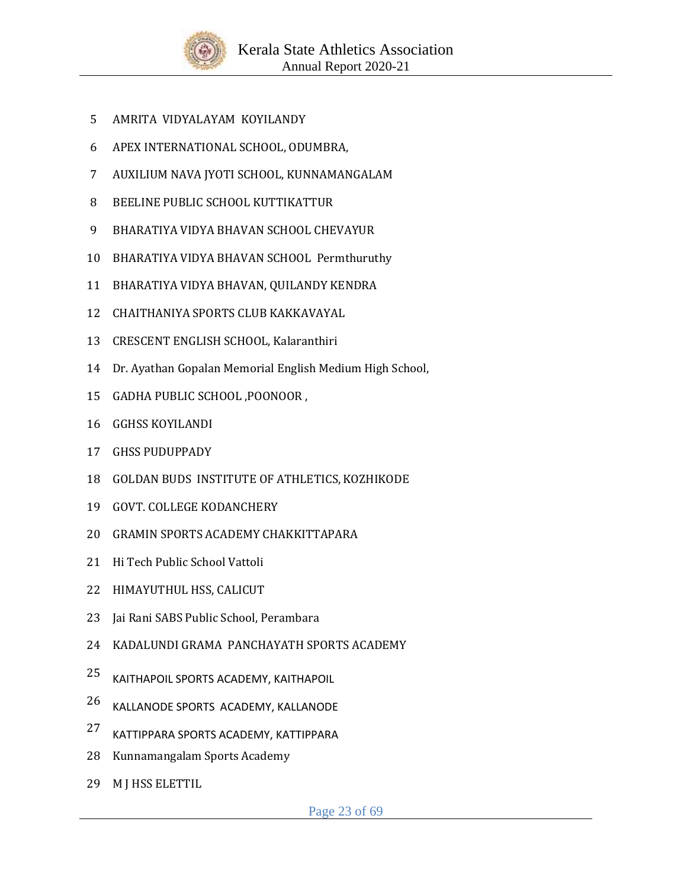5. AMRITA VIDYALAYAM KOYILANDY
6. APEX INTERNATIONAL SCHOOL, ODUMBRA,
7. AUXILIUM NAVA JYOTI SCHOOL, KUNNAMANGALAM
8. BEELINE PUBLIC SCHOOL KUTTIKATTUR
9. BHARATIYA VIDYA BHAVAN SCHOOL CHEVAYUR
10. BHARATIYA VIDYA BHAVAN SCHOOL Permthuruthy
11. BHARATIYA VIDYA BHAVAN, QUILANDY KENDRA
12. CHAITHANIYA SPORTS CLUB KAKKAVAYAL
13. CRESCENT ENGLISH SCHOOL, Kalaranthiri
14. Dr. Ayathan Gopalan Memorial English Medium High School,
15. GADHA PUBLIC SCHOOL ,POONOOR ,
16. GGHSS KOYILANDI
17. GHSS PUDUPPADY
18. GOLDAN BUDS INSTITUTE OF ATHLETICS, KOZHIKODE
19. GOVT. COLLEGE KODANCHERY
20. GRAMIN SPORTS ACADEMY CHAKKITTAPARA
21. Hi Tech Public School Vattoli
22. HIMAYUTHUL HSS, CALICUT
23. Jai Rani SABS Public School, Perambara
24. KADALUNDI GRAMA PANCHAYATH SPORTS ACADEMY
25. KAITHAPOIL SPORTS ACADEMY, KAITHAPOIL
26. KALLANODE SPORTS ACADEMY, KALLANODE
27. KATTIPPARA SPORTS ACADEMY, KATTIPPARA
28. Kunnamangalam Sports Academy
29. M J HSS ELETTIL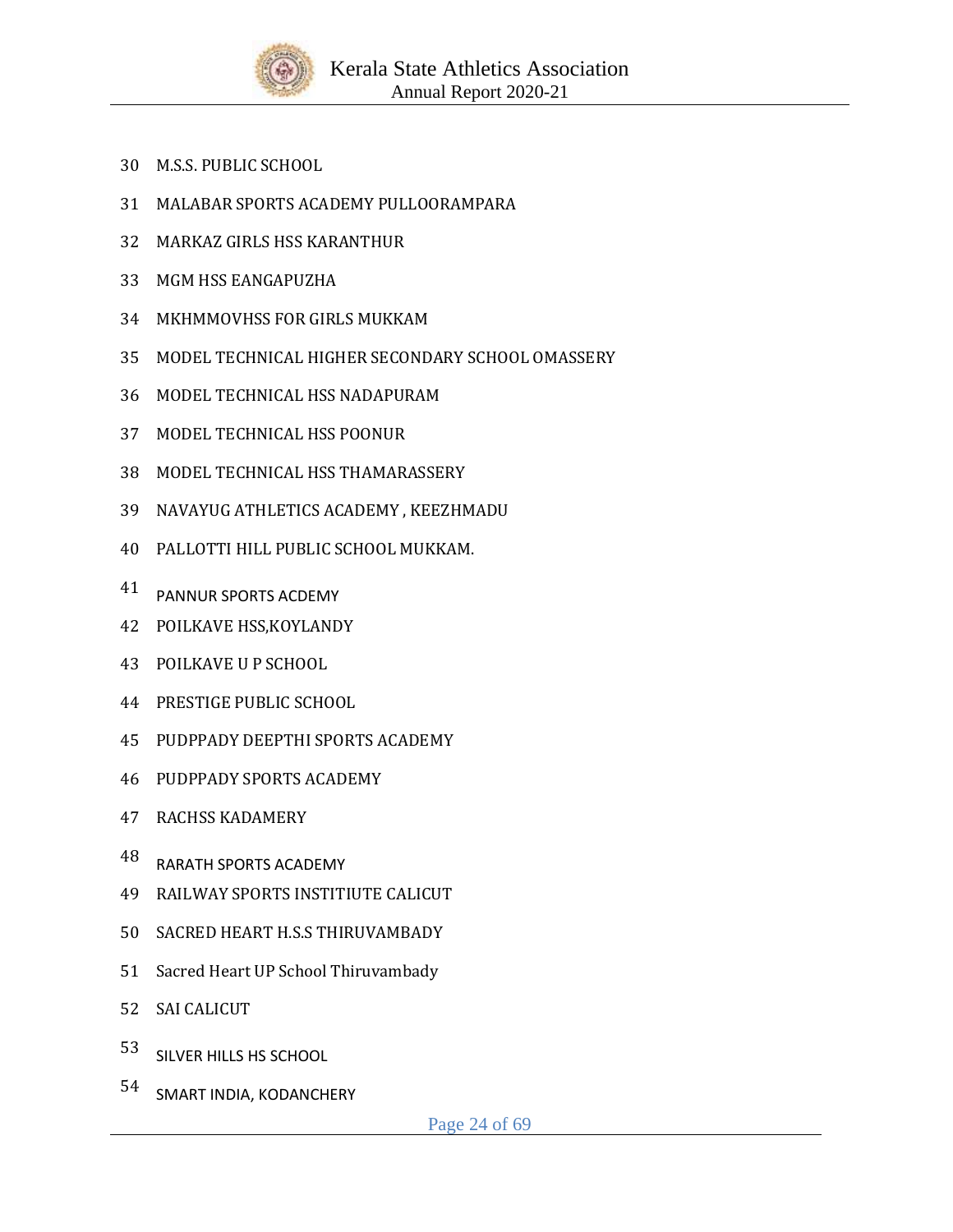30 M.S.S. PUBLIC SCHOOL
31 MALABAR SPORTS ACADEMY PULLOORAMPARA
32 MARKAZ GIRLS HSS KARANTHUR
33 MGM HSS EANGAPUZHA
34 MKHMMOVHSS FOR GIRLS MUKKAM
35 MODEL TECHNICAL HIGHER SECONDARY SCHOOL OMASSERY
36 MODEL TECHNICAL HSS NADAPURAM
37 MODEL TECHNICAL HSS POONUR
38 MODEL TECHNICAL HSS THAMARASSERY
39 NAVAYUG ATHLETICS ACADEMY , KEEZHMADU
40 PALLOTTI HILL PUBLIC SCHOOL MUKKAM.
41 PANNUR SPORTS ACDEMY
42 POILKAVE HSS,KOYLANDY
43 POILKAVE U P SCHOOL
44 PRESTIGE PUBLIC SCHOOL
45 PUDPPADY DEEPTHI SPORTS ACADEMY
46 PUDPPADY SPORTS ACADEMY
47 RACHSS KADAMERY
48 RARATH SPORTS ACADEMY
49 RAILWAY SPORTS INSTITIUTE CALICUT
50 SACRED HEART H.S.S THIRUVAMBADY
51 Sacred Heart UP School Thiruvambady
52 SAI CALICUT
53 SILVER HILLS HS SCHOOL
54 SMART INDIA, KODANCHERY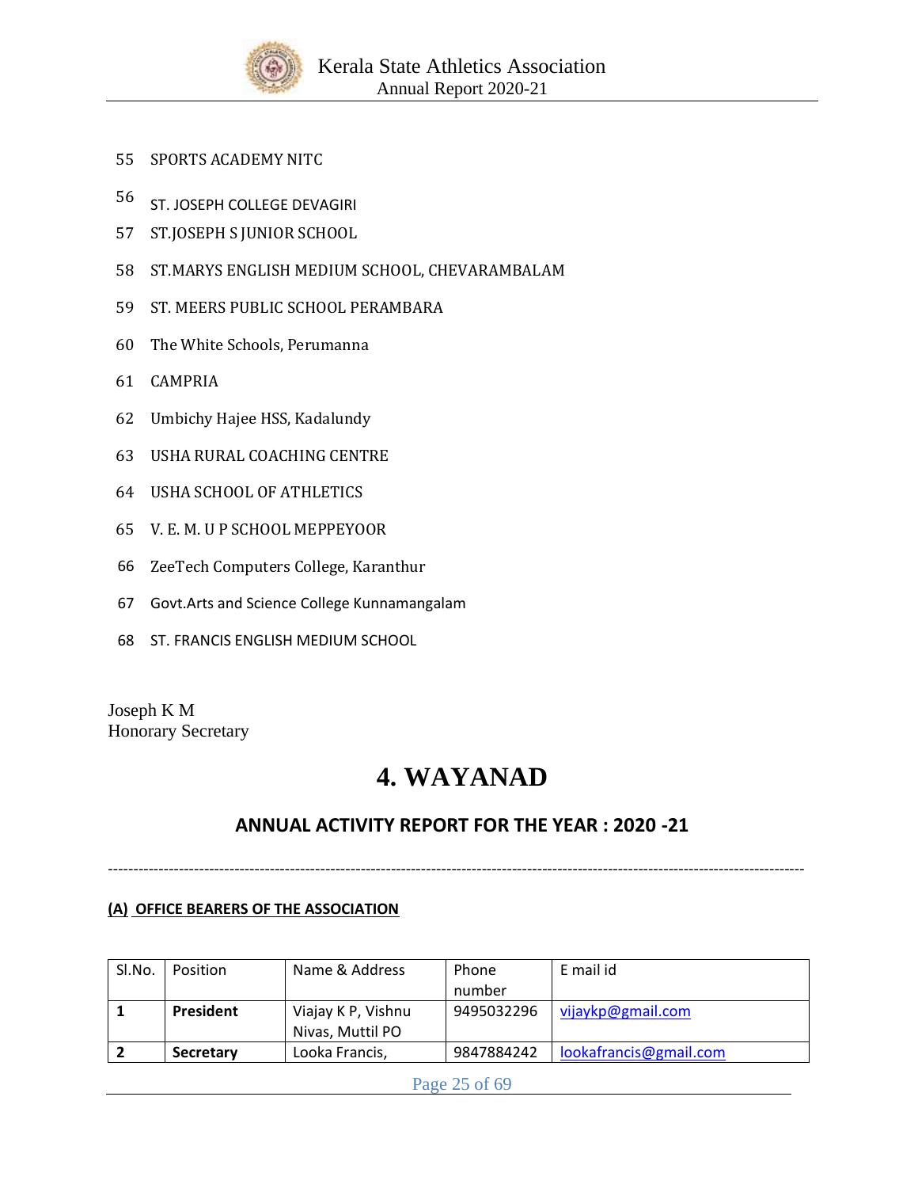55 SPORTS ACADEMY NITC

56 ST. JOSEPH COLLEGE DEVAGIRI

57 ST.JOSEPH S JUNIOR SCHOOL

58 ST.MARYS ENGLISH MEDIUM SCHOOL, CHEVARAMBALAM

59 ST. MEERS PUBLIC SCHOOL PERAMBARA

60 The White Schools, Perumanna

61 CAMPRIA

62 Umbichy Hajee HSS, Kadalundy

63 USHA RURAL COACHING CENTRE

64 USHA SCHOOL OF ATHLETICS

65 V. E. M. U P SCHOOL MEPPEYOOR

66 ZeeTech Computers College, Karanthur

67 Govt.Arts and Science College Kunnamangalam

68 ST. FRANCIS ENGLISH MEDIUM SCHOOL

Joseph K M
Honorary Secretary

# 4. WAYANAD

## ANNUAL ACTIVITY REPORT FOR THE YEAR : 2020 -21

---

**(A) OFFICE BEARERS OF THE ASSOCIATION**

| Sl.No. | Position | Name & Address | Phone number | E mail id |
|---|---|---|---|---|
| **1** | **President** | Viajay K P, Vishnu Nivas, Muttil PO | 9495032296 | vijaykp@gmail.com |
| **2** | **Secretary** | Looka Francis, | 9847884242 | lookafrancis@gmail.com |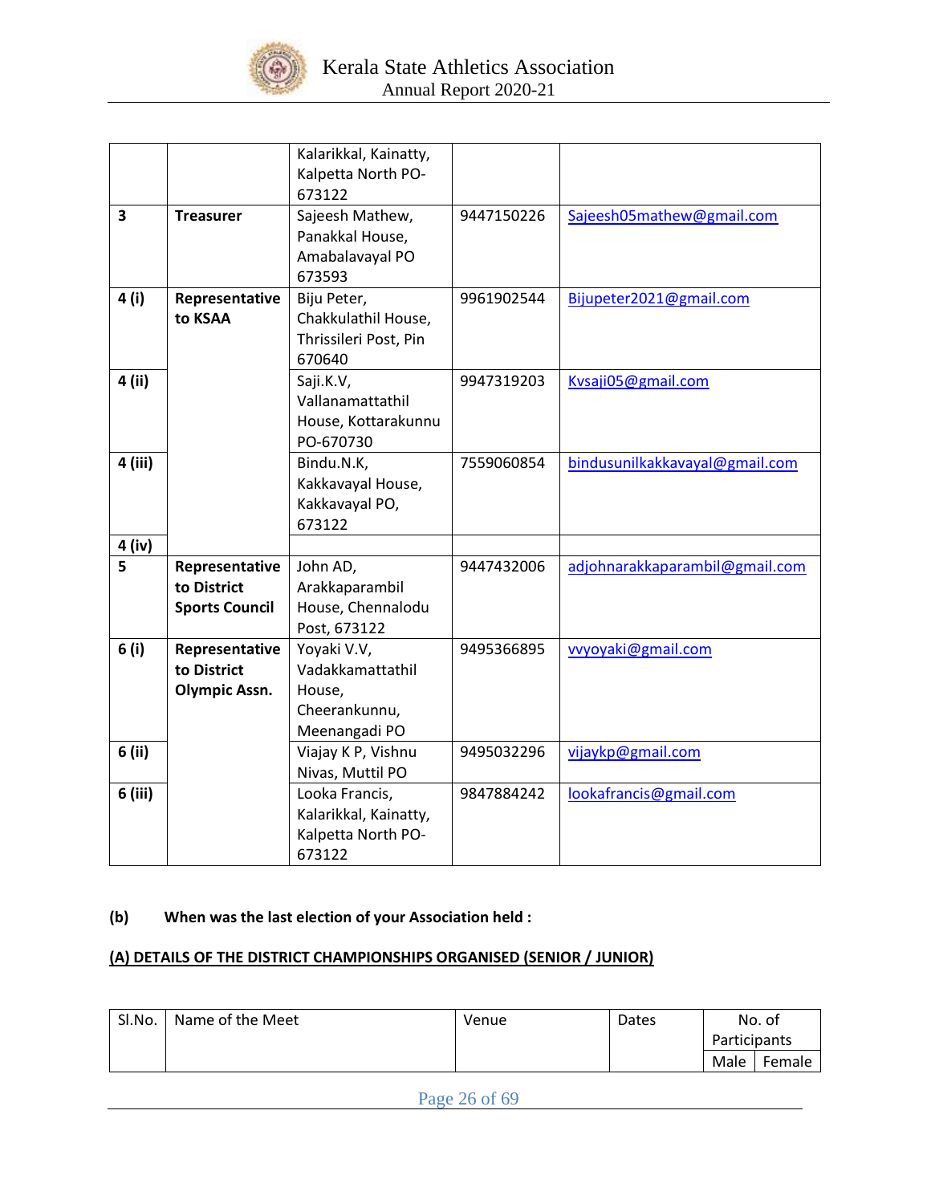| | | | | |
|---|---|---|---|---|
| | | Kalarikkal, Kainatty, Kalpetta North PO-673122 | | |
| **3** | **Treasurer** | Sajeesh Mathew, Panakkal House, Amabalavayal PO 673593 | 9447150226 | Sajeesh05mathew@gmail.com |
| **4 (i)** | **Representative to KSAA** | Biju Peter, Chakkulathil House, Thrissileri Post, Pin 670640 | 9961902544 | Bijupeter2021@gmail.com |
| **4 (ii)** | | Saji.K.V, Vallanamattathil House, Kottarakunnu PO-670730 | 9947319203 | Kvsaji05@gmail.com |
| **4 (iii)** | | Bindu.N.K, Kakkavayal House, Kakkavayal PO, 673122 | 7559060854 | bindusunilkakkavayal@gmail.com |
| **4 (iv)** | | | | |
| **5** | **Representative to District Sports Council** | John AD, Arakkaparambil House, Chennalodu Post, 673122 | 9447432006 | adjohnarakkaparambil@gmail.com |
| **6 (i)** | **Representative to District Olympic Assn.** | Yoyaki V.V, Vadakkamattathil House, Cheerankunnu, Meenangadi PO | 9495366895 | vvyoyaki@gmail.com |
| **6 (ii)** | | Viajay K P, Vishnu Nivas, Muttil PO | 9495032296 | vijaykp@gmail.com |
| **6 (iii)** | | Looka Francis, Kalarikkal, Kainatty, Kalpetta North PO-673122 | 9847884242 | lookafrancis@gmail.com |

**(b) When was the last election of your Association held :**

**(A) DETAILS OF THE DISTRICT CHAMPIONSHIPS ORGANISED (SENIOR / JUNIOR)**

| Sl.No. | Name of the Meet | Venue | Dates | No. of Participants | |
|---|---|---|---|---|---|
| | | | | Male | Female |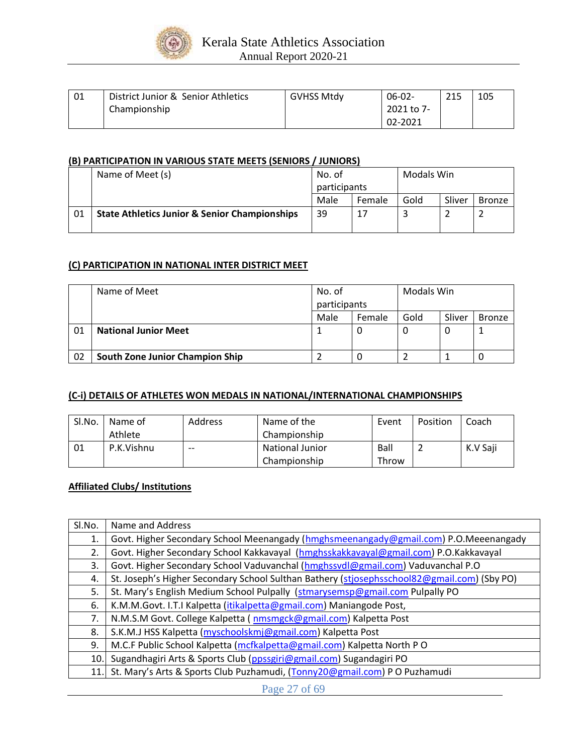| 01 | District Junior & Senior Athletics Championship | GVHSS Mtdy | 06-02-2021 to 7-02-2021 | 215 | 105 |
|---|---|---|---|---|---|

**(B) PARTICIPATION IN VARIOUS STATE MEETS (SENIORS / JUNIORS)**

| | Name of Meet (s) | No. of participants | | Modals Win | | |
|---|---|---|---|---|---|---|
| | | Male | Female | Gold | Sliver | Bronze |
| 01 | **State Athletics Junior & Senior Championships** | 39 | 17 | 3 | 2 | 2 |

**(C) PARTICIPATION IN NATIONAL INTER DISTRICT MEET**

| | Name of Meet | No. of participants | | Modals Win | | |
|---|---|---|---|---|---|---|
| | | Male | Female | Gold | Sliver | Bronze |
| 01 | **National Junior Meet** | 1 | 0 | 0 | 0 | 1 |
| 02 | **South Zone Junior Champion Ship** | 2 | 0 | 2 | 1 | 0 |

**(C-i) DETAILS OF ATHLETES WON MEDALS IN NATIONAL/INTERNATIONAL CHAMPIONSHIPS**

| Sl.No. | Name of Athlete | Address | Name of the Championship | Event | Position | Coach |
|---|---|---|---|---|---|---|
| 01 | P.K.Vishnu | -- | National Junior Championship | Ball Throw | 2 | K.V Saji |

**Affiliated Clubs/ Institutions**

| Sl.No. | Name and Address |
|---|---|
| 1. | Govt. Higher Secondary School Meenangady (hmghsmeenangady@gmail.com) P.O.Meeenangady |
| 2. | Govt. Higher Secondary School Kakkavayal (hmghsskakkavayal@gmail.com) P.O.Kakkavayal |
| 3. | Govt. Higher Secondary School Vaduvanchal (hmghssvdl@gmail.com) Vaduvanchal P.O |
| 4. | St. Joseph's Higher Secondary School Sulthan Bathery (stjosephsschool82@gmail.com) (Sby PO) |
| 5. | St. Mary's English Medium School Pulpally (stmarysemsp@gmail.com Pulpally PO |
| 6. | K.M.M.Govt. I.T.I Kalpetta (itikalpetta@gmail.com) Maniangode Post, |
| 7. | N.M.S.M Govt. College Kalpetta ( nmsmgck@gmail.com) Kalpetta Post |
| 8. | S.K.M.J HSS Kalpetta (myschoolskmj@gmail.com) Kalpetta Post |
| 9. | M.C.F Public School Kalpetta (mcfkalpetta@gmail.com) Kalpetta North P O |
| 10. | Sugandhagiri Arts & Sports Club (ppssgiri@gmail.com) Sugandagiri PO |
| 11. | St. Mary's Arts & Sports Club Puzhamudi, (Tonny20@gmail.com) P O Puzhamudi |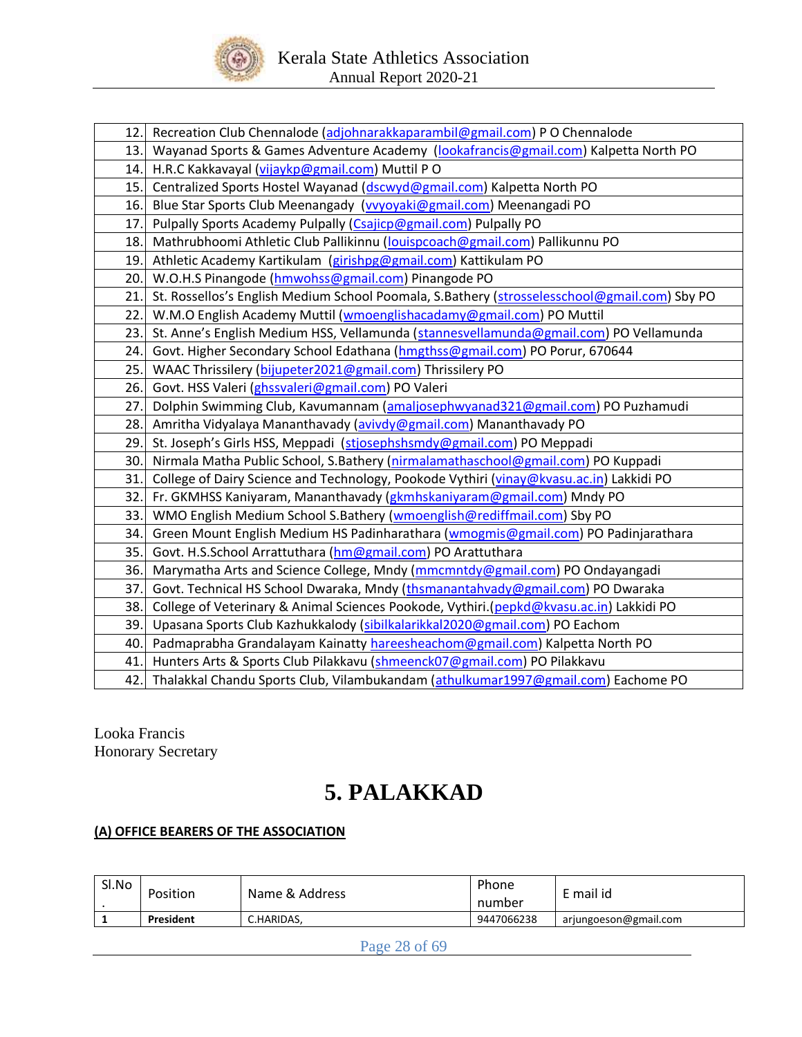| | |
|---|---|
| 12. | Recreation Club Chennalode (adjohnarakkaparambil@gmail.com) P O Chennalode |
| 13. | Wayanad Sports & Games Adventure Academy (lookafrancis@gmail.com) Kalpetta North PO |
| 14. | H.R.C Kakkavayal (vijaykp@gmail.com) Muttil P O |
| 15. | Centralized Sports Hostel Wayanad (dscwyd@gmail.com) Kalpetta North PO |
| 16. | Blue Star Sports Club Meenangady (vvyoyaki@gmail.com) Meenangadi PO |
| 17. | Pulpally Sports Academy Pulpally (Csajicp@gmail.com) Pulpally PO |
| 18. | Mathrubhoomi Athletic Club Pallikinnu (louispcoach@gmail.com) Pallikunnu PO |
| 19. | Athletic Academy Kartikulam (girishpg@gmail.com) Kattikulam PO |
| 20. | W.O.H.S Pinangode (hmwohss@gmail.com) Pinangode PO |
| 21. | St. Rossellos's English Medium School Poomala, S.Bathery (strosselesschool@gmail.com) Sby PO |
| 22. | W.M.O English Academy Muttil (wmoenglishacadamy@gmail.com) PO Muttil |
| 23. | St. Anne's English Medium HSS, Vellamunda (stannesvellamunda@gmail.com) PO Vellamunda |
| 24. | Govt. Higher Secondary School Edathana (hmgthss@gmail.com) PO Porur, 670644 |
| 25. | WAAC Thrissilery (bijupeter2021@gmail.com) Thrissilery PO |
| 26. | Govt. HSS Valeri (ghssvaleri@gmail.com) PO Valeri |
| 27. | Dolphin Swimming Club, Kavumannam (amaljosephwyanad321@gmail.com) PO Puzhamudi |
| 28. | Amritha Vidyalaya Mananthavady (avivdy@gmail.com) Mananthavady PO |
| 29. | St. Joseph's Girls HSS, Meppadi (stjosephshsmdy@gmail.com) PO Meppadi |
| 30. | Nirmala Matha Public School, S.Bathery (nirmalamathaschool@gmail.com) PO Kuppadi |
| 31. | College of Dairy Science and Technology, Pookode Vythiri (vinay@kvasu.ac.in) Lakkidi PO |
| 32. | Fr. GKMHSS Kaniyaram, Mananthavady (gkmhskaniyaram@gmail.com) Mndy PO |
| 33. | WMO English Medium School S.Bathery (wmoenglish@rediffmail.com) Sby PO |
| 34. | Green Mount English Medium HS Padinharathara (wmogmis@gmail.com) PO Padinjarathara |
| 35. | Govt. H.S.School Arrattuthara (hm@gmail.com) PO Arattuthara |
| 36. | Marymatha Arts and Science College, Mndy (mmcmntdy@gmail.com) PO Ondayangadi |
| 37. | Govt. Technical HS School Dwaraka, Mndy (thsmanantahvady@gmail.com) PO Dwaraka |
| 38. | College of Veterinary & Animal Sciences Pookode, Vythiri.(pepkd@kvasu.ac.in) Lakkidi PO |
| 39. | Upasana Sports Club Kazhukkalody (sibilkalarikkal2020@gmail.com) PO Eachom |
| 40. | Padmaprabha Grandalayam Kainatty hareesheachom@gmail.com) Kalpetta North PO |
| 41. | Hunters Arts & Sports Club Pilakkavu (shmeenck07@gmail.com) PO Pilakkavu |
| 42. | Thalakkal Chandu Sports Club, Vilambukandam (athulkumar1997@gmail.com) Eachome PO |

Looka Francis
Honorary Secretary

# 5. PALAKKAD

**(A) OFFICE BEARERS OF THE ASSOCIATION**

| Sl.No. | Position | Name & Address | Phone number | E mail id |
|---|---|---|---|---|
| **1** | **President** | C.HARIDAS, | 9447066238 | arjungoeson@gmail.com |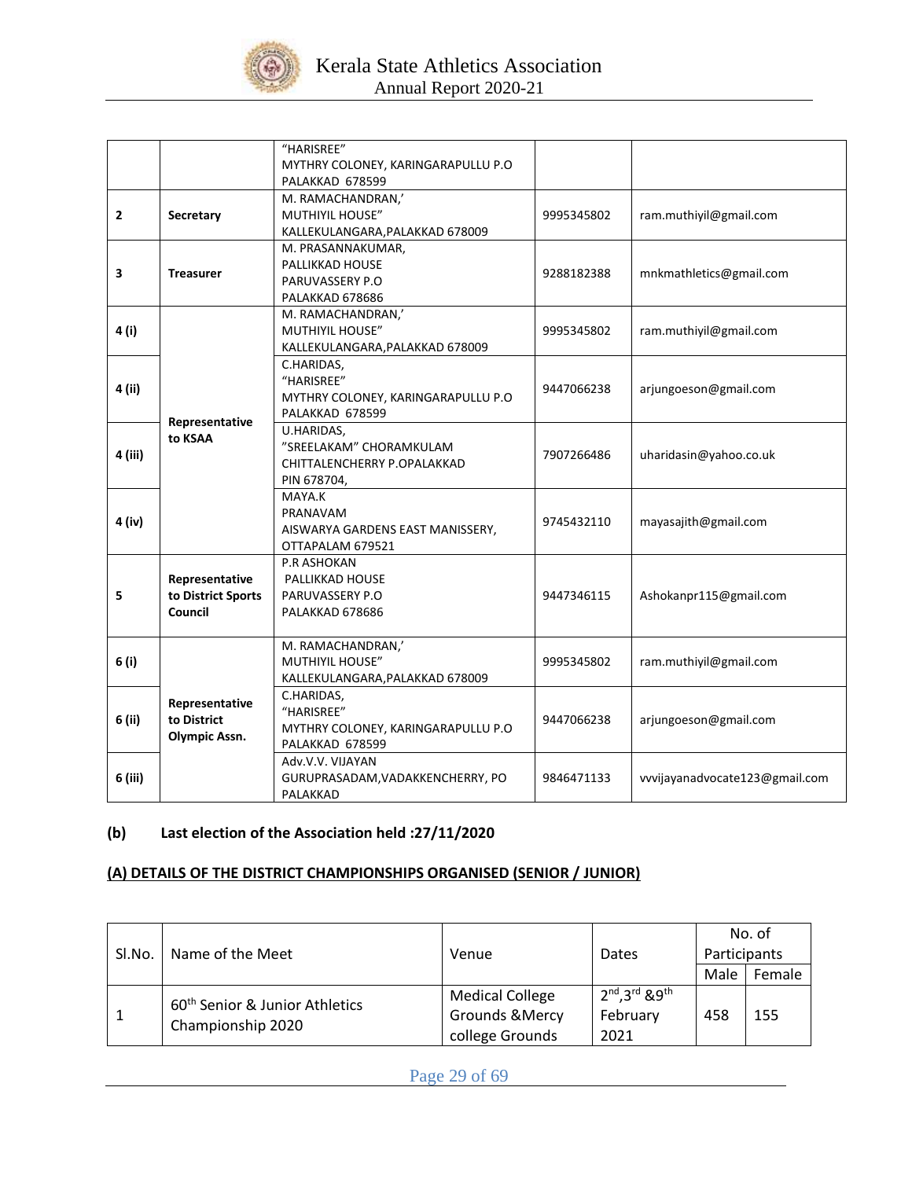|  |  | "HARISREE" MYTHRY COLONEY, KARINGARAPULLU P.O PALAKKAD 678599 |  |  |
|---|---|---|---|---|
| 2 | Secretary | M. RAMACHANDRAN,' MUTHIYIL HOUSE" KALLEKULANGARA,PALAKKAD 678009 | 9995345802 | ram.muthiyil@gmail.com |
| 3 | Treasurer | M. PRASANNAKUMAR, PALLIKKAD HOUSE PARUVASSERY P.O PALAKKAD 678686 | 9288182388 | mnkmathletics@gmail.com |
| 4 (i) | Representative to KSAA | M. RAMACHANDRAN,' MUTHIYIL HOUSE" KALLEKULANGARA,PALAKKAD 678009 | 9995345802 | ram.muthiyil@gmail.com |
| 4 (ii) |  | C.HARIDAS, "HARISREE" MYTHRY COLONEY, KARINGARAPULLU P.O PALAKKAD 678599 | 9447066238 | arjungoeson@gmail.com |
| 4 (iii) |  | U.HARIDAS, "SREELAKAM" CHORAMKULAM CHITTALENCHERRY P.OPALAKKAD PIN 678704, | 7907266486 | uharidasin@yahoo.co.uk |
| 4 (iv) |  | MAYA.K PRANAVAM AISWARYA GARDENS EAST MANISSERY, OTTAPALAM 679521 | 9745432110 | mayasajith@gmail.com |
| 5 | Representative to District Sports Council | P.R ASHOKAN PALLIKKAD HOUSE PARUVASSERY P.O PALAKKAD 678686 | 9447346115 | Ashokanpr115@gmail.com |
| 6 (i) | Representative to District Olympic Assn. | M. RAMACHANDRAN,' MUTHIYIL HOUSE" KALLEKULANGARA,PALAKKAD 678009 | 9995345802 | ram.muthiyil@gmail.com |
| 6 (ii) |  | C.HARIDAS, "HARISREE" MYTHRY COLONEY, KARINGARAPULLU P.O PALAKKAD 678599 | 9447066238 | arjungoeson@gmail.com |
| 6 (iii) |  | Adv.V.V. VIJAYAN GURUPRASADAM,VADAKKENCHERRY, PO PALAKKAD | 9846471133 | vvvijayanadvocate123@gmail.com |

**(b) Last election of the Association held :27/11/2020**

**(A) DETAILS OF THE DISTRICT CHAMPIONSHIPS ORGANISED (SENIOR / JUNIOR)**

| Sl.No. | Name of the Meet | Venue | Dates | No. of Participants | |
|---|---|---|---|---|---|
| | | | | Male | Female |
| 1 | 60th Senior & Junior Athletics Championship 2020 | Medical College Grounds &Mercy college Grounds | 2nd,3rd &9th February 2021 | 458 | 155 |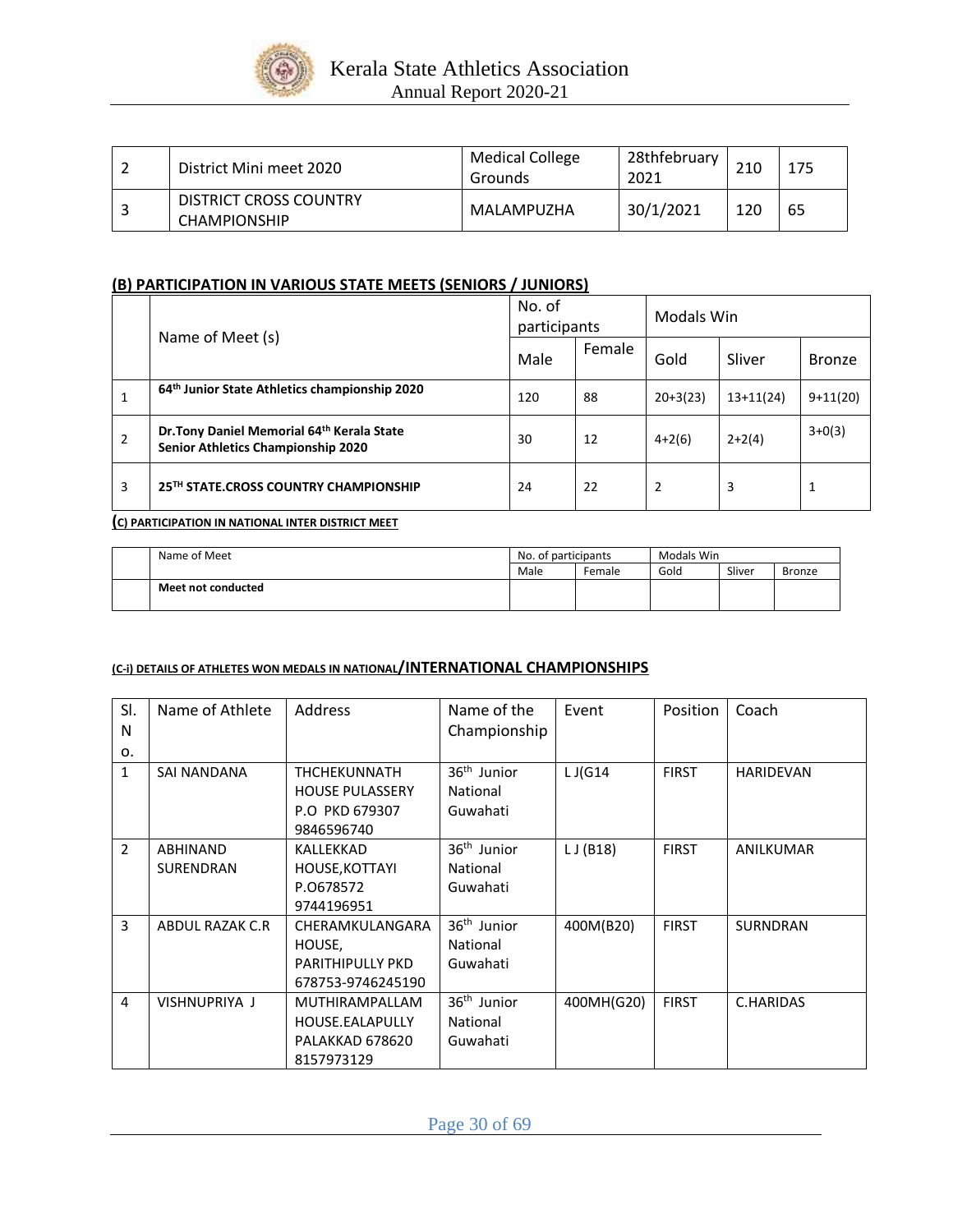| | | | | | |
|---|---|---|---|---|---|
| 2 | District Mini meet 2020 | Medical College Grounds | 28thfebruary 2021 | 210 | 175 |
| 3 | DISTRICT CROSS COUNTRY CHAMPIONSHIP | MALAMPUZHA | 30/1/2021 | 120 | 65 |

## (B) PARTICIPATION IN VARIOUS STATE MEETS (SENIORS / JUNIORS)

| | Name of Meet (s) | No. of participants | | Modals Win | | |
|---|---|---|---|---|---|---|
| | | Male | Female | Gold | Sliver | Bronze |
| 1 | **64th Junior State Athletics championship 2020** | 120 | 88 | 20+3(23) | 13+11(24) | 9+11(20) |
| 2 | **Dr.Tony Daniel Memorial 64th Kerala State Senior Athletics Championship 2020** | 30 | 12 | 4+2(6) | 2+2(4) | 3+0(3) |
| 3 | **25TH STATE.CROSS COUNTRY CHAMPIONSHIP** | 24 | 22 | 2 | 3 | 1 |

## (C) PARTICIPATION IN NATIONAL INTER DISTRICT MEET

| | Name of Meet | No. of participants | | Modals Win | | |
|---|---|---|---|---|---|---|
| | | Male | Female | Gold | Sliver | Bronze |
| | **Meet not conducted** | | | | | |

## (C-i) DETAILS OF ATHLETES WON MEDALS IN NATIONAL/INTERNATIONAL CHAMPIONSHIPS

| Sl. No. | Name of Athlete | Address | Name of the Championship | Event | Position | Coach |
|---|---|---|---|---|---|---|
| 1 | SAI NANDANA | THCHEKUNNATH HOUSE PULASSERY P.O PKD 679307 9846596740 | 36th Junior National Guwahati | L J(G14 | FIRST | HARIDEVAN |
| 2 | ABHINAND SURENDRAN | KALLEKKAD HOUSE,KOTTAYI P.O678572 9744196951 | 36th Junior National Guwahati | L J (B18) | FIRST | ANILKUMAR |
| 3 | ABDUL RAZAK C.R | CHERAMKULANGARA HOUSE, PARITHIPULLY PKD 678753-9746245190 | 36th Junior National Guwahati | 400M(B20) | FIRST | SURNDRAN |
| 4 | VISHNUPRIYA J | MUTHIRAMPALLAM HOUSE.EALAPULLY PALAKKAD 678620 8157973129 | 36th Junior National Guwahati | 400MH(G20) | FIRST | C.HARIDAS |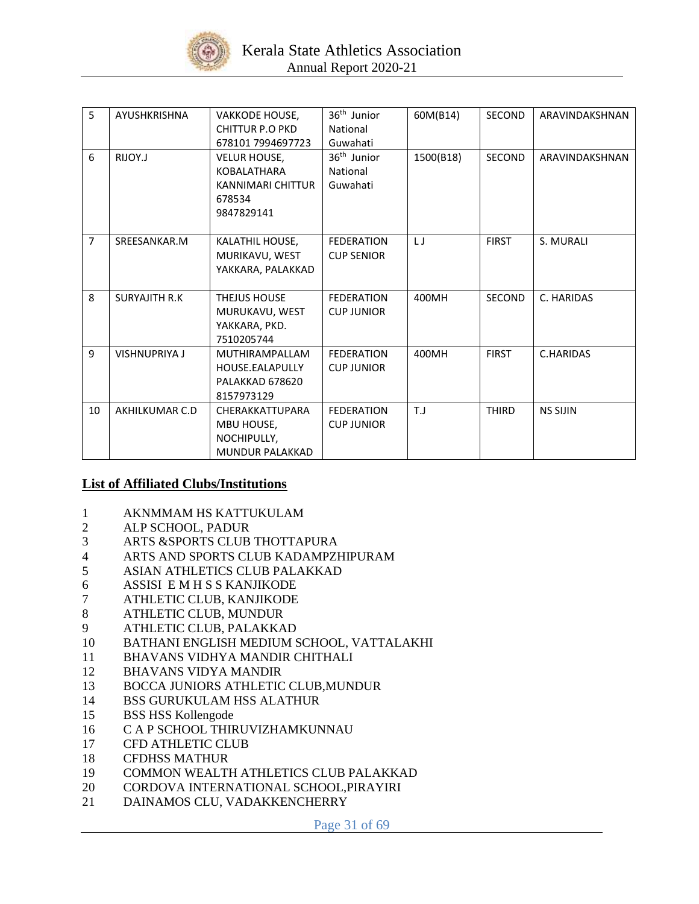| 5 | AYUSHKRISHNA | VAKKODE HOUSE, CHITTUR P.O PKD 678101 7994697723 | 36th Junior National Guwahati | 60M(B14) | SECOND | ARAVINDAKSHNAN |
|---|---|---|---|---|---|---|
| 6 | RIJOY.J | VELUR HOUSE, KOBALATHARA KANNIMARI CHITTUR 678534 9847829141 | 36th Junior National Guwahati | 1500(B18) | SECOND | ARAVINDAKSHNAN |
| 7 | SREESANKAR.M | KALATHIL HOUSE, MURIKAVU, WEST YAKKARA, PALAKKAD | FEDERATION CUP SENIOR | L J | FIRST | S. MURALI |
| 8 | SURYAJITH R.K | THEJUS HOUSE MURUKAVU, WEST YAKKARA, PKD. 7510205744 | FEDERATION CUP JUNIOR | 400MH | SECOND | C. HARIDAS |
| 9 | VISHNUPRIYA J | MUTHIRAMPALLAM HOUSE.EALAPULLY PALAKKAD 678620 8157973129 | FEDERATION CUP JUNIOR | 400MH | FIRST | C.HARIDAS |
| 10 | AKHILKUMAR C.D | CHERAKKATTUPARA MBU HOUSE, NOCHIPULLY, MUNDUR PALAKKAD | FEDERATION CUP JUNIOR | T.J | THIRD | NS SIJIN |

## List of Affiliated Clubs/Institutions

1 AKNMMAM HS KATTUKULAM
2 ALP SCHOOL, PADUR
3 ARTS &SPORTS CLUB THOTTAPURA
4 ARTS AND SPORTS CLUB KADAMPZHIPURAM
5 ASIAN ATHLETICS CLUB PALAKKAD
6 ASSISI E M H S S KANJIKODE
7 ATHLETIC CLUB, KANJIKODE
8 ATHLETIC CLUB, MUNDUR
9 ATHLETIC CLUB, PALAKKAD
10 BATHANI ENGLISH MEDIUM SCHOOL, VATTALAKHI
11 BHAVANS VIDHYA MANDIR CHITHALI
12 BHAVANS VIDYA MANDIR
13 BOCCA JUNIORS ATHLETIC CLUB,MUNDUR
14 BSS GURUKULAM HSS ALATHUR
15 BSS HSS Kollengode
16 C A P SCHOOL THIRUVIZHAMKUNNAU
17 CFD ATHLETIC CLUB
18 CFDHSS MATHUR
19 COMMON WEALTH ATHLETICS CLUB PALAKKAD
20 CORDOVA INTERNATIONAL SCHOOL,PIRAYIRI
21 DAINAMOS CLU, VADAKKENCHERRY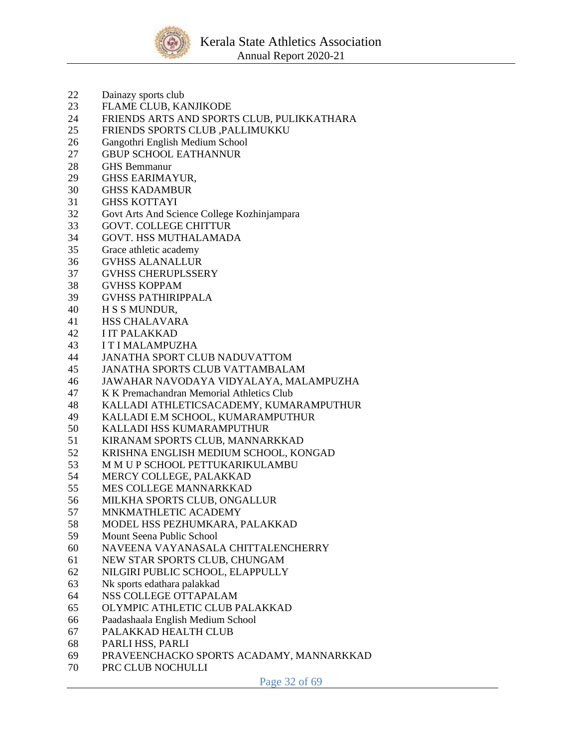22 Dainazy sports club
23 FLAME CLUB, KANJIKODE
24 FRIENDS ARTS AND SPORTS CLUB, PULIKKATHARA
25 FRIENDS SPORTS CLUB ,PALLIMUKKU
26 Gangothri English Medium School
27 GBUP SCHOOL EATHANNUR
28 GHS Bemmanur
29 GHSS EARIMAYUR,
30 GHSS KADAMBUR
31 GHSS KOTTAYI
32 Govt Arts And Science College Kozhinjampara
33 GOVT. COLLEGE CHITTUR
34 GOVT. HSS MUTHALAMADA
35 Grace athletic academy
36 GVHSS ALANALLUR
37 GVHSS CHERUPLSSERY
38 GVHSS KOPPAM
39 GVHSS PATHIRIPPALA
40 H S S MUNDUR,
41 HSS CHALAVARA
42 I IT PALAKKAD
43 I T I MALAMPUZHA
44 JANATHA SPORT CLUB NADUVATTOM
45 JANATHA SPORTS CLUB VATTAMBALAM
46 JAWAHAR NAVODAYA VIDYALAYA, MALAMPUZHA
47 K K Premachandran Memorial Athletics Club
48 KALLADI ATHLETICSACADEMY, KUMARAMPUTHUR
49 KALLADI E.M SCHOOL, KUMARAMPUTHUR
50 KALLADI HSS KUMARAMPUTHUR
51 KIRANAM SPORTS CLUB, MANNARKKAD
52 KRISHNA ENGLISH MEDIUM SCHOOL, KONGAD
53 M M U P SCHOOL PETTUKARIKULAMBU
54 MERCY COLLEGE, PALAKKAD
55 MES COLLEGE MANNARKKAD
56 MILKHA SPORTS CLUB, ONGALLUR
57 MNKMATHLETIC ACADEMY
58 MODEL HSS PEZHUMKARA, PALAKKAD
59 Mount Seena Public School
60 NAVEENA VAYANASALA CHITTALENCHERRY
61 NEW STAR SPORTS CLUB, CHUNGAM
62 NILGIRI PUBLIC SCHOOL, ELAPPULLY
63 Nk sports edathara palakkad
64 NSS COLLEGE OTTAPALAM
65 OLYMPIC ATHLETIC CLUB PALAKKAD
66 Paadashaala English Medium School
67 PALAKKAD HEALTH CLUB
68 PARLI HSS, PARLI
69 PRAVEENCHACKO SPORTS ACADAMY, MANNARKKAD
70 PRC CLUB NOCHULLI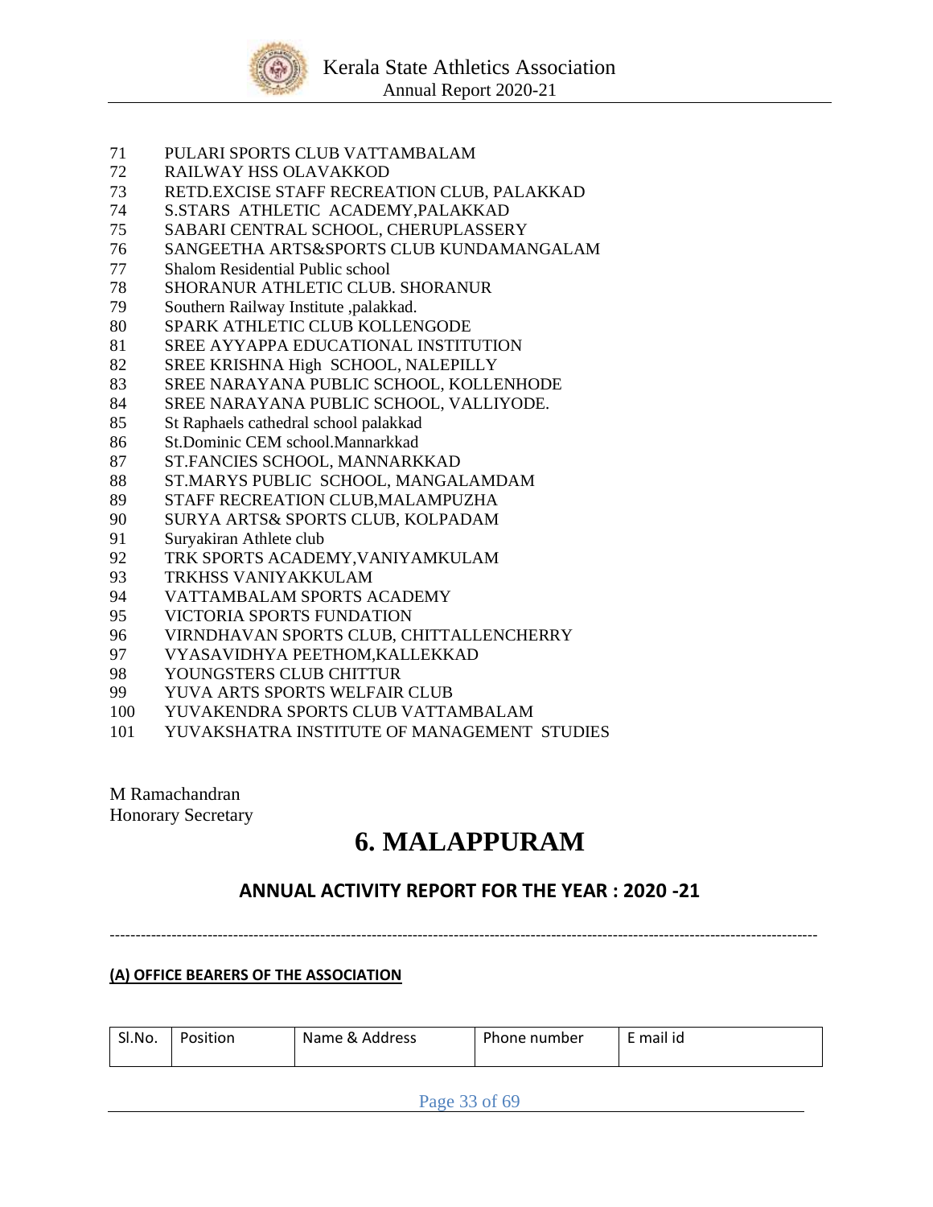71 PULARI SPORTS CLUB VATTAMBALAM
72 RAILWAY HSS OLAVAKKOD
73 RETD.EXCISE STAFF RECREATION CLUB, PALAKKAD
74 S.STARS ATHLETIC ACADEMY,PALAKKAD
75 SABARI CENTRAL SCHOOL, CHERUPLASSERY
76 SANGEETHA ARTS&SPORTS CLUB KUNDAMANGALAM
77 Shalom Residential Public school
78 SHORANUR ATHLETIC CLUB. SHORANUR
79 Southern Railway Institute ,palakkad.
80 SPARK ATHLETIC CLUB KOLLENGODE
81 SREE AYYAPPA EDUCATIONAL INSTITUTION
82 SREE KRISHNA High SCHOOL, NALEPILLY
83 SREE NARAYANA PUBLIC SCHOOL, KOLLENHODE
84 SREE NARAYANA PUBLIC SCHOOL, VALLIYODE.
85 St Raphaels cathedral school palakkad
86 St.Dominic CEM school.Mannarkkad
87 ST.FANCIES SCHOOL, MANNARKKAD
88 ST.MARYS PUBLIC SCHOOL, MANGALAMDAM
89 STAFF RECREATION CLUB,MALAMPUZHA
90 SURYA ARTS& SPORTS CLUB, KOLPADAM
91 Suryakiran Athlete club
92 TRK SPORTS ACADEMY,VANIYAMKULAM
93 TRKHSS VANIYAKKULAM
94 VATTAMBALAM SPORTS ACADEMY
95 VICTORIA SPORTS FUNDATION
96 VIRNDHAVAN SPORTS CLUB, CHITTALLENCHERRY
97 VYASAVIDHYA PEETHOM,KALLEKKAD
98 YOUNGSTERS CLUB CHITTUR
99 YUVA ARTS SPORTS WELFAIR CLUB
100 YUVAKENDRA SPORTS CLUB VATTAMBALAM
101 YUVAKSHATRA INSTITUTE OF MANAGEMENT STUDIES

M Ramachandran
Honorary Secretary

# 6. MALAPPURAM

## ANNUAL ACTIVITY REPORT FOR THE YEAR : 2020 -21

---

**(A) OFFICE BEARERS OF THE ASSOCIATION**

| Sl.No. | Position | Name & Address | Phone number | E mail id |
|---|---|---|---|---|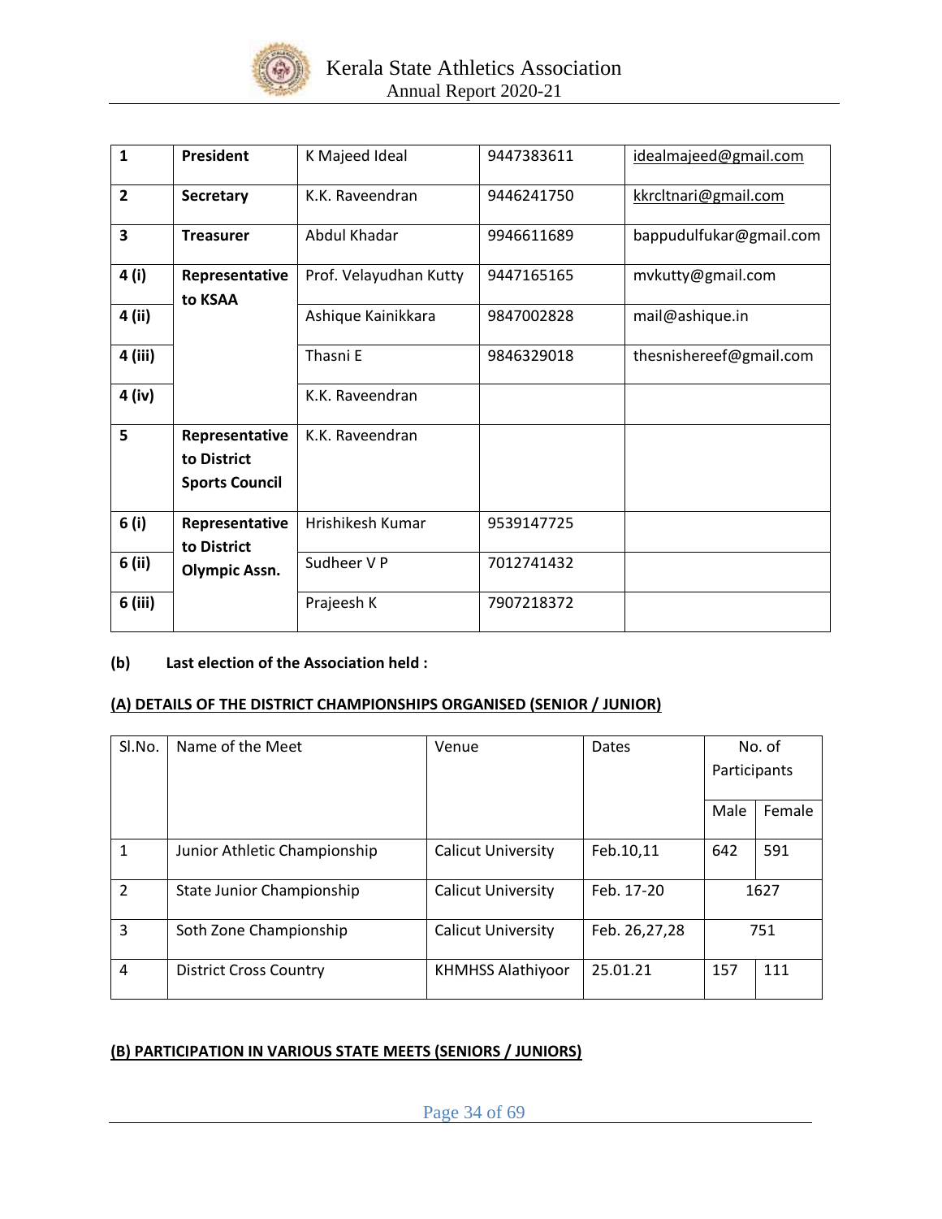| 1 | **President** | K Majeed Ideal | 9447383611 | idealmajeed@gmail.com |
|---|---|---|---|---|
| 2 | **Secretary** | K.K. Raveendran | 9446241750 | kkrcltnari@gmail.com |
| 3 | **Treasurer** | Abdul Khadar | 9946611689 | bappudulfukar@gmail.com |
| 4 (i) | **Representative to KSAA** | Prof. Velayudhan Kutty | 9447165165 | mvkutty@gmail.com |
| 4 (ii) | | Ashique Kainikkara | 9847002828 | mail@ashique.in |
| 4 (iii) | | Thasni E | 9846329018 | thesnishereef@gmail.com |
| 4 (iv) | | K.K. Raveendran | | |
| 5 | **Representative to District Sports Council** | K.K. Raveendran | | |
| 6 (i) | **Representative to District Olympic Assn.** | Hrishikesh Kumar | 9539147725 | |
| 6 (ii) | | Sudheer V P | 7012741432 | |
| 6 (iii) | | Prajeesh K | 7907218372 | |

**(b) Last election of the Association held :**

**(A) DETAILS OF THE DISTRICT CHAMPIONSHIPS ORGANISED (SENIOR / JUNIOR)**

| Sl.No. | Name of the Meet | Venue | Dates | No. of Participants | |
|---|---|---|---|---|---|
| | | | | Male | Female |
| 1 | Junior Athletic Championship | Calicut University | Feb.10,11 | 642 | 591 |
| 2 | State Junior Championship | Calicut University | Feb. 17-20 | 1627 | |
| 3 | Soth Zone Championship | Calicut University | Feb. 26,27,28 | 751 | |
| 4 | District Cross Country | KHMHSS Alathiyoor | 25.01.21 | 157 | 111 |

**(B) PARTICIPATION IN VARIOUS STATE MEETS (SENIORS / JUNIORS)**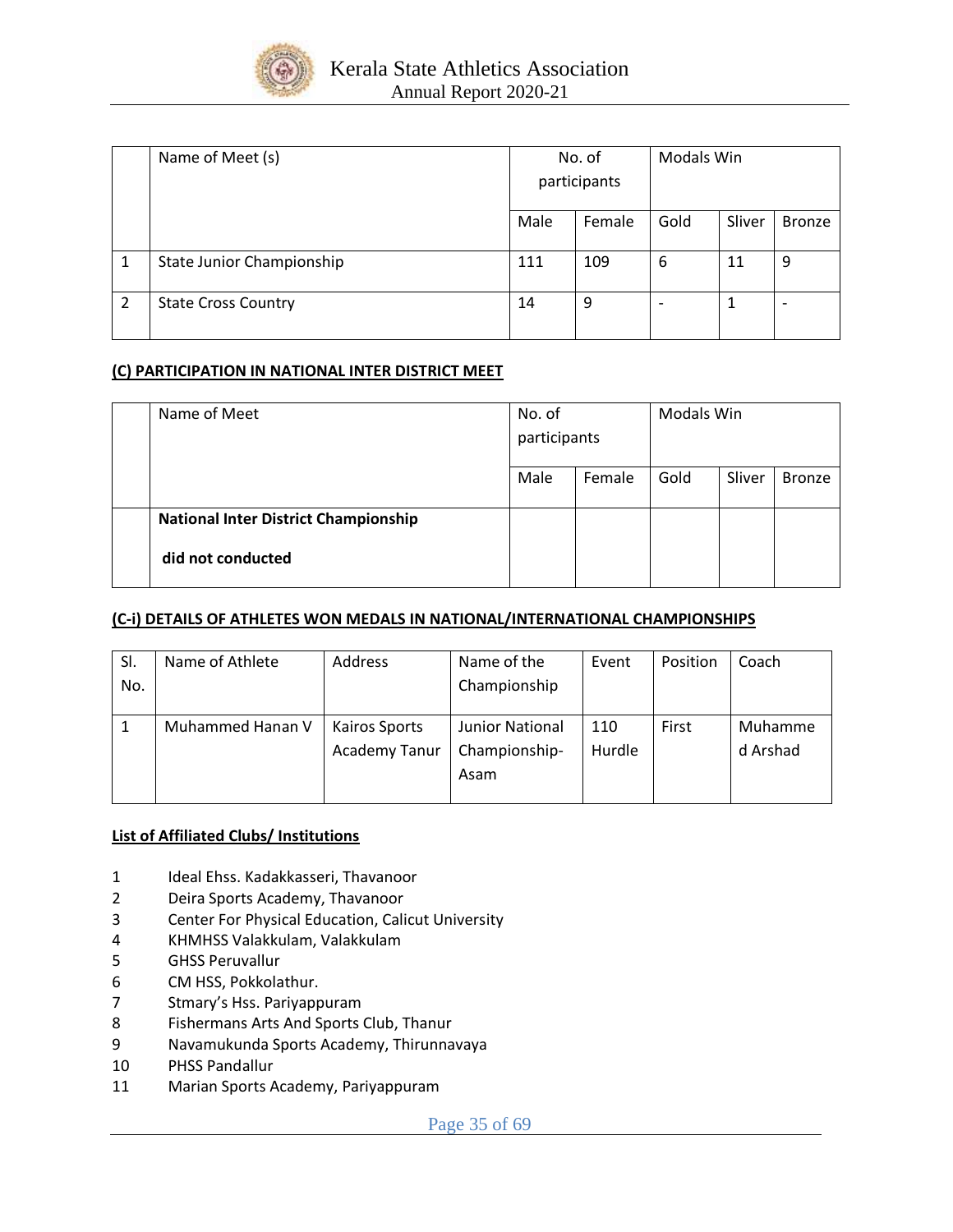| | Name of Meet (s) | No. of participants | | Modals Win | | |
|---|---|---|---|---|---|---|
| | | Male | Female | Gold | Sliver | Bronze |
| 1 | State Junior Championship | 111 | 109 | 6 | 11 | 9 |
| 2 | State Cross Country | 14 | 9 | - | 1 | - |

**(C) PARTICIPATION IN NATIONAL INTER DISTRICT MEET**

| | Name of Meet | No. of participants | | Modals Win | | |
|---|---|---|---|---|---|---|
| | | Male | Female | Gold | Sliver | Bronze |
| | **National Inter District Championship did not conducted** | | | | | |

**(C-i) DETAILS OF ATHLETES WON MEDALS IN NATIONAL/INTERNATIONAL CHAMPIONSHIPS**

| Sl. No. | Name of Athlete | Address | Name of the Championship | Event | Position | Coach |
|---|---|---|---|---|---|---|
| 1 | Muhammed Hanan V | Kairos Sports Academy Tanur | Junior National Championship-Asam | 110 Hurdle | First | Muhammed Arshad |

**List of Affiliated Clubs/ Institutions**

1. Ideal Ehss. Kadakkasseri, Thavanoor
2. Deira Sports Academy, Thavanoor
3. Center For Physical Education, Calicut University
4. KHMHSS Valakkulam, Valakkulam
5. GHSS Peruvallur
6. CM HSS, Pokkolathur.
7. Stmary's Hss. Pariyappuram
8. Fishermans Arts And Sports Club, Thanur
9. Navamukunda Sports Academy, Thirunnavaya
10. PHSS Pandallur
11. Marian Sports Academy, Pariyappuram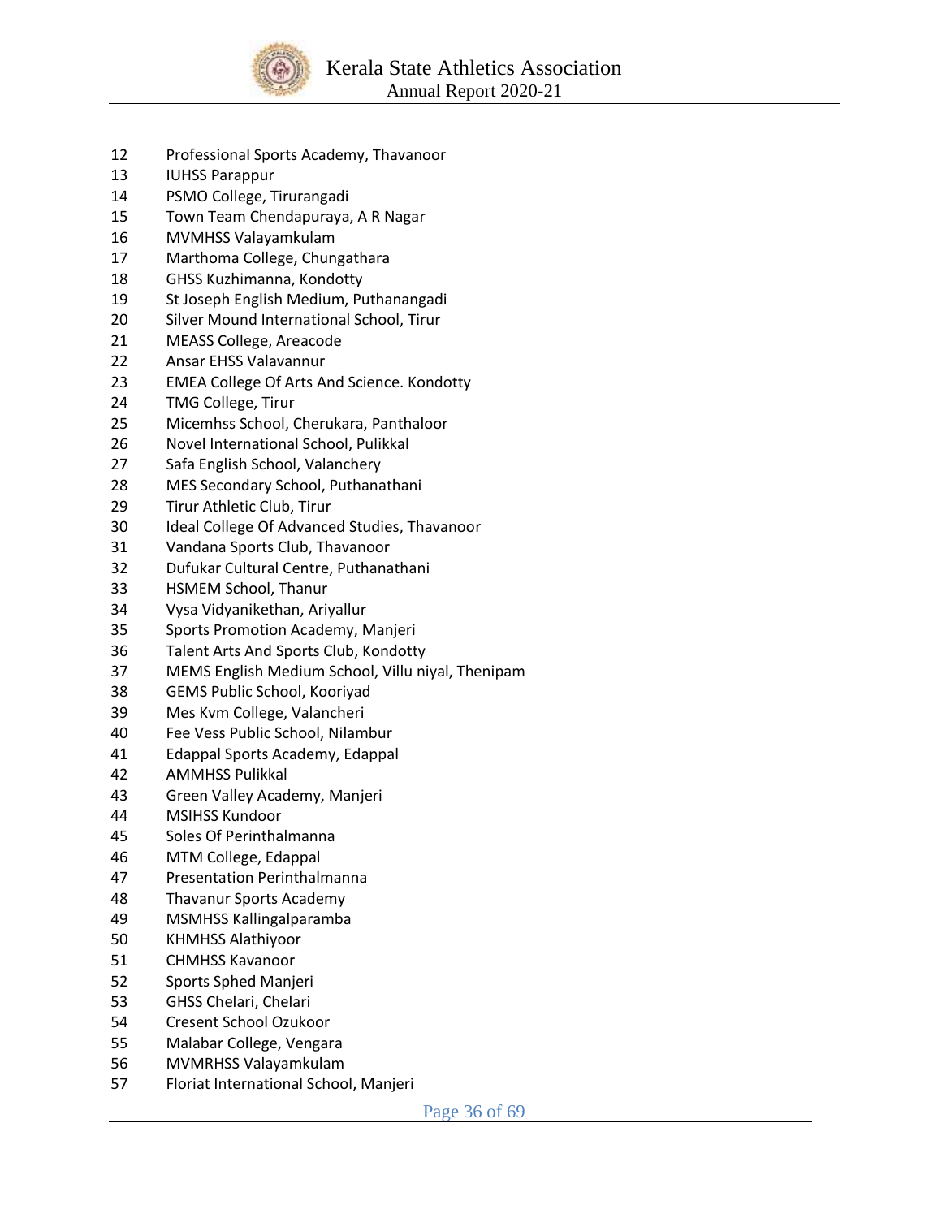12 Professional Sports Academy, Thavanoor
13 IUHSS Parappur
14 PSMO College, Tirurangadi
15 Town Team Chendapuraya, A R Nagar
16 MVMHSS Valayamkulam
17 Marthoma College, Chungathara
18 GHSS Kuzhimanna, Kondotty
19 St Joseph English Medium, Puthanangadi
20 Silver Mound International School, Tirur
21 MEASS College, Areacode
22 Ansar EHSS Valavannur
23 EMEA College Of Arts And Science. Kondotty
24 TMG College, Tirur
25 Micemhss School, Cherukara, Panthaloor
26 Novel International School, Pulikkal
27 Safa English School, Valanchery
28 MES Secondary School, Puthanathani
29 Tirur Athletic Club, Tirur
30 Ideal College Of Advanced Studies, Thavanoor
31 Vandana Sports Club, Thavanoor
32 Dufukar Cultural Centre, Puthanathani
33 HSMEM School, Thanur
34 Vysa Vidyanikethan, Ariyallur
35 Sports Promotion Academy, Manjeri
36 Talent Arts And Sports Club, Kondotty
37 MEMS English Medium School, Villu niyal, Thenipam
38 GEMS Public School, Kooriyad
39 Mes Kvm College, Valancheri
40 Fee Vess Public School, Nilambur
41 Edappal Sports Academy, Edappal
42 AMMHSS Pulikkal
43 Green Valley Academy, Manjeri
44 MSIHSS Kundoor
45 Soles Of Perinthalmanna
46 MTM College, Edappal
47 Presentation Perinthalmanna
48 Thavanur Sports Academy
49 MSMHSS Kallingalparamba
50 KHMHSS Alathiyoor
51 CHMHSS Kavanoor
52 Sports Sphed Manjeri
53 GHSS Chelari, Chelari
54 Cresent School Ozukoor
55 Malabar College, Vengara
56 MVMRHSS Valayamkulam
57 Floriat International School, Manjeri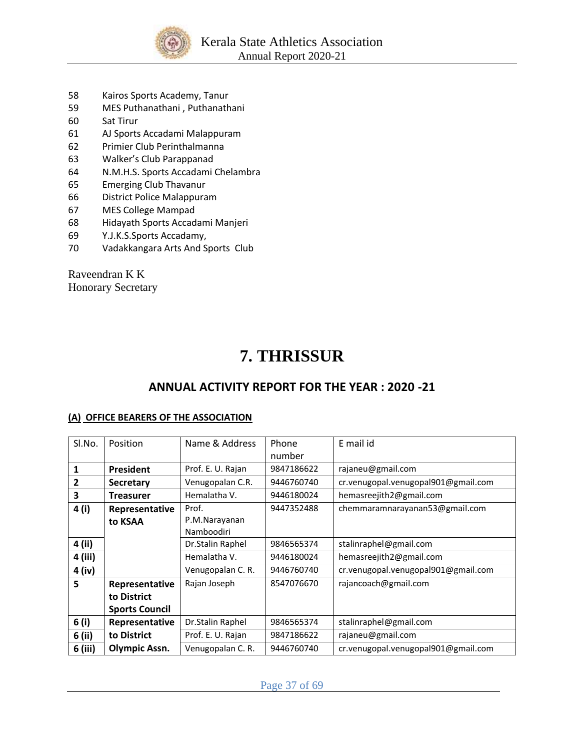58 Kairos Sports Academy, Tanur
59 MES Puthanathani , Puthanathani
60 Sat Tirur
61 AJ Sports Accadami Malappuram
62 Primier Club Perinthalmanna
63 Walker's Club Parappanad
64 N.M.H.S. Sports Accadami Chelambra
65 Emerging Club Thavanur
66 District Police Malappuram
67 MES College Mampad
68 Hidayath Sports Accadami Manjeri
69 Y.J.K.S.Sports Accadamy,
70 Vadakkangara Arts And Sports Club

Raveendran K K
Honorary Secretary

# 7. THRISSUR

## ANNUAL ACTIVITY REPORT FOR THE YEAR : 2020 -21

### (A) OFFICE BEARERS OF THE ASSOCIATION

| Sl.No. | Position | Name & Address | Phone number | E mail id |
|---|---|---|---|---|
| **1** | **President** | Prof. E. U. Rajan | 9847186622 | rajaneu@gmail.com |
| **2** | **Secretary** | Venugopalan C.R. | 9446760740 | cr.venugopal.venugopal901@gmail.com |
| **3** | **Treasurer** | Hemalatha V. | 9446180024 | hemasreejith2@gmail.com |
| **4 (i)** | **Representative to KSAA** | Prof. P.M.Narayanan Namboodiri | 9447352488 | chemmaramnarayanan53@gmail.com |
| **4 (ii)** | | Dr.Stalin Raphel | 9846565374 | stalinraphel@gmail.com |
| **4 (iii)** | | Hemalatha V. | 9446180024 | hemasreejith2@gmail.com |
| **4 (iv)** | | Venugopalan C. R. | 9446760740 | cr.venugopal.venugopal901@gmail.com |
| **5** | **Representative to District Sports Council** | Rajan Joseph | 8547076670 | rajancoach@gmail.com |
| **6 (i)** | **Representative to District Olympic Assn.** | Dr.Stalin Raphel | 9846565374 | stalinraphel@gmail.com |
| **6 (ii)** | | Prof. E. U. Rajan | 9847186622 | rajaneu@gmail.com |
| **6 (iii)** | | Venugopalan C. R. | 9446760740 | cr.venugopal.venugopal901@gmail.com |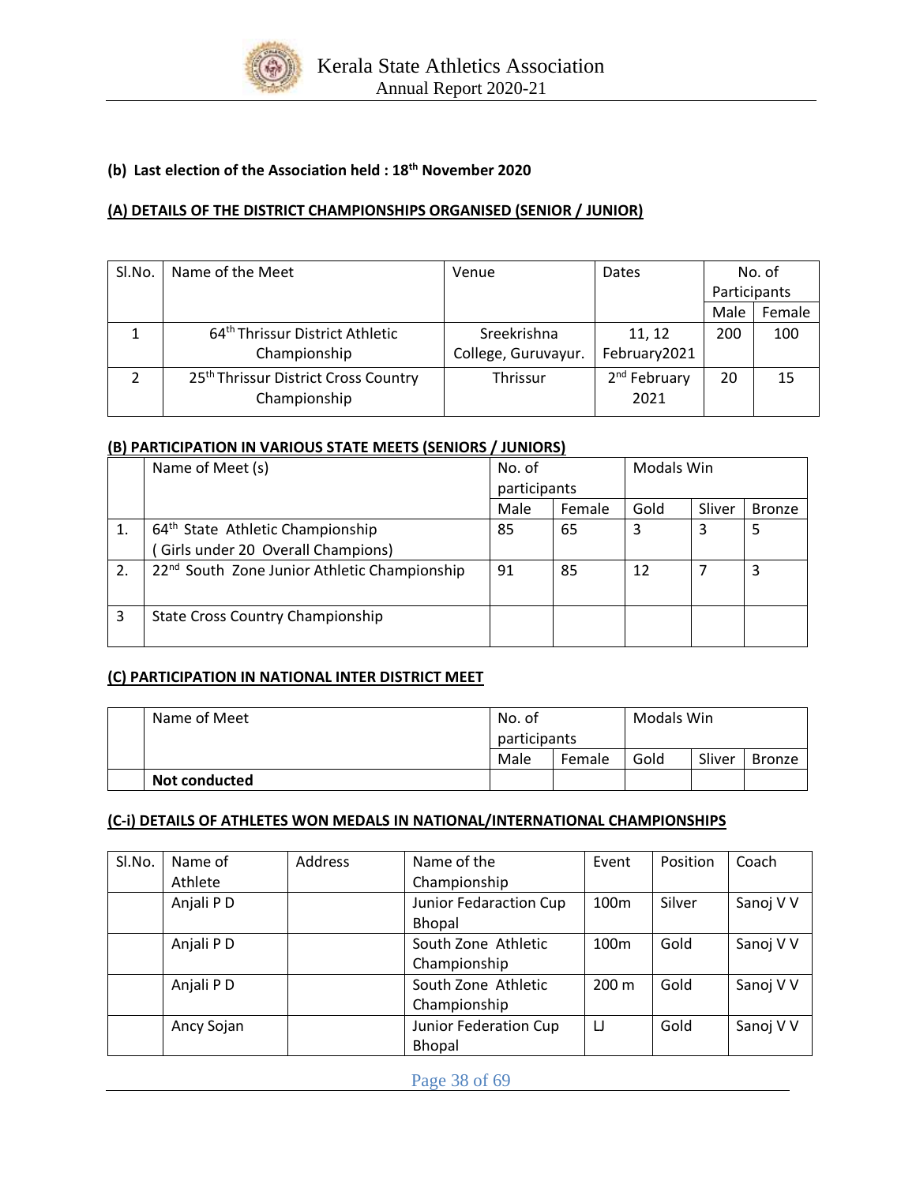**(b) Last election of the Association held : 18th November 2020**

**(A) DETAILS OF THE DISTRICT CHAMPIONSHIPS ORGANISED (SENIOR / JUNIOR)**

| Sl.No. | Name of the Meet | Venue | Dates | No. of Participants | |
|---|---|---|---|---|---|
| | | | | Male | Female |
| 1 | 64th Thrissur District Athletic Championship | Sreekrishna College, Guruvayur. | 11, 12 February2021 | 200 | 100 |
| 2 | 25th Thrissur District Cross Country Championship | Thrissur | 2nd February 2021 | 20 | 15 |

**(B) PARTICIPATION IN VARIOUS STATE MEETS (SENIORS / JUNIORS)**

| | Name of Meet (s) | No. of participants | | Modals Win | | |
|---|---|---|---|---|---|---|
| | | Male | Female | Gold | Sliver | Bronze |
| 1. | 64th State Athletic Championship ( Girls under 20 Overall Champions) | 85 | 65 | 3 | 3 | 5 |
| 2. | 22nd South Zone Junior Athletic Championship | 91 | 85 | 12 | 7 | 3 |
| 3 | State Cross Country Championship | | | | | |

**(C) PARTICIPATION IN NATIONAL INTER DISTRICT MEET**

| | Name of Meet | No. of participants | | Modals Win | | |
|---|---|---|---|---|---|---|
| | | Male | Female | Gold | Sliver | Bronze |
| | **Not conducted** | | | | | |

**(C-i) DETAILS OF ATHLETES WON MEDALS IN NATIONAL/INTERNATIONAL CHAMPIONSHIPS**

| Sl.No. | Name of Athlete | Address | Name of the Championship | Event | Position | Coach |
|---|---|---|---|---|---|---|
| | Anjali P D | | Junior Fedaraction Cup Bhopal | 100m | Silver | Sanoj V V |
| | Anjali P D | | South Zone Athletic Championship | 100m | Gold | Sanoj V V |
| | Anjali P D | | South Zone Athletic Championship | 200 m | Gold | Sanoj V V |
| | Ancy Sojan | | Junior Federation Cup Bhopal | LJ | Gold | Sanoj V V |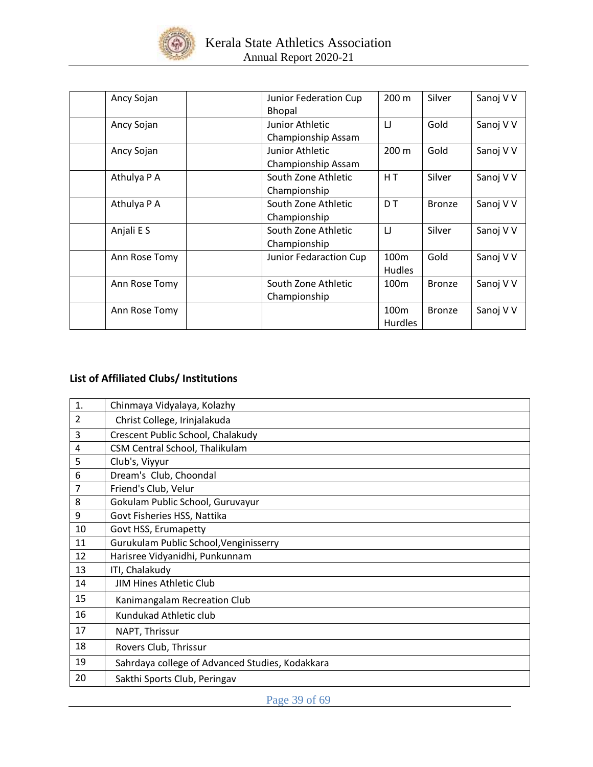|  | Ancy Sojan |  | Junior Federation Cup Bhopal | 200 m | Silver | Sanoj V V |
|---|---|---|---|---|---|---|
|  | Ancy Sojan |  | Junior Athletic Championship Assam | LJ | Gold | Sanoj V V |
|  | Ancy Sojan |  | Junior Athletic Championship Assam | 200 m | Gold | Sanoj V V |
|  | Athulya P A |  | South Zone Athletic Championship | H T | Silver | Sanoj V V |
|  | Athulya P A |  | South Zone Athletic Championship | D T | Bronze | Sanoj V V |
|  | Anjali E S |  | South Zone Athletic Championship | LJ | Silver | Sanoj V V |
|  | Ann Rose Tomy |  | Junior Fedaraction Cup | 100m Hudles | Gold | Sanoj V V |
|  | Ann Rose Tomy |  | South Zone Athletic Championship | 100m | Bronze | Sanoj V V |
|  | Ann Rose Tomy |  |  | 100m Hurdles | Bronze | Sanoj V V |

## List of Affiliated Clubs/ Institutions

| 1. | Chinmaya Vidyalaya, Kolazhy |
|---|---|
| 2 | Christ College, Irinjalakuda |
| 3 | Crescent Public School, Chalakudy |
| 4 | CSM Central School, Thalikulam |
| 5 | Club's, Viyyur |
| 6 | Dream's Club, Choondal |
| 7 | Friend's Club, Velur |
| 8 | Gokulam Public School, Guruvayur |
| 9 | Govt Fisheries HSS, Nattika |
| 10 | Govt HSS, Erumapetty |
| 11 | Gurukulam Public School,Venginisserry |
| 12 | Harisree Vidyanidhi, Punkunnam |
| 13 | ITI, Chalakudy |
| 14 | JIM Hines Athletic Club |
| 15 | Kanimangalam Recreation Club |
| 16 | Kundukad Athletic club |
| 17 | NAPT, Thrissur |
| 18 | Rovers Club, Thrissur |
| 19 | Sahrdaya college of Advanced Studies, Kodakkara |
| 20 | Sakthi Sports Club, Peringav |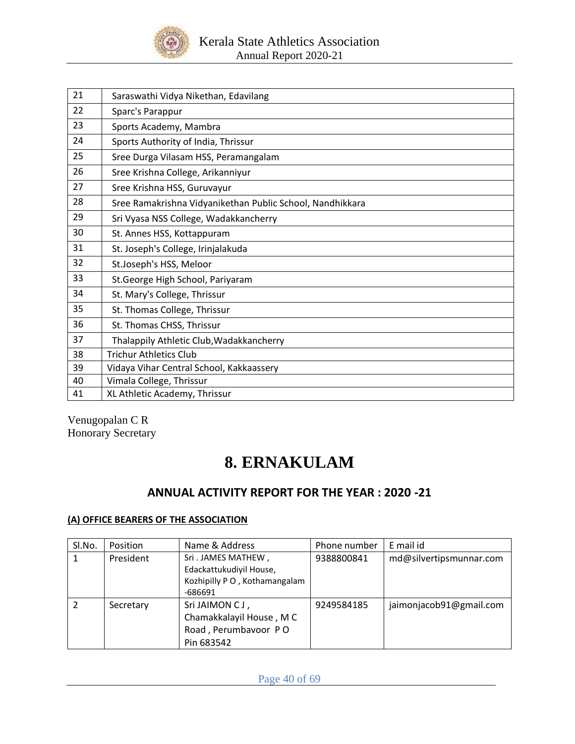| | |
|---|---|
| 21 | Saraswathi Vidya Nikethan, Edavilang |
| 22 | Sparc's Parappur |
| 23 | Sports Academy, Mambra |
| 24 | Sports Authority of India, Thrissur |
| 25 | Sree Durga Vilasam HSS, Peramangalam |
| 26 | Sree Krishna College, Arikanniyur |
| 27 | Sree Krishna HSS, Guruvayur |
| 28 | Sree Ramakrishna Vidyanikethan Public School, Nandhikkara |
| 29 | Sri Vyasa NSS College, Wadakkancherry |
| 30 | St. Annes HSS, Kottappuram |
| 31 | St. Joseph's College, Irinjalakuda |
| 32 | St.Joseph's HSS, Meloor |
| 33 | St.George High School, Pariyaram |
| 34 | St. Mary's College, Thrissur |
| 35 | St. Thomas College, Thrissur |
| 36 | St. Thomas CHSS, Thrissur |
| 37 | Thalappily Athletic Club,Wadakkancherry |
| 38 | Trichur Athletics Club |
| 39 | Vidaya Vihar Central School, Kakkaassery |
| 40 | Vimala College, Thrissur |
| 41 | XL Athletic Academy, Thrissur |

Venugopalan C R
Honorary Secretary

# 8. ERNAKULAM

## ANNUAL ACTIVITY REPORT FOR THE YEAR : 2020 -21

### (A) OFFICE BEARERS OF THE ASSOCIATION

| Sl.No. | Position | Name & Address | Phone number | E mail id |
|---|---|---|---|---|
| 1 | President | Sri . JAMES MATHEW , Edackattukudiyil House, Kozhipilly P O , Kothamangalam -686691 | 9388800841 | md@silvertipsmunnar.com |
| 2 | Secretary | Sri JAIMON C J , Chamakkalayil House , M C Road , Perumbavoor P O Pin 683542 | 9249584185 | jaimonjacob91@gmail.com |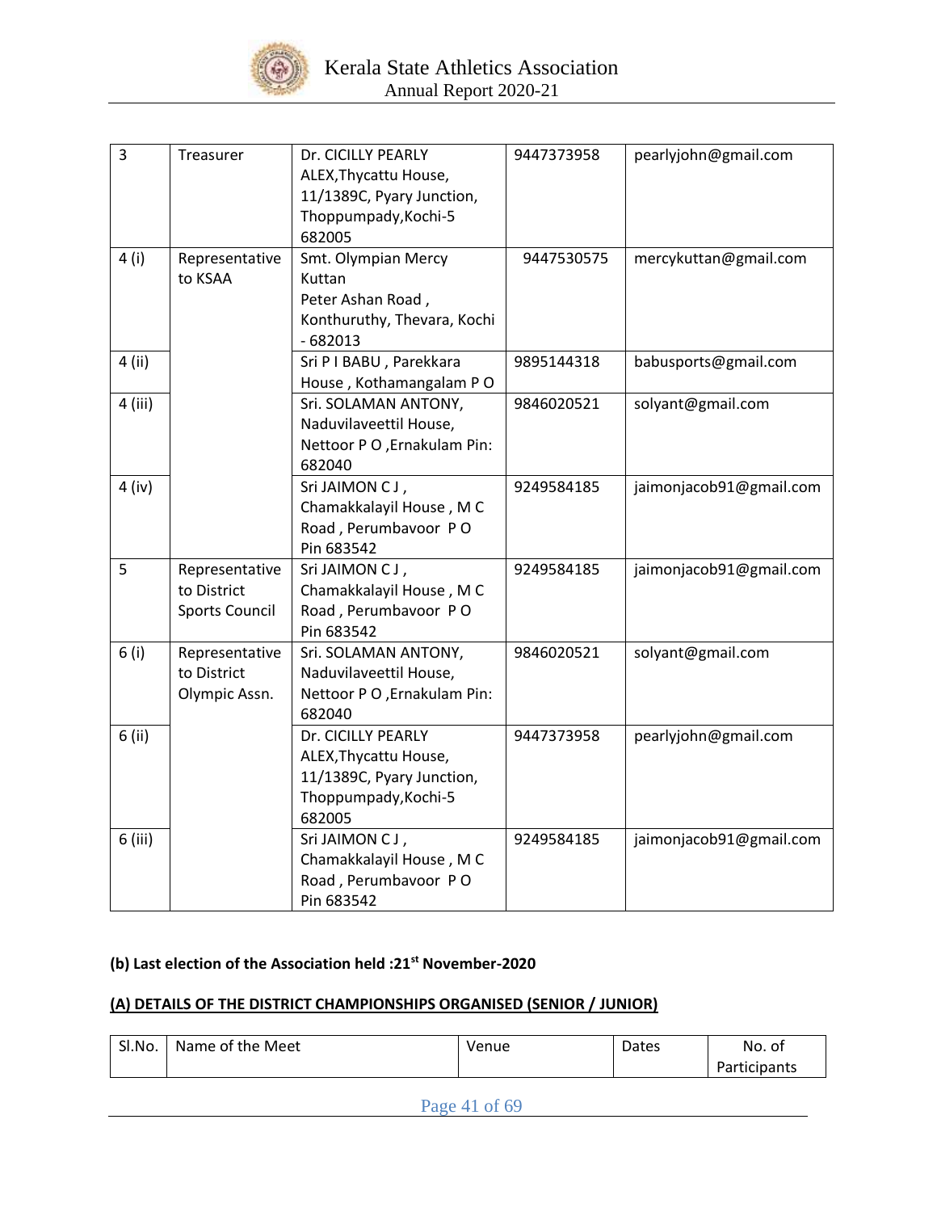| 3 | Treasurer | Dr. CICILLY PEARLY ALEX,Thycattu House, 11/1389C, Pyary Junction, Thoppumpady,Kochi-5 682005 | 9447373958 | pearlyjohn@gmail.com |
|---|---|---|---|---|
| 4 (i) | Representative to KSAA | Smt. Olympian Mercy Kuttan Peter Ashan Road , Konthuruthy, Thevara, Kochi - 682013 | 9447530575 | mercykuttan@gmail.com |
| 4 (ii) | | Sri P I BABU , Parekkara House , Kothamangalam P O | 9895144318 | babusports@gmail.com |
| 4 (iii) | | Sri. SOLAMAN ANTONY, Naduvilaveettil House, Nettoor P O ,Ernakulam Pin: 682040 | 9846020521 | solyant@gmail.com |
| 4 (iv) | | Sri JAIMON C J , Chamakkalayil House , M C Road , Perumbavoor P O Pin 683542 | 9249584185 | jaimonjacob91@gmail.com |
| 5 | Representative to District Sports Council | Sri JAIMON C J , Chamakkalayil House , M C Road , Perumbavoor P O Pin 683542 | 9249584185 | jaimonjacob91@gmail.com |
| 6 (i) | Representative to District Olympic Assn. | Sri. SOLAMAN ANTONY, Naduvilaveettil House, Nettoor P O ,Ernakulam Pin: 682040 | 9846020521 | solyant@gmail.com |
| 6 (ii) | | Dr. CICILLY PEARLY ALEX,Thycattu House, 11/1389C, Pyary Junction, Thoppumpady,Kochi-5 682005 | 9447373958 | pearlyjohn@gmail.com |
| 6 (iii) | | Sri JAIMON C J , Chamakkalayil House , M C Road , Perumbavoor P O Pin 683542 | 9249584185 | jaimonjacob91@gmail.com |

**(b) Last election of the Association held :21st November-2020**

**(A) DETAILS OF THE DISTRICT CHAMPIONSHIPS ORGANISED (SENIOR / JUNIOR)**

| Sl.No. | Name of the Meet | Venue | Dates | No. of Participants |
|---|---|---|---|---|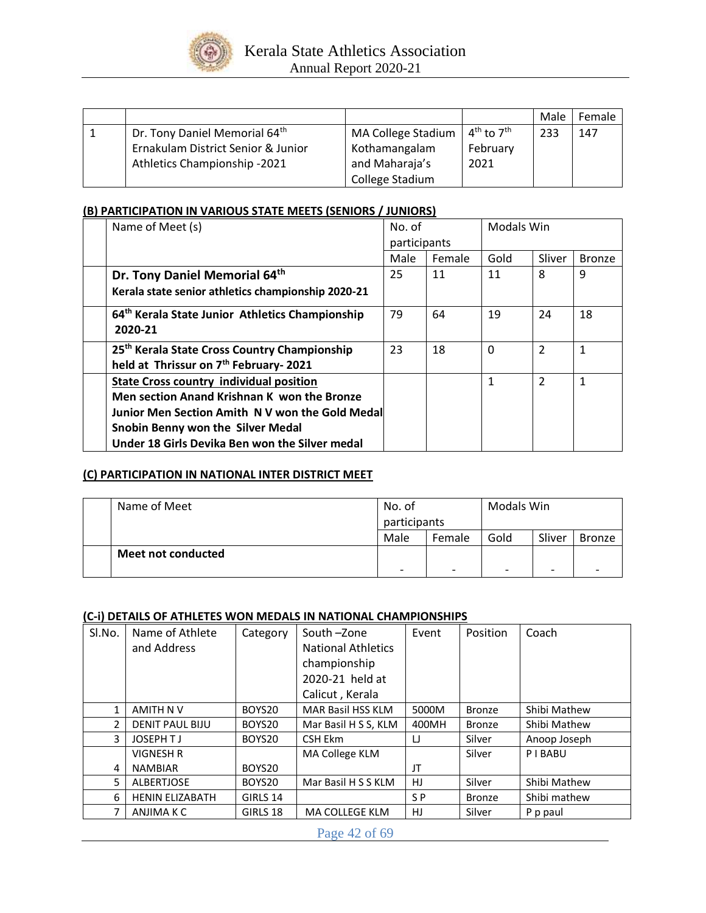| | | | | Male | Female |
|---|---|---|---|---|---|
| 1 | Dr. Tony Daniel Memorial 64th Ernakulam District Senior & Junior Athletics Championship -2021 | MA College Stadium Kothamangalam and Maharaja's College Stadium | 4th to 7th February 2021 | 233 | 147 |

## (B) PARTICIPATION IN VARIOUS STATE MEETS (SENIORS / JUNIORS)

| | Name of Meet (s) | No. of participants | | Modals Win | | |
|---|---|---|---|---|---|---|
| | | Male | Female | Gold | Sliver | Bronze |
| | **Dr. Tony Daniel Memorial 64th** **Kerala state senior athletics championship 2020-21** | 25 | 11 | 11 | 8 | 9 |
| | **64th Kerala State Junior Athletics Championship 2020-21** | 79 | 64 | 19 | 24 | 18 |
| | **25th Kerala State Cross Country Championship held at Thrissur on 7th February- 2021** | 23 | 18 | 0 | 2 | 1 |
| | **State Cross country individual position** **Men section Anand Krishnan K won the Bronze** **Junior Men Section Amith N V won the Gold Medal** **Snobin Benny won the Silver Medal** **Under 18 Girls Devika Ben won the Silver medal** | | | 1 | 2 | 1 |

## (C) PARTICIPATION IN NATIONAL INTER DISTRICT MEET

| | Name of Meet | No. of participants | | Modals Win | | |
|---|---|---|---|---|---|---|
| | | Male | Female | Gold | Sliver | Bronze |
| | **Meet not conducted** | - | - | - | - | - |

## (C-i) DETAILS OF ATHLETES WON MEDALS IN NATIONAL CHAMPIONSHIPS

| Sl.No. | Name of Athlete and Address | Category | South –Zone National Athletics championship 2020-21 held at Calicut , Kerala | Event | Position | Coach |
|---|---|---|---|---|---|---|
| 1 | AMITH N V | BOYS20 | MAR Basil HSS KLM | 5000M | Bronze | Shibi Mathew |
| 2 | DENIT PAUL BIJU | BOYS20 | Mar Basil H S S, KLM | 400MH | Bronze | Shibi Mathew |
| 3 | JOSEPH T J | BOYS20 | CSH Ekm | LJ | Silver | Anoop Joseph |
| 4 | VIGNESH R NAMBIAR | BOYS20 | MA College KLM | JT | Silver | P I BABU |
| 5 | ALBERTJOSE | BOYS20 | Mar Basil H S S KLM | HJ | Silver | Shibi Mathew |
| 6 | HENIN ELIZABATH | GIRLS 14 | | S P | Bronze | Shibi mathew |
| 7 | ANJIMA K C | GIRLS 18 | MA COLLEGE KLM | HJ | Silver | P p paul |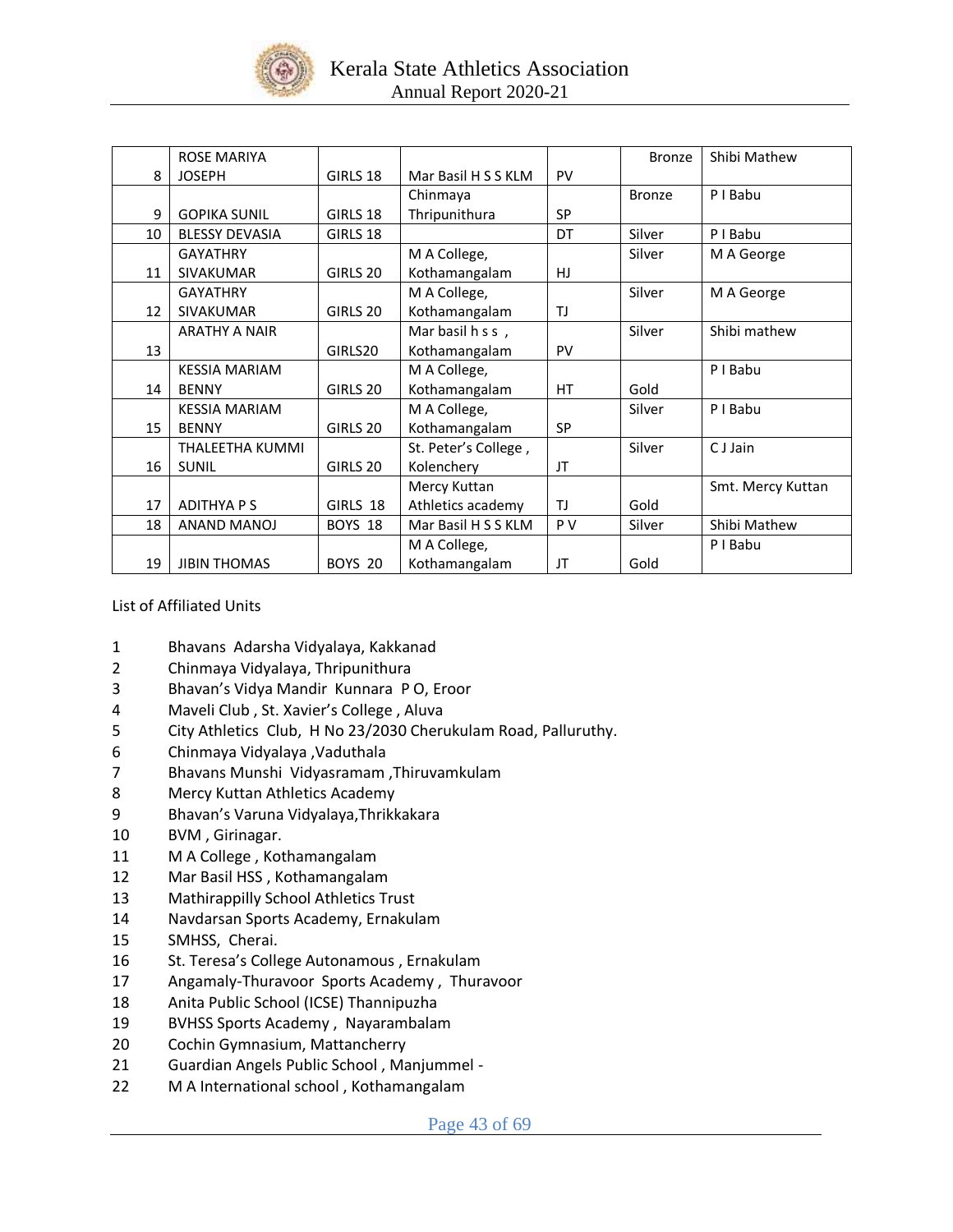| 8 | ROSE MARIYA JOSEPH | GIRLS 18 | Mar Basil H S S KLM | PV | Bronze | Shibi Mathew |
|---|---|---|---|---|---|---|
| 9 | GOPIKA SUNIL | GIRLS 18 | Chinmaya Thripunithura | SP | Bronze | P I Babu |
| 10 | BLESSY DEVASIA | GIRLS 18 | | DT | Silver | P I Babu |
| 11 | GAYATHRY SIVAKUMAR | GIRLS 20 | M A College, Kothamangalam | HJ | Silver | M A George |
| 12 | GAYATHRY SIVAKUMAR | GIRLS 20 | M A College, Kothamangalam | TJ | Silver | M A George |
| 13 | ARATHY A NAIR | GIRLS20 | Mar basil h s s , Kothamangalam | PV | Silver | Shibi mathew |
| 14 | KESSIA MARIAM BENNY | GIRLS 20 | M A College, Kothamangalam | HT | Gold | P I Babu |
| 15 | KESSIA MARIAM BENNY | GIRLS 20 | M A College, Kothamangalam | SP | Silver | P I Babu |
| 16 | THALEETHA KUMMI SUNIL | GIRLS 20 | St. Peter's College , Kolenchery | JT | Silver | C J Jain |
| 17 | ADITHYA P S | GIRLS 18 | Mercy Kuttan Athletics academy | TJ | Gold | Smt. Mercy Kuttan |
| 18 | ANAND MANOJ | BOYS 18 | Mar Basil H S S KLM | P V | Silver | Shibi Mathew |
| 19 | JIBIN THOMAS | BOYS 20 | M A College, Kothamangalam | JT | Gold | P I Babu |

List of Affiliated Units

1 Bhavans Adarsha Vidyalaya, Kakkanad
2 Chinmaya Vidyalaya, Thripunithura
3 Bhavan's Vidya Mandir Kunnara P O, Eroor
4 Maveli Club , St. Xavier's College , Aluva
5 City Athletics Club, H No 23/2030 Cherukulam Road, Palluruthy.
6 Chinmaya Vidyalaya ,Vaduthala
7 Bhavans Munshi Vidyasramam ,Thiruvamkulam
8 Mercy Kuttan Athletics Academy
9 Bhavan's Varuna Vidyalaya,Thrikkakara
10 BVM , Girinagar.
11 M A College , Kothamangalam
12 Mar Basil HSS , Kothamangalam
13 Mathirappilly School Athletics Trust
14 Navdarsan Sports Academy, Ernakulam
15 SMHSS, Cherai.
16 St. Teresa's College Autonamous , Ernakulam
17 Angamaly-Thuravoor Sports Academy , Thuravoor
18 Anita Public School (ICSE) Thannipuzha
19 BVHSS Sports Academy , Nayarambalam
20 Cochin Gymnasium, Mattancherry
21 Guardian Angels Public School , Manjummel -
22 M A International school , Kothamangalam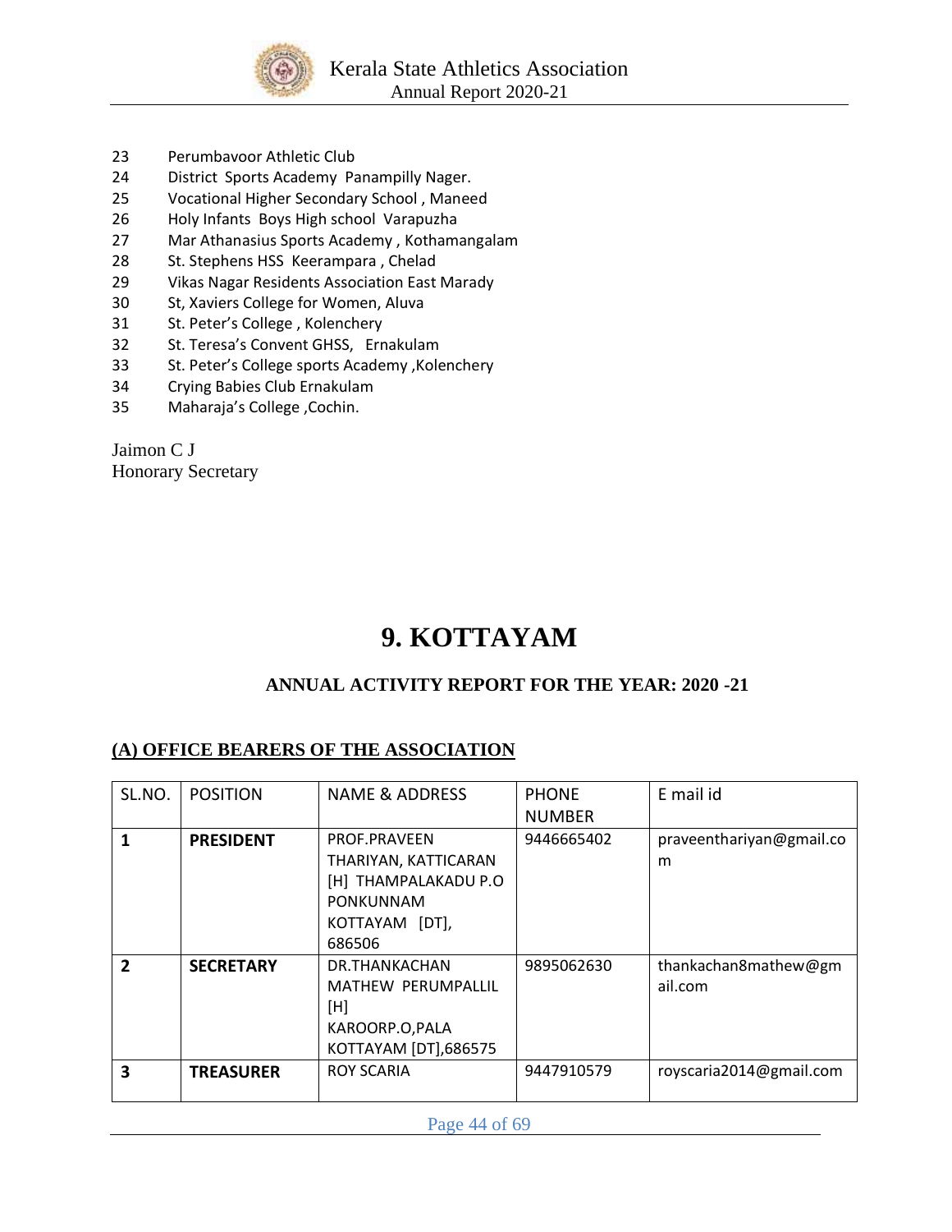23 Perumbavoor Athletic Club
24 District Sports Academy Panampilly Nager.
25 Vocational Higher Secondary School , Maneed
26 Holy Infants Boys High school Varapuzha
27 Mar Athanasius Sports Academy , Kothamangalam
28 St. Stephens HSS Keerampara , Chelad
29 Vikas Nagar Residents Association East Marady
30 St, Xaviers College for Women, Aluva
31 St. Peter's College , Kolenchery
32 St. Teresa's Convent GHSS, Ernakulam
33 St. Peter's College sports Academy ,Kolenchery
34 Crying Babies Club Ernakulam
35 Maharaja's College ,Cochin.

Jaimon C J
Honorary Secretary

# 9. KOTTAYAM

## ANNUAL ACTIVITY REPORT FOR THE YEAR: 2020 -21

### (A) OFFICE BEARERS OF THE ASSOCIATION

| SL.NO. | POSITION | NAME & ADDRESS | PHONE NUMBER | E mail id |
|---|---|---|---|---|
| **1** | **PRESIDENT** | PROF.PRAVEEN THARIYAN, KATTICARAN [H] THAMPALAKADU P.O PONKUNNAM KOTTAYAM [DT], 686506 | 9446665402 | praveenthariyan@gmail.com |
| **2** | **SECRETARY** | DR.THANKACHAN MATHEW PERUMPALLIL [H] KAROORP.O,PALA KOTTAYAM [DT],686575 | 9895062630 | thankachan8mathew@gmail.com |
| **3** | **TREASURER** | ROY SCARIA | 9447910579 | royscaria2014@gmail.com |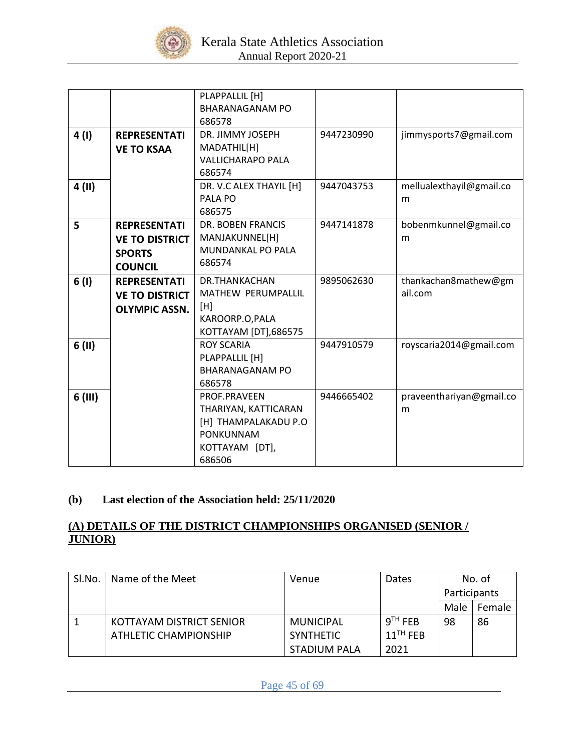|  |  | PLAPPALLIL [H] BHARANAGANAM PO 686578 |  |  |
|---|---|---|---|---|
| 4 (I) | REPRESENTATIVE TO KSAA | DR. JIMMY JOSEPH MADATHIL[H] VALLICHARAPO PALA 686574 | 9447230990 | jimmysports7@gmail.com |
| 4 (II) |  | DR. V.C ALEX THAYIL [H] PALA PO 686575 | 9447043753 | mellualexthayil@gmail.com |
| 5 | REPRESENTATIVE TO DISTRICT SPORTS COUNCIL | DR. BOBEN FRANCIS MANJAKUNNEL[H] MUNDANKAL PO PALA 686574 | 9447141878 | bobenmkunnel@gmail.com |
| 6 (I) | REPRESENTATIVE TO DISTRICT OLYMPIC ASSN. | DR.THANKACHAN MATHEW PERUMPALLIL [H] KAROORP.O,PALA KOTTAYAM [DT],686575 | 9895062630 | thankachan8mathew@gmail.com |
| 6 (II) |  | ROY SCARIA PLAPPALLIL [H] BHARANAGANAM PO 686578 | 9447910579 | royscaria2014@gmail.com |
| 6 (III) |  | PROF.PRAVEEN THARIYAN, KATTICARAN [H] THAMPALAKADU P.O PONKUNNAM KOTTAYAM [DT], 686506 | 9446665402 | praveenthariyan@gmail.com |

**(b) Last election of the Association held: 25/11/2020**

## (A) DETAILS OF THE DISTRICT CHAMPIONSHIPS ORGANISED (SENIOR / JUNIOR)

| Sl.No. | Name of the Meet | Venue | Dates | No. of Participants | |
|---|---|---|---|---|---|
| | | | | Male | Female |
| 1 | KOTTAYAM DISTRICT SENIOR ATHLETIC CHAMPIONSHIP | MUNICIPAL SYNTHETIC STADIUM PALA | 9TH FEB 11TH FEB 2021 | 98 | 86 |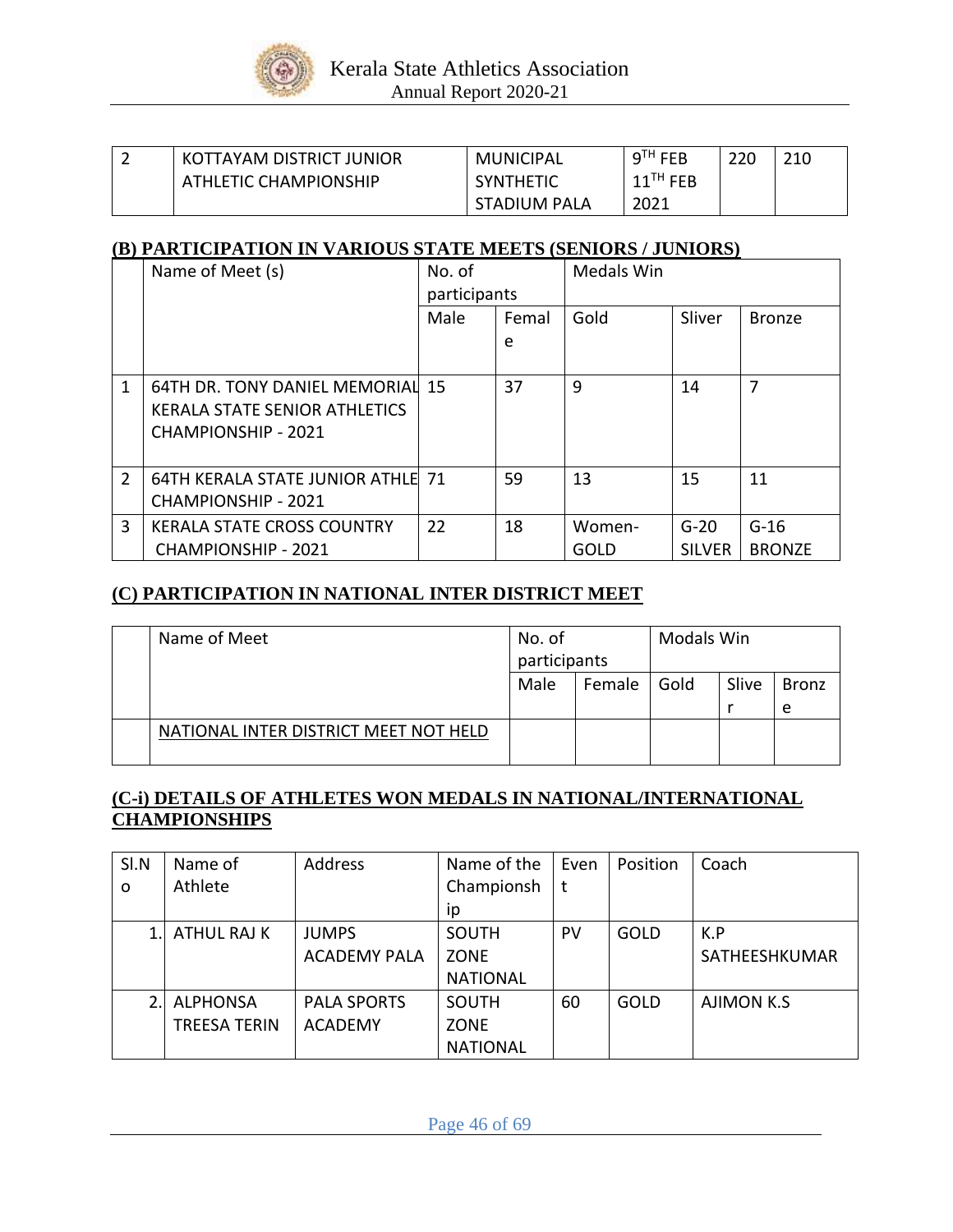| 2 | KOTTAYAM DISTRICT JUNIOR ATHLETIC CHAMPIONSHIP | MUNICIPAL SYNTHETIC STADIUM PALA | 9TH FEB 11TH FEB 2021 | 220 | 210 |
|---|---|---|---|---|---|

## (B) PARTICIPATION IN VARIOUS STATE MEETS (SENIORS / JUNIORS)

| | Name of Meet (s) | No. of participants | | Medals Win | | |
|---|---|---|---|---|---|---|
| | | Male | Female | Gold | Sliver | Bronze |
| 1 | 64TH DR. TONY DANIEL MEMORIAL KERALA STATE SENIOR ATHLETICS CHAMPIONSHIP - 2021 | 15 | 37 | 9 | 14 | 7 |
| 2 | 64TH KERALA STATE JUNIOR ATHLE CHAMPIONSHIP - 2021 | 71 | 59 | 13 | 15 | 11 |
| 3 | KERALA STATE CROSS COUNTRY CHAMPIONSHIP - 2021 | 22 | 18 | Women-GOLD | G-20 SILVER | G-16 BRONZE |

## (C) PARTICIPATION IN NATIONAL INTER DISTRICT MEET

| | Name of Meet | No. of participants | | Modals Win | | |
|---|---|---|---|---|---|---|
| | | Male | Female | Gold | Sliver | Bronze |
| | NATIONAL INTER DISTRICT MEET NOT HELD | | | | | |

## (C-i) DETAILS OF ATHLETES WON MEDALS IN NATIONAL/INTERNATIONAL CHAMPIONSHIPS

| Sl.No | Name of Athlete | Address | Name of the Championship | Event | Position | Coach |
|---|---|---|---|---|---|---|
| 1. | ATHUL RAJ K | JUMPS ACADEMY PALA | SOUTH ZONE NATIONAL | PV | GOLD | K.P SATHEESHKUMAR |
| 2. | ALPHONSA TREESA TERIN | PALA SPORTS ACADEMY | SOUTH ZONE NATIONAL | 60 | GOLD | AJIMON K.S |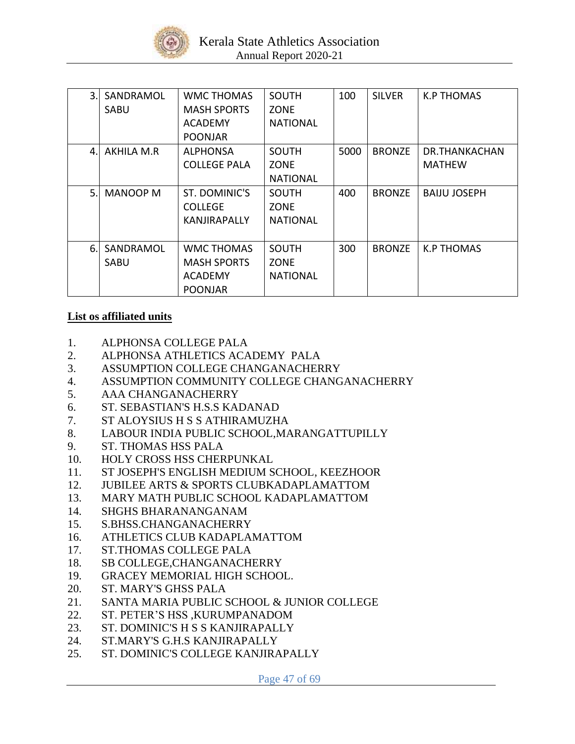| 3. | SANDRAMOL SABU | WMC THOMAS MASH SPORTS ACADEMY POONJAR | SOUTH ZONE NATIONAL | 100 | SILVER | K.P THOMAS |
|---|---|---|---|---|---|---|
| 4. | AKHILA M.R | ALPHONSA COLLEGE PALA | SOUTH ZONE NATIONAL | 5000 | BRONZE | DR.THANKACHAN MATHEW |
| 5. | MANOOP M | ST. DOMINIC'S COLLEGE KANJIRAPALLY | SOUTH ZONE NATIONAL | 400 | BRONZE | BAIJU JOSEPH |
| 6. | SANDRAMOL SABU | WMC THOMAS MASH SPORTS ACADEMY POONJAR | SOUTH ZONE NATIONAL | 300 | BRONZE | K.P THOMAS |

**List os affiliated units**

1. ALPHONSA COLLEGE PALA
2. ALPHONSA ATHLETICS ACADEMY PALA
3. ASSUMPTION COLLEGE CHANGANACHERRY
4. ASSUMPTION COMMUNITY COLLEGE CHANGANACHERRY
5. AAA CHANGANACHERRY
6. ST. SEBASTIAN'S H.S.S KADANAD
7. ST ALOYSIUS H S S ATHIRAMUZHA
8. LABOUR INDIA PUBLIC SCHOOL,MARANGATTUPILLY
9. ST. THOMAS HSS PALA
10. HOLY CROSS HSS CHERPUNKAL
11. ST JOSEPH'S ENGLISH MEDIUM SCHOOL, KEEZHOOR
12. JUBILEE ARTS & SPORTS CLUBKADAPLAMATTOM
13. MARY MATH PUBLIC SCHOOL KADAPLAMATTOM
14. SHGHS BHARANANGANAM
15. S.BHSS.CHANGANACHERRY
16. ATHLETICS CLUB KADAPLAMATTOM
17. ST.THOMAS COLLEGE PALA
18. SB COLLEGE,CHANGANACHERRY
19. GRACEY MEMORIAL HIGH SCHOOL.
20. ST. MARY'S GHSS PALA
21. SANTA MARIA PUBLIC SCHOOL & JUNIOR COLLEGE
22. ST. PETER'S HSS ,KURUMPANADOM
23. ST. DOMINIC'S H S S KANJIRAPALLY
24. ST.MARY'S G.H.S KANJIRAPALLY
25. ST. DOMINIC'S COLLEGE KANJIRAPALLY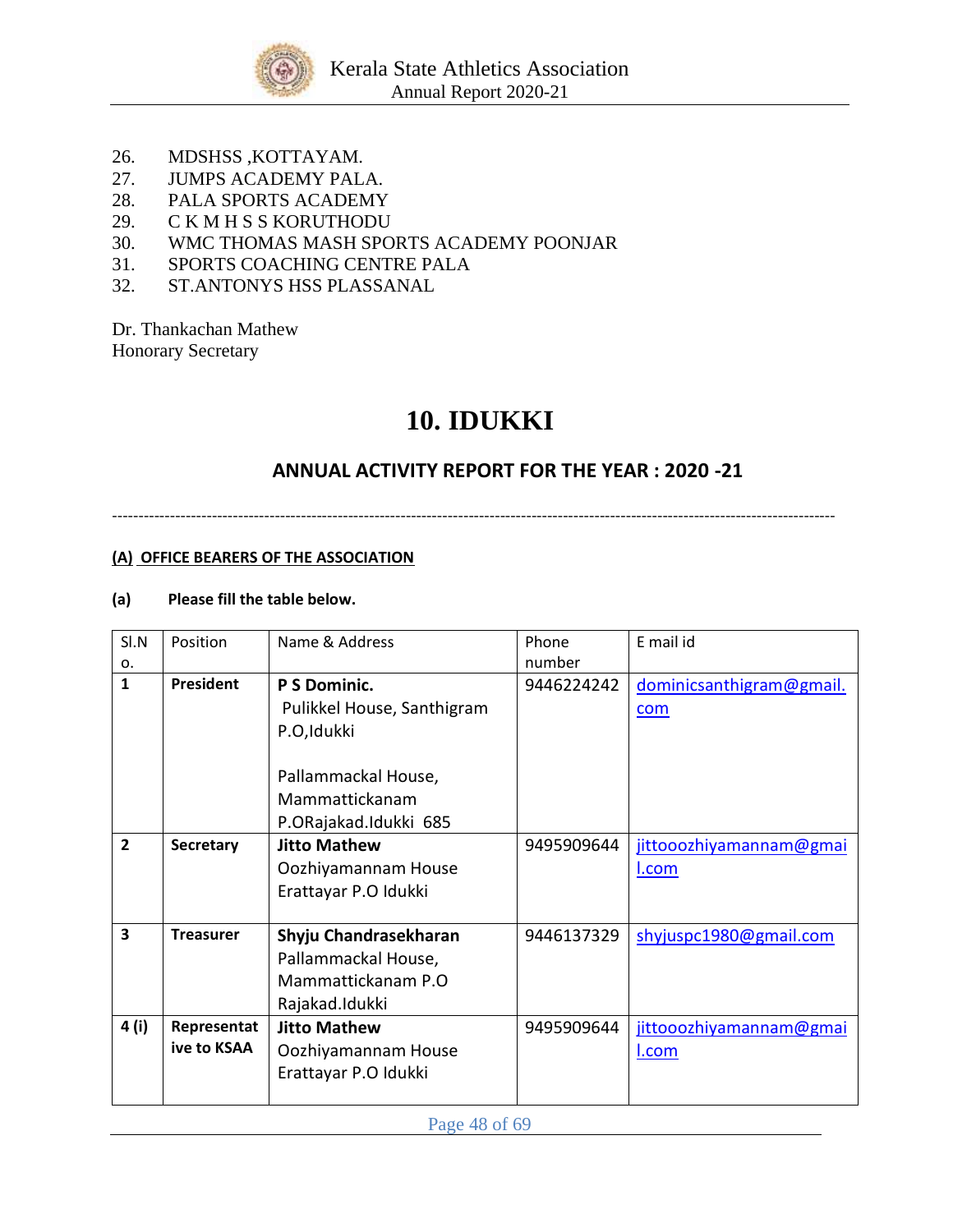26. MDSHSS ,KOTTAYAM.
27. JUMPS ACADEMY PALA.
28. PALA SPORTS ACADEMY
29. C K M H S S KORUTHODU
30. WMC THOMAS MASH SPORTS ACADEMY POONJAR
31. SPORTS COACHING CENTRE PALA
32. ST.ANTONYS HSS PLASSANAL

Dr. Thankachan Mathew
Honorary Secretary

# 10. IDUKKI

## ANNUAL ACTIVITY REPORT FOR THE YEAR : 2020 -21

---

**(A) OFFICE BEARERS OF THE ASSOCIATION**

**(a) Please fill the table below.**

| Sl.No. | Position | Name & Address | Phone number | E mail id |
|---|---|---|---|---|
| **1** | **President** | **P S Dominic.** Pulikkel House, Santhigram P.O,Idukki<br><br>Pallammackal House, Mammattickanam P.ORajakad.Idukki 685 | 9446224242 | dominicsanthigram@gmail.com |
| **2** | **Secretary** | **Jitto Mathew** Oozhiyamannam House Erattayar P.O Idukki | 9495909644 | jittooozhiyamannam@gmail.com |
| **3** | **Treasurer** | **Shyju Chandrasekharan** Pallammackal House, Mammattickanam P.O Rajakad.Idukki | 9446137329 | shyjuspc1980@gmail.com |
| **4 (i)** | **Representative to KSAA** | **Jitto Mathew** Oozhiyamannam House Erattayar P.O Idukki | 9495909644 | jittooozhiyamannam@gmail.com |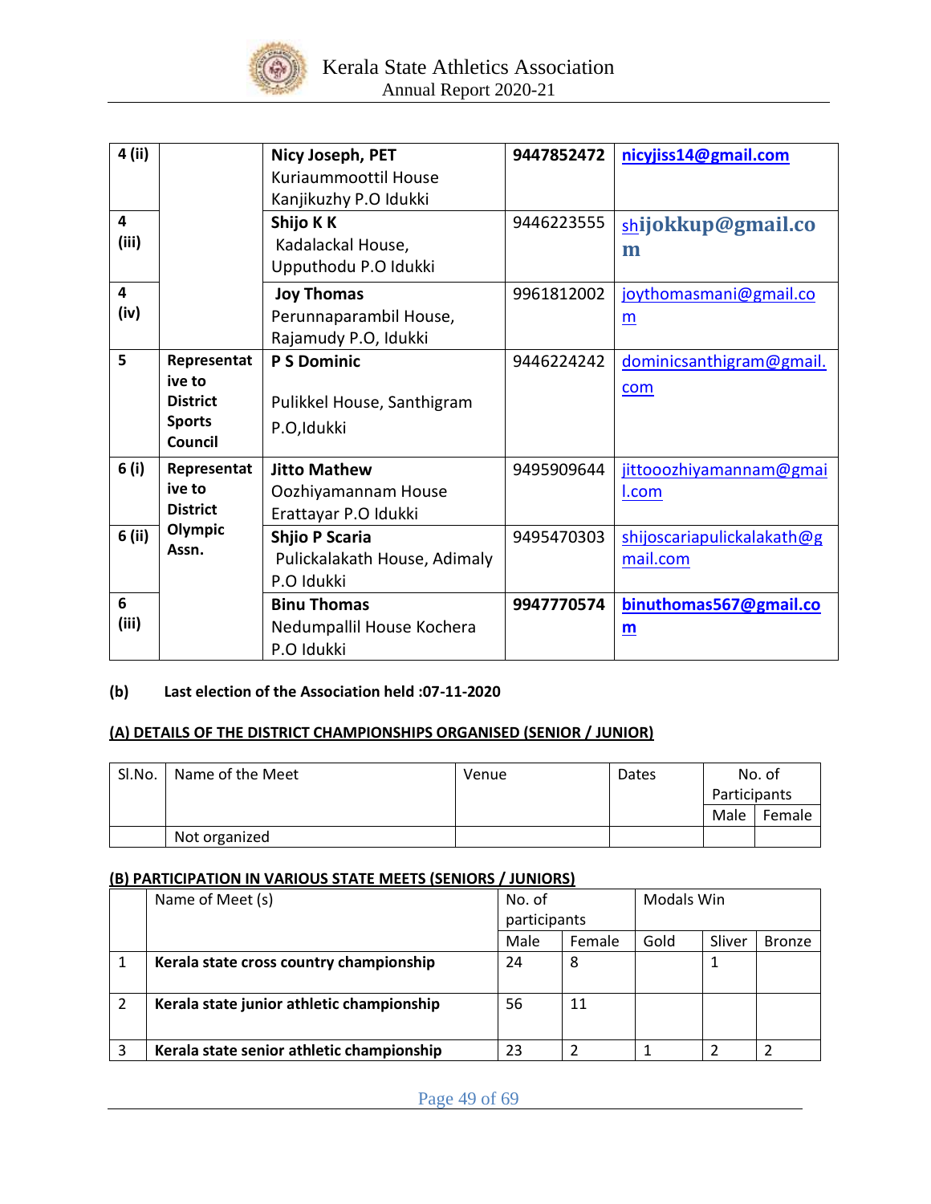| | | | | |
|---|---|---|---|---|
| 4 (ii) | | **Nicy Joseph, PET**<br>Kuriaummoottil House<br>Kanjikuzhy P.O Idukki | **9447852472** | **nicyjiss14@gmail.com** |
| 4 (iii) | | **Shijo K K**<br>Kadalackal House,<br>Upputhodu P.O Idukki | 9446223555 | shijokkup@gmail.com |
| 4 (iv) | | **Joy Thomas**<br>Perunnaparambil House,<br>Rajamudy P.O, Idukki | 9961812002 | joythomasmani@gmail.com |
| 5 | **Representative to District Sports Council** | **P S Dominic**<br>Pulikkel House, Santhigram P.O,Idukki | 9446224242 | dominicsanthigram@gmail.com |
| 6 (i) | **Representative to District Olympic Assn.** | **Jitto Mathew**<br>Oozhiyamannam House<br>Erattayar P.O Idukki | 9495909644 | jittooozhiyamannam@gmail.com |
| 6 (ii) | | **Shjio P Scaria**<br>Pulickalakath House, Adimaly P.O Idukki | 9495470303 | shijoscariapulickalakath@gmail.com |
| 6 (iii) | | **Binu Thomas**<br>Nedumpallil House Kochera P.O Idukki | **9947770574** | **binuthomas567@gmail.com** |

**(b) Last election of the Association held :07-11-2020**

**(A) DETAILS OF THE DISTRICT CHAMPIONSHIPS ORGANISED (SENIOR / JUNIOR)**

| Sl.No. | Name of the Meet | Venue | Dates | No. of Participants | |
|---|---|---|---|---|---|
| | | | | Male | Female |
| | Not organized | | | | |

**(B) PARTICIPATION IN VARIOUS STATE MEETS (SENIORS / JUNIORS)**

| | Name of Meet (s) | No. of participants | | Modals Win | | |
|---|---|---|---|---|---|---|
| | | Male | Female | Gold | Sliver | Bronze |
| 1 | **Kerala state cross country championship** | 24 | 8 | | 1 | |
| 2 | **Kerala state junior athletic championship** | 56 | 11 | | | |
| 3 | **Kerala state senior athletic championship** | 23 | 2 | 1 | 2 | 2 |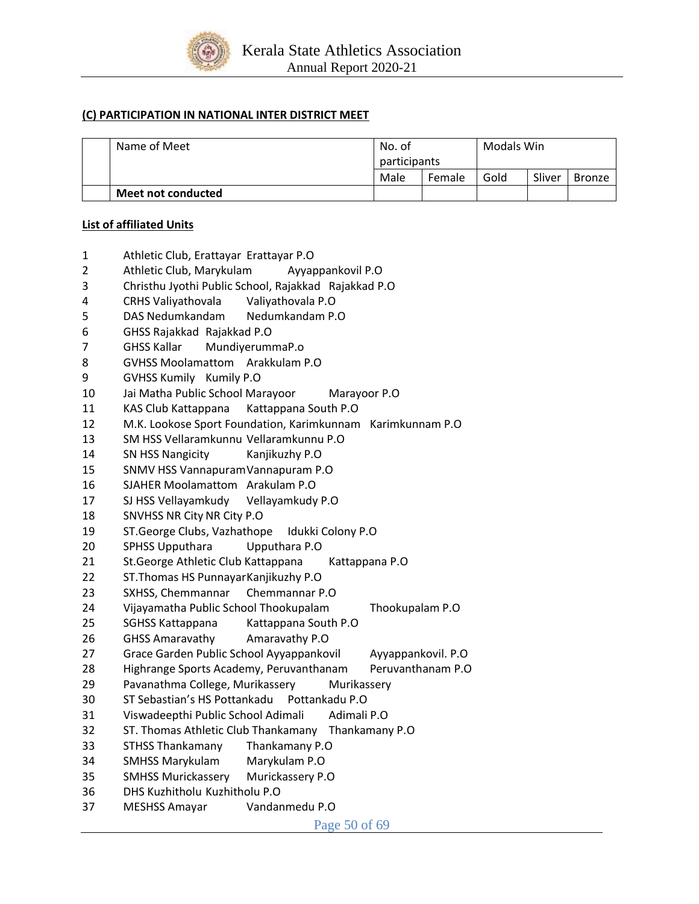**(C) PARTICIPATION IN NATIONAL INTER DISTRICT MEET**

| | Name of Meet | No. of participants | | Modals Win | | |
|---|---|---|---|---|---|---|
| | | Male | Female | Gold | Sliver | Bronze |
| | **Meet not conducted** | | | | | |

**List of affiliated Units**

| | | |
|---|---|---|
| 1 | Athletic Club, Erattayar | Erattayar P.O |
| 2 | Athletic Club, Marykulam | Ayyappankovil P.O |
| 3 | Christhu Jyothi Public School, Rajakkad | Rajakkad P.O |
| 4 | CRHS Valiyathovala | Valiyathovala P.O |
| 5 | DAS Nedumkandam | Nedumkandam P.O |
| 6 | GHSS Rajakkad | Rajakkad P.O |
| 7 | GHSS Kallar | MundiyerummaP.o |
| 8 | GVHSS Moolamattom | Arakkulam P.O |
| 9 | GVHSS Kumily | Kumily P.O |
| 10 | Jai Matha Public School Marayoor | Marayoor P.O |
| 11 | KAS Club Kattappana | Kattappana South P.O |
| 12 | M.K. Lookose Sport Foundation, Karimkunnam | Karimkunnam P.O |
| 13 | SM HSS Vellaramkunnu | Vellaramkunnu P.O |
| 14 | SN HSS Nangicity | Kanjikuzhy P.O |
| 15 | SNMV HSS Vannapuram | Vannapuram P.O |
| 16 | SJAHER Moolamattom | Arakulam P.O |
| 17 | SJ HSS Vellayamkudy | Vellayamkudy P.O |
| 18 | SNVHSS NR City | NR City P.O |
| 19 | ST.George Clubs, Vazhathope | Idukki Colony P.O |
| 20 | SPHSS Upputhara | Upputhara P.O |
| 21 | St.George Athletic Club Kattappana | Kattappana P.O |
| 22 | ST.Thomas HS Punnayar | Kanjikuzhy P.O |
| 23 | SXHSS, Chemmannar | Chemmannar P.O |
| 24 | Vijayamatha Public School Thookupalam | Thookupalam P.O |
| 25 | SGHSS Kattappana | Kattappana South P.O |
| 26 | GHSS Amaravathy | Amaravathy P.O |
| 27 | Grace Garden Public School Ayyappankovil | Ayyappankovil. P.O |
| 28 | Highrange Sports Academy, Peruvanthanam | Peruvanthanam P.O |
| 29 | Pavanathma College, Murikassery | Murikassery |
| 30 | ST Sebastian's HS Pottankadu | Pottankadu P.O |
| 31 | Viswadeepthi Public School Adimali | Adimali P.O |
| 32 | ST. Thomas Athletic Club Thankamany | Thankamany P.O |
| 33 | STHSS Thankamany | Thankamany P.O |
| 34 | SMHSS Marykulam | Marykulam P.O |
| 35 | SMHSS Murickassery | Murickassery P.O |
| 36 | DHS Kuzhitholu | Kuzhitholu P.O |
| 37 | MESHSS Amayar | Vandanmedu P.O |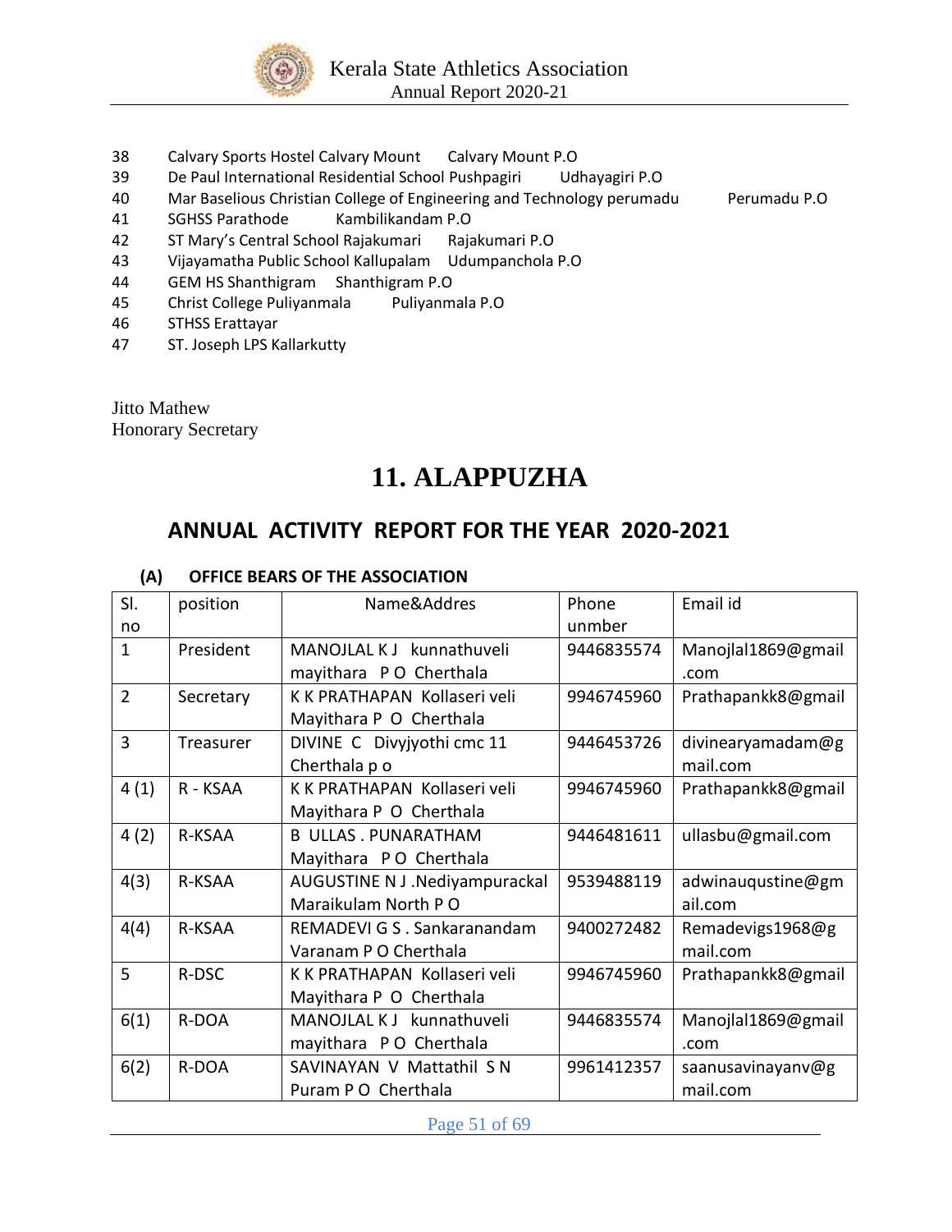38 Calvary Sports Hostel Calvary Mount Calvary Mount P.O
39 De Paul International Residential School Pushpagiri Udhayagiri P.O
40 Mar Baselious Christian College of Engineering and Technology perumadu Perumadu P.O
41 SGHSS Parathode Kambilikandam P.O
42 ST Mary's Central School Rajakumari Rajakumari P.O
43 Vijayamatha Public School Kallupalam Udumpanchola P.O
44 GEM HS Shanthigram Shanthigram P.O
45 Christ College Puliyanmala Puliyanmala P.O
46 STHSS Erattayar
47 ST. Joseph LPS Kallarkutty

Jitto Mathew
Honorary Secretary

# 11. ALAPPUZHA

## ANNUAL ACTIVITY REPORT FOR THE YEAR 2020-2021

### (A) OFFICE BEARS OF THE ASSOCIATION

| Sl. no | position | Name&Addres | Phone unmber | Email id |
|---|---|---|---|---|
| 1 | President | MANOJLAL K J kunnathuveli mayithara P O Cherthala | 9446835574 | Manojlal1869@gmail.com |
| 2 | Secretary | K K PRATHAPAN Kollaseri veli Mayithara P O Cherthala | 9946745960 | Prathapankk8@gmail |
| 3 | Treasurer | DIVINE C Divyjyothi cmc 11 Cherthala p o | 9446453726 | divinearyamadam@gmail.com |
| 4 (1) | R - KSAA | K K PRATHAPAN Kollaseri veli Mayithara P O Cherthala | 9946745960 | Prathapankk8@gmail |
| 4 (2) | R-KSAA | B ULLAS . PUNARATHAM Mayithara P O Cherthala | 9446481611 | ullasbu@gmail.com |
| 4(3) | R-KSAA | AUGUSTINE N J .Nediyampurackal Maraikulam North P O | 9539488119 | adwinauqustine@gmail.com |
| 4(4) | R-KSAA | REMADEVI G S . Sankaranandam Varanam P O Cherthala | 9400272482 | Remadevigs1968@gmail.com |
| 5 | R-DSC | K K PRATHAPAN Kollaseri veli Mayithara P O Cherthala | 9946745960 | Prathapankk8@gmail |
| 6(1) | R-DOA | MANOJLAL K J kunnathuveli mayithara P O Cherthala | 9446835574 | Manojlal1869@gmail.com |
| 6(2) | R-DOA | SAVINAYAN V Mattathil S N Puram P O Cherthala | 9961412357 | saanusavinayanv@gmail.com |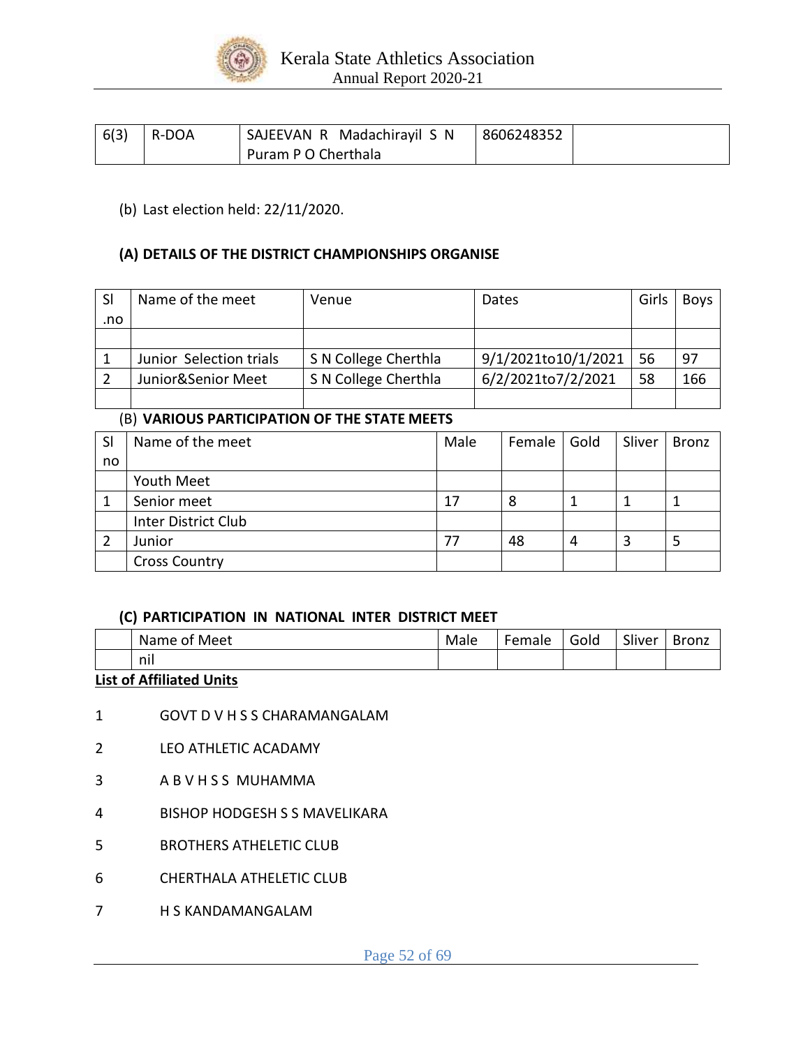| 6(3) | R-DOA | SAJEEVAN R Madachirayil S N Puram P O Cherthala | 8606248352 | |
|---|---|---|---|---|

(b) Last election held: 22/11/2020.

### (A) DETAILS OF THE DISTRICT CHAMPIONSHIPS ORGANISE

| Sl .no | Name of the meet | Venue | Dates | Girls | Boys |
|---|---|---|---|---|---|
| | | | | | |
| 1 | Junior Selection trials | S N College Cherthla | 9/1/2021to10/1/2021 | 56 | 97 |
| 2 | Junior&Senior Meet | S N College Cherthla | 6/2/2021to7/2/2021 | 58 | 166 |
| | | | | | |

### (B) VARIOUS PARTICIPATION OF THE STATE MEETS

| Sl no | Name of the meet | Male | Female | Gold | Sliver | Bronz |
|---|---|---|---|---|---|---|
| | Youth Meet | | | | | |
| 1 | Senior meet | 17 | 8 | 1 | 1 | 1 |
| | Inter District Club | | | | | |
| 2 | Junior | 77 | 48 | 4 | 3 | 5 |
| | Cross Country | | | | | |

### (C) PARTICIPATION IN NATIONAL INTER DISTRICT MEET

| | Name of Meet | Male | Female | Gold | Sliver | Bronz |
|---|---|---|---|---|---|---|
| | nil | | | | | |

**List of Affiliated Units**

1. GOVT D V H S S CHARAMANGALAM
2. LEO ATHLETIC ACADAMY
3. A B V H S S MUHAMMA
4. BISHOP HODGESH S S MAVELIKARA
5. BROTHERS ATHELETIC CLUB
6. CHERTHALA ATHELETIC CLUB
7. H S KANDAMANGALAM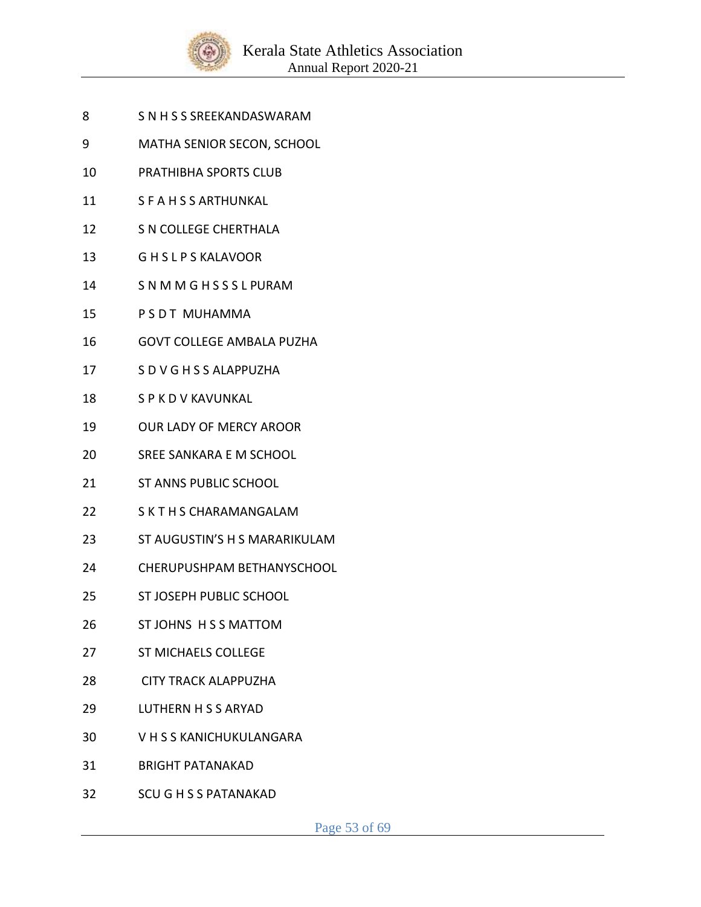8 S N H S S SREEKANDASWARAM

9 MATHA SENIOR SECON, SCHOOL

10 PRATHIBHA SPORTS CLUB

11 S F A H S S ARTHUNKAL

12 S N COLLEGE CHERTHALA

13 G H S L P S KALAVOOR

14 S N M M G H S S S L PURAM

15 P S D T MUHAMMA

16 GOVT COLLEGE AMBALA PUZHA

17 S D V G H S S ALAPPUZHA

18 S P K D V KAVUNKAL

19 OUR LADY OF MERCY AROOR

20 SREE SANKARA E M SCHOOL

21 ST ANNS PUBLIC SCHOOL

22 S K T H S CHARAMANGALAM

23 ST AUGUSTIN'S H S MARARIKULAM

24 CHERUPUSHPAM BETHANYSCHOOL

25 ST JOSEPH PUBLIC SCHOOL

26 ST JOHNS H S S MATTOM

27 ST MICHAELS COLLEGE

28 CITY TRACK ALAPPUZHA

29 LUTHERN H S S ARYAD

30 V H S S KANICHUKULANGARA

31 BRIGHT PATANAKAD

32 SCU G H S S PATANAKAD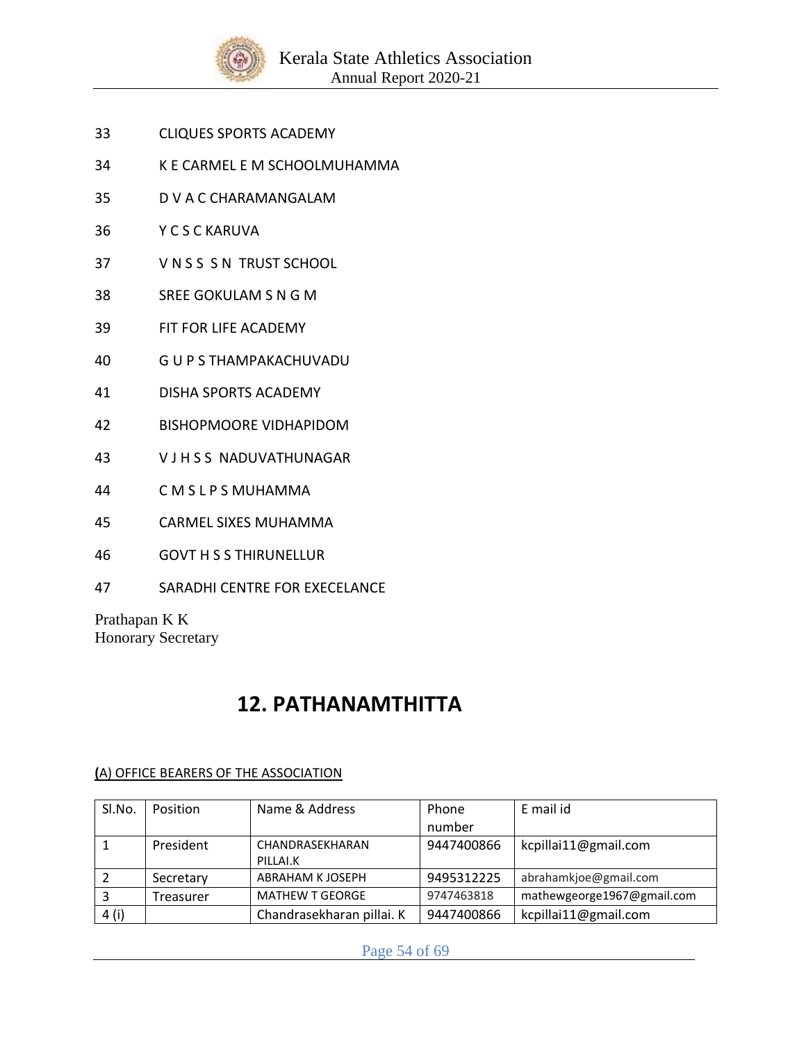33 CLIQUES SPORTS ACADEMY

34 K E CARMEL E M SCHOOLMUHAMMA

35 D V A C CHARAMANGALAM

36 Y C S C KARUVA

37 V N S S S N TRUST SCHOOL

38 SREE GOKULAM S N G M

39 FIT FOR LIFE ACADEMY

40 G U P S THAMPAKACHUVADU

41 DISHA SPORTS ACADEMY

42 BISHOPMOORE VIDHAPIDOM

43 V J H S S NADUVATHUNAGAR

44 C M S L P S MUHAMMA

45 CARMEL SIXES MUHAMMA

46 GOVT H S S THIRUNELLUR

47 SARADHI CENTRE FOR EXECELANCE

Prathapan K K
Honorary Secretary

# 12. PATHANAMTHITTA

**(**A) OFFICE BEARERS OF THE ASSOCIATION

| Sl.No. | Position | Name & Address | Phone number | E mail id |
|---|---|---|---|---|
| 1 | President | CHANDRASEKHARAN PILLAI.K | 9447400866 | kcpillai11@gmail.com |
| 2 | Secretary | ABRAHAM K JOSEPH | 9495312225 | abrahamkjoe@gmail.com |
| 3 | Treasurer | MATHEW T GEORGE | 9747463818 | mathewgeorge1967@gmail.com |
| 4 (i) | | Chandrasekharan pillai. K | 9447400866 | kcpillai11@gmail.com |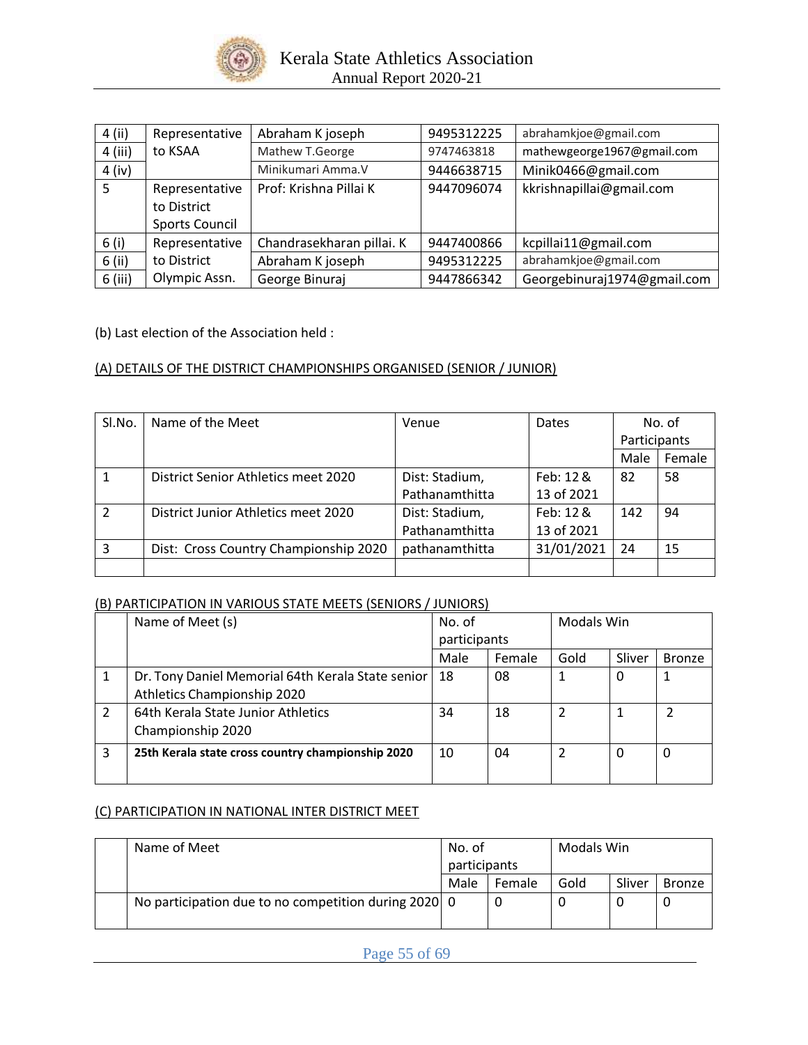| 4 (ii) | Representative to KSAA | Abraham K joseph | 9495312225 | abrahamkjoe@gmail.com |
|---|---|---|---|---|
| 4 (iii) | | Mathew T.George | 9747463818 | mathewgeorge1967@gmail.com |
| 4 (iv) | | Minikumari Amma.V | 9446638715 | Minik0466@gmail.com |
| 5 | Representative to District Sports Council | Prof: Krishna Pillai K | 9447096074 | kkrishnapillai@gmail.com |
| 6 (i) | Representative to District Olympic Assn. | Chandrasekharan pillai. K | 9447400866 | kcpillai11@gmail.com |
| 6 (ii) | | Abraham K joseph | 9495312225 | abrahamkjoe@gmail.com |
| 6 (iii) | | George Binuraj | 9447866342 | Georgebinuraj1974@gmail.com |

(b) Last election of the Association held :

<u>(A) DETAILS OF THE DISTRICT CHAMPIONSHIPS ORGANISED (SENIOR / JUNIOR)</u>

| Sl.No. | Name of the Meet | Venue | Dates | No. of Participants | |
|---|---|---|---|---|---|
| | | | | Male | Female |
| 1 | District Senior Athletics meet 2020 | Dist: Stadium, Pathanamthitta | Feb: 12 & 13 of 2021 | 82 | 58 |
| 2 | District Junior Athletics meet 2020 | Dist: Stadium, Pathanamthitta | Feb: 12 & 13 of 2021 | 142 | 94 |
| 3 | Dist: Cross Country Championship 2020 | pathanamthitta | 31/01/2021 | 24 | 15 |
| | | | | | |

<u>(B) PARTICIPATION IN VARIOUS STATE MEETS (SENIORS / JUNIORS)</u>

| | Name of Meet (s) | No. of participants | | Modals Win | | |
|---|---|---|---|---|---|---|
| | | Male | Female | Gold | Sliver | Bronze |
| 1 | Dr. Tony Daniel Memorial 64th Kerala State senior Athletics Championship 2020 | 18 | 08 | 1 | 0 | 1 |
| 2 | 64th Kerala State Junior Athletics Championship 2020 | 34 | 18 | 2 | 1 | 2 |
| 3 | **25th Kerala state cross country championship 2020** | 10 | 04 | 2 | 0 | 0 |

<u>(C) PARTICIPATION IN NATIONAL INTER DISTRICT MEET</u>

| | Name of Meet | No. of participants | | Modals Win | | |
|---|---|---|---|---|---|---|
| | | Male | Female | Gold | Sliver | Bronze |
| | No participation due to no competition during 2020 | 0 | 0 | 0 | 0 | 0 |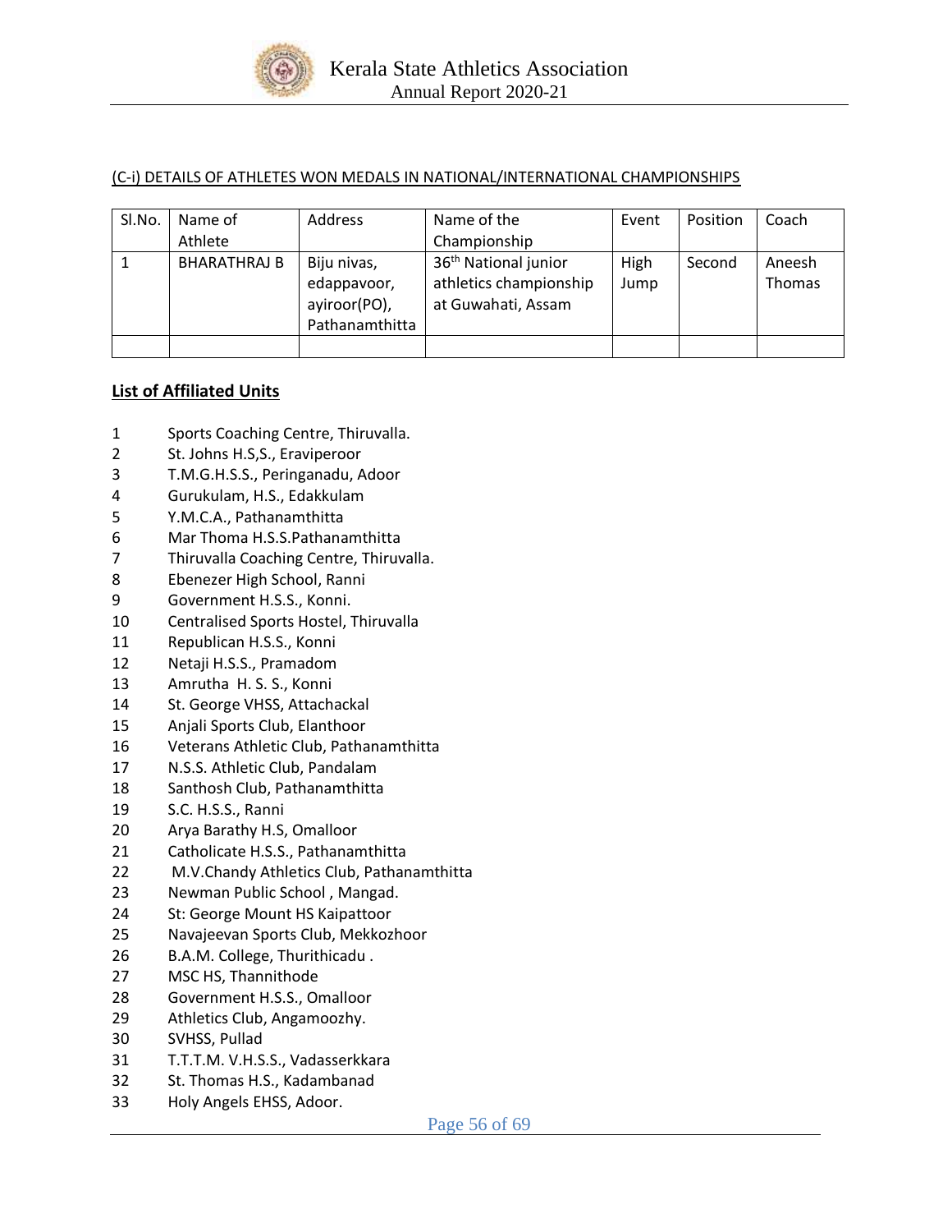(C-i) DETAILS OF ATHLETES WON MEDALS IN NATIONAL/INTERNATIONAL CHAMPIONSHIPS

| Sl.No. | Name of Athlete | Address | Name of the Championship | Event | Position | Coach |
|---|---|---|---|---|---|---|
| 1 | BHARATHRAJ B | Biju nivas, edappavoor, ayiroor(PO), Pathanamthitta | 36th National junior athletics championship at Guwahati, Assam | High Jump | Second | Aneesh Thomas |
| | | | | | | |

**List of Affiliated Units**

1 Sports Coaching Centre, Thiruvalla.
2 St. Johns H.S,S., Eraviperoor
3 T.M.G.H.S.S., Peringanadu, Adoor
4 Gurukulam, H.S., Edakkulam
5 Y.M.C.A., Pathanamthitta
6 Mar Thoma H.S.S.Pathanamthitta
7 Thiruvalla Coaching Centre, Thiruvalla.
8 Ebenezer High School, Ranni
9 Government H.S.S., Konni.
10 Centralised Sports Hostel, Thiruvalla
11 Republican H.S.S., Konni
12 Netaji H.S.S., Pramadom
13 Amrutha H. S. S., Konni
14 St. George VHSS, Attachackal
15 Anjali Sports Club, Elanthoor
16 Veterans Athletic Club, Pathanamthitta
17 N.S.S. Athletic Club, Pandalam
18 Santhosh Club, Pathanamthitta
19 S.C. H.S.S., Ranni
20 Arya Barathy H.S, Omalloor
21 Catholicate H.S.S., Pathanamthitta
22 M.V.Chandy Athletics Club, Pathanamthitta
23 Newman Public School , Mangad.
24 St: George Mount HS Kaipattoor
25 Navajeevan Sports Club, Mekkozhoor
26 B.A.M. College, Thurithicadu .
27 MSC HS, Thannithode
28 Government H.S.S., Omalloor
29 Athletics Club, Angamoozhy.
30 SVHSS, Pullad
31 T.T.T.M. V.H.S.S., Vadasserkkara
32 St. Thomas H.S., Kadambanad
33 Holy Angels EHSS, Adoor.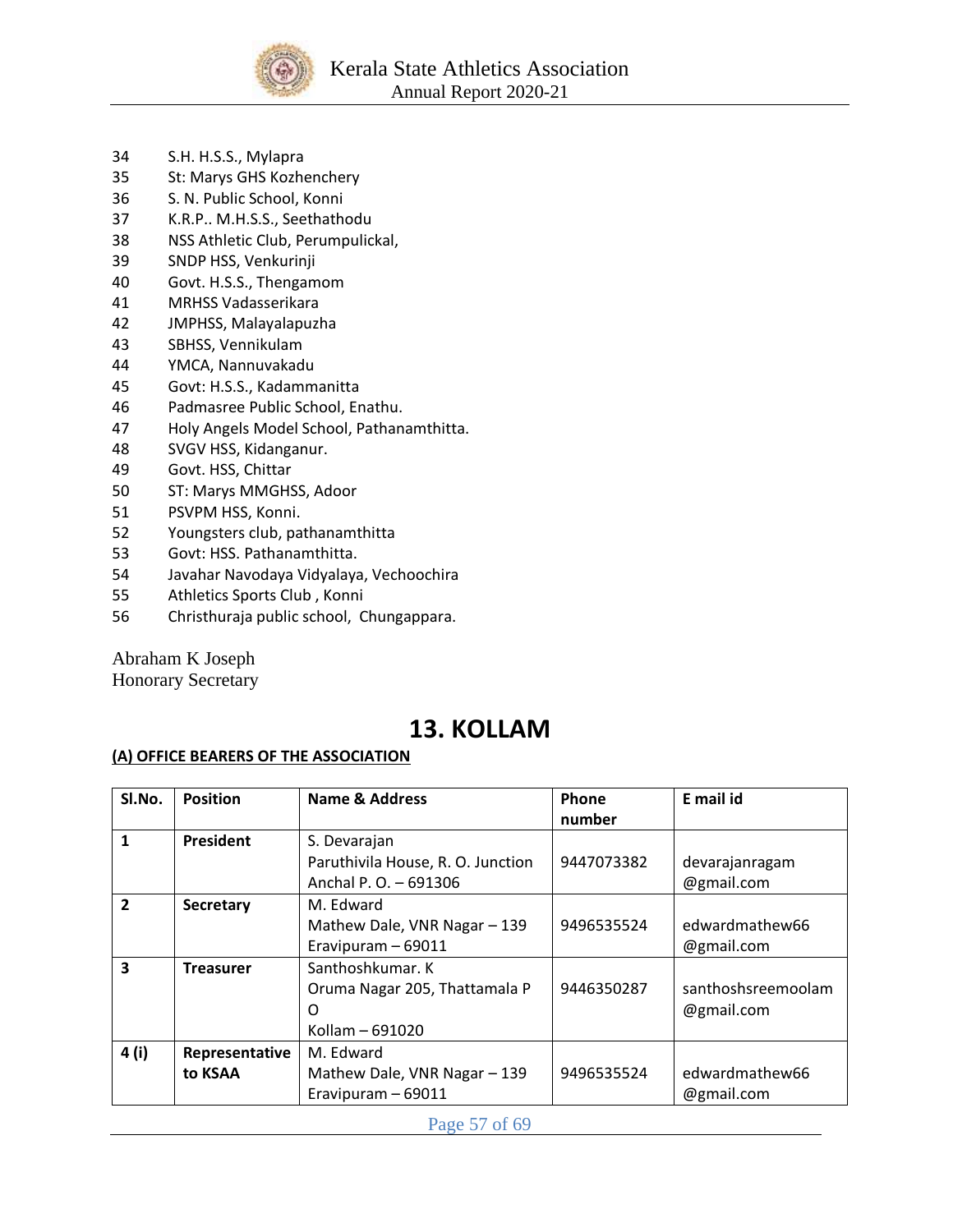34 S.H. H.S.S., Mylapra
35 St: Marys GHS Kozhenchery
36 S. N. Public School, Konni
37 K.R.P.. M.H.S.S., Seethathodu
38 NSS Athletic Club, Perumpulickal,
39 SNDP HSS, Venkurinji
40 Govt. H.S.S., Thengamom
41 MRHSS Vadasserikara
42 JMPHSS, Malayalapuzha
43 SBHSS, Vennikulam
44 YMCA, Nannuvakadu
45 Govt: H.S.S., Kadammanitta
46 Padmasree Public School, Enathu.
47 Holy Angels Model School, Pathanamthitta.
48 SVGV HSS, Kidanganur.
49 Govt. HSS, Chittar
50 ST: Marys MMGHSS, Adoor
51 PSVPM HSS, Konni.
52 Youngsters club, pathanamthitta
53 Govt: HSS. Pathanamthitta.
54 Javahar Navodaya Vidyalaya, Vechoochira
55 Athletics Sports Club , Konni
56 Christhuraja public school, Chungappara.

Abraham K Joseph
Honorary Secretary

# 13. KOLLAM

**(A) OFFICE BEARERS OF THE ASSOCIATION**

| Sl.No. | Position | Name & Address | Phone number | E mail id |
|---|---|---|---|---|
| **1** | **President** | S. Devarajan<br>Paruthivila House, R. O. Junction<br>Anchal P. O. – 691306 | 9447073382 | devarajanragam<br>@gmail.com |
| **2** | **Secretary** | M. Edward<br>Mathew Dale, VNR Nagar – 139<br>Eravipuram – 69011 | 9496535524 | edwardmathew66<br>@gmail.com |
| **3** | **Treasurer** | Santhoshkumar. K<br>Oruma Nagar 205, Thattamala P O<br>Kollam – 691020 | 9446350287 | santhoshsreemoolam<br>@gmail.com |
| **4 (i)** | **Representative to KSAA** | M. Edward<br>Mathew Dale, VNR Nagar – 139<br>Eravipuram – 69011 | 9496535524 | edwardmathew66<br>@gmail.com |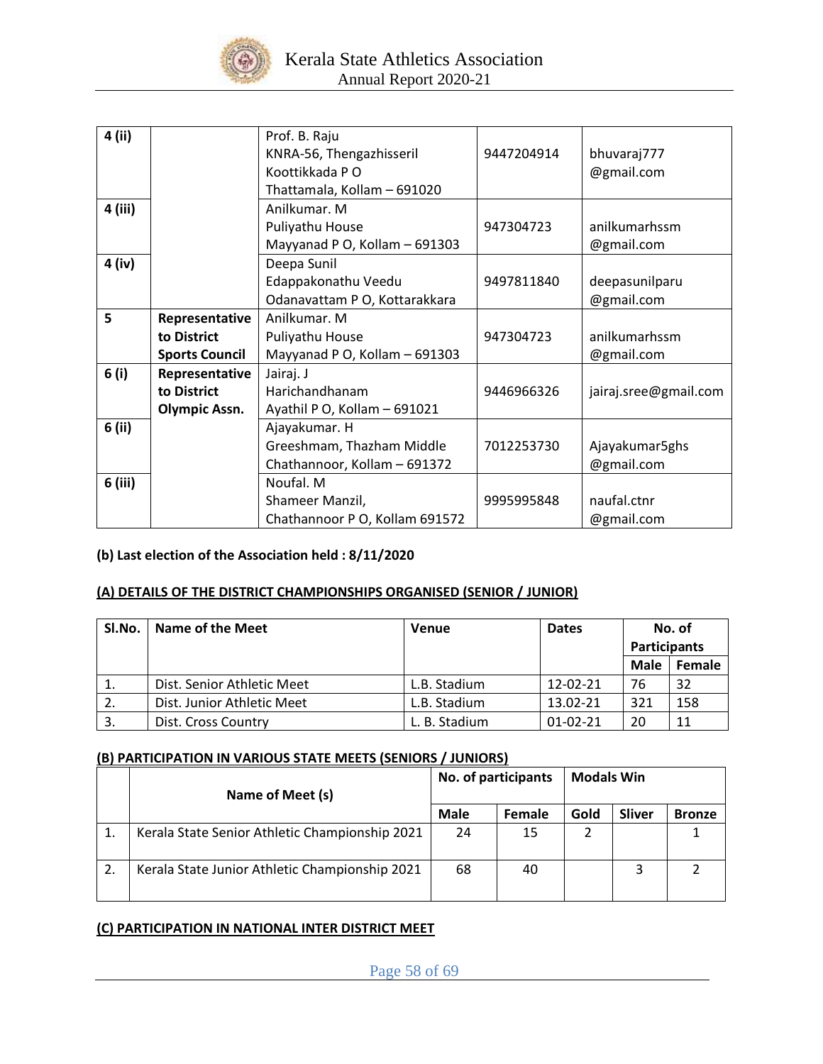| 4 (ii) | | Prof. B. Raju<br>KNRA-56, Thengazhisseril<br>Koottikkada P O<br>Thattamala, Kollam – 691020 | 9447204914 | bhuvaraj777<br>@gmail.com |
|---|---|---|---|---|
| 4 (iii) | | Anilkumar. M<br>Puliyathu House<br>Mayyanad P O, Kollam – 691303 | 947304723 | anilkumarhssm<br>@gmail.com |
| 4 (iv) | | Deepa Sunil<br>Edappakonathu Veedu<br>Odanavattam P O, Kottarakkara | 9497811840 | deepasunilparu<br>@gmail.com |
| 5 | **Representative to District Sports Council** | Anilkumar. M<br>Puliyathu House<br>Mayyanad P O, Kollam – 691303 | 947304723 | anilkumarhssm<br>@gmail.com |
| 6 (i) | **Representative to District Olympic Assn.** | Jairaj. J<br>Harichandhanam<br>Ayathil P O, Kollam – 691021 | 9446966326 | jairaj.sree@gmail.com |
| 6 (ii) | | Ajayakumar. H<br>Greeshmam, Thazham Middle<br>Chathannoor, Kollam – 691372 | 7012253730 | Ajayakumar5ghs<br>@gmail.com |
| 6 (iii) | | Noufal. M<br>Shameer Manzil,<br>Chathannoor P O, Kollam 691572 | 9995995848 | naufal.ctnr<br>@gmail.com |

**(b) Last election of the Association held : 8/11/2020**

**(A) DETAILS OF THE DISTRICT CHAMPIONSHIPS ORGANISED (SENIOR / JUNIOR)**

| Sl.No. | Name of the Meet | Venue | Dates | No. of Participants | |
|---|---|---|---|---|---|
| | | | | Male | Female |
| 1. | Dist. Senior Athletic Meet | L.B. Stadium | 12-02-21 | 76 | 32 |
| 2. | Dist. Junior Athletic Meet | L.B. Stadium | 13.02-21 | 321 | 158 |
| 3. | Dist. Cross Country | L. B. Stadium | 01-02-21 | 20 | 11 |

**(B) PARTICIPATION IN VARIOUS STATE MEETS (SENIORS / JUNIORS)**

| | Name of Meet (s) | No. of participants | | Modals Win | | |
|---|---|---|---|---|---|---|
| | | Male | Female | Gold | Sliver | Bronze |
| 1. | Kerala State Senior Athletic Championship 2021 | 24 | 15 | 2 | | 1 |
| 2. | Kerala State Junior Athletic Championship 2021 | 68 | 40 | | 3 | 2 |

**(C) PARTICIPATION IN NATIONAL INTER DISTRICT MEET**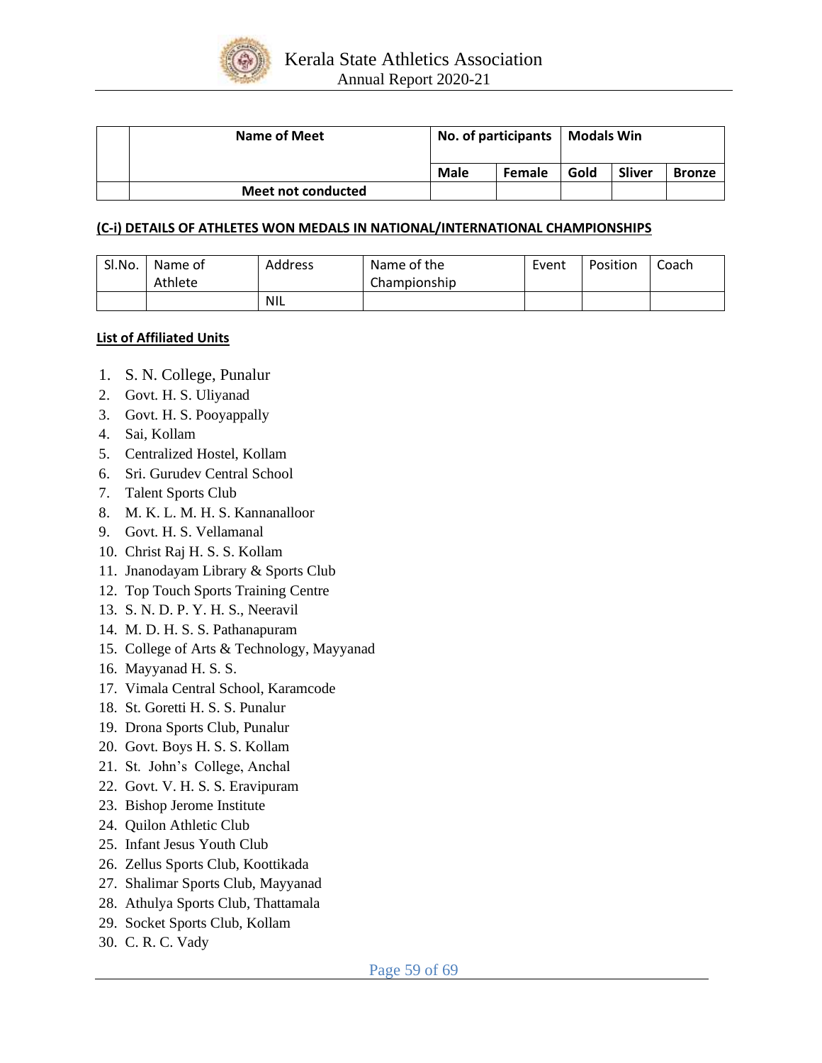| | Name of Meet | No. of participants | | Modals Win | | |
|---|---|---|---|---|---|---|
| | | Male | Female | Gold | Sliver | Bronze |
| | Meet not conducted | | | | | |

**(C-i) DETAILS OF ATHLETES WON MEDALS IN NATIONAL/INTERNATIONAL CHAMPIONSHIPS**

| Sl.No. | Name of Athlete | Address | Name of the Championship | Event | Position | Coach |
|---|---|---|---|---|---|---|
| | | NIL | | | | |

**List of Affiliated Units**

1. S. N. College, Punalur
2. Govt. H. S. Uliyanad
3. Govt. H. S. Pooyappally
4. Sai, Kollam
5. Centralized Hostel, Kollam
6. Sri. Gurudev Central School
7. Talent Sports Club
8. M. K. L. M. H. S. Kannanalloor
9. Govt. H. S. Vellamanal
10. Christ Raj H. S. S. Kollam
11. Jnanodayam Library & Sports Club
12. Top Touch Sports Training Centre
13. S. N. D. P. Y. H. S., Neeravil
14. M. D. H. S. S. Pathanapuram
15. College of Arts & Technology, Mayyanad
16. Mayyanad H. S. S.
17. Vimala Central School, Karamcode
18. St. Goretti H. S. S. Punalur
19. Drona Sports Club, Punalur
20. Govt. Boys H. S. S. Kollam
21. St. John's College, Anchal
22. Govt. V. H. S. S. Eravipuram
23. Bishop Jerome Institute
24. Quilon Athletic Club
25. Infant Jesus Youth Club
26. Zellus Sports Club, Koottikada
27. Shalimar Sports Club, Mayyanad
28. Athulya Sports Club, Thattamala
29. Socket Sports Club, Kollam
30. C. R. C. Vady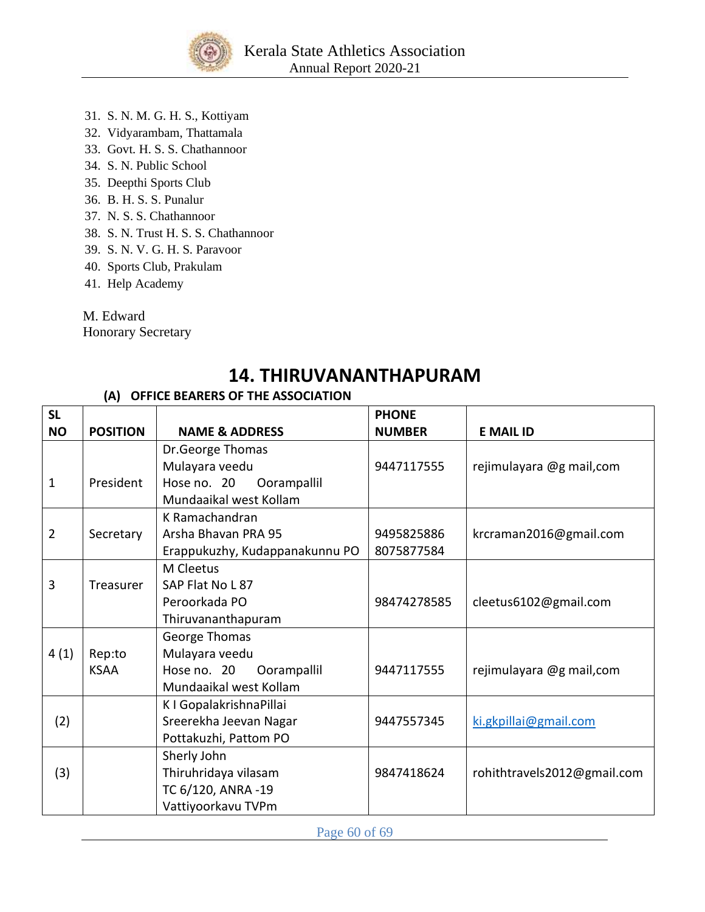31. S. N. M. G. H. S., Kottiyam
32. Vidyarambam, Thattamala
33. Govt. H. S. S. Chathannoor
34. S. N. Public School
35. Deepthi Sports Club
36. B. H. S. S. Punalur
37. N. S. S. Chathannoor
38. S. N. Trust H. S. S. Chathannoor
39. S. N. V. G. H. S. Paravoor
40. Sports Club, Prakulam
41. Help Academy

M. Edward
Honorary Secretary

# 14. THIRUVANANTHAPURAM

### (A) OFFICE BEARERS OF THE ASSOCIATION

| SL NO | POSITION | NAME & ADDRESS | PHONE NUMBER | E MAIL ID |
|---|---|---|---|---|
| 1 | President | Dr.George Thomas<br>Mulayara veedu<br>Hose no. 20 Oorampallil<br>Mundaaikal west Kollam | 9447117555 | rejimulayara @g mail,com |
| 2 | Secretary | K Ramachandran<br>Arsha Bhavan PRA 95<br>Erappukuzhy, Kudappanakunnu PO | 9495825886<br>8075877584 | krcraman2016@gmail.com |
| 3 | Treasurer | M Cleetus<br>SAP Flat No L 87<br>Peroorkada PO<br>Thiruvananthapuram | 98474278585 | cleetus6102@gmail.com |
| 4 (1) | Rep:to KSAA | George Thomas<br>Mulayara veedu<br>Hose no. 20 Oorampallil<br>Mundaaikal west Kollam | 9447117555 | rejimulayara @g mail,com |
| (2) | | K I GopalakrishnaPillai<br>Sreerekha Jeevan Nagar<br>Pottakuzhi, Pattom PO | 9447557345 | ki.gkpillai@gmail.com |
| (3) | | Sherly John<br>Thiruhridaya vilasam<br>TC 6/120, ANRA -19<br>Vattiyoorkavu TVPm | 9847418624 | rohithtravels2012@gmail.com |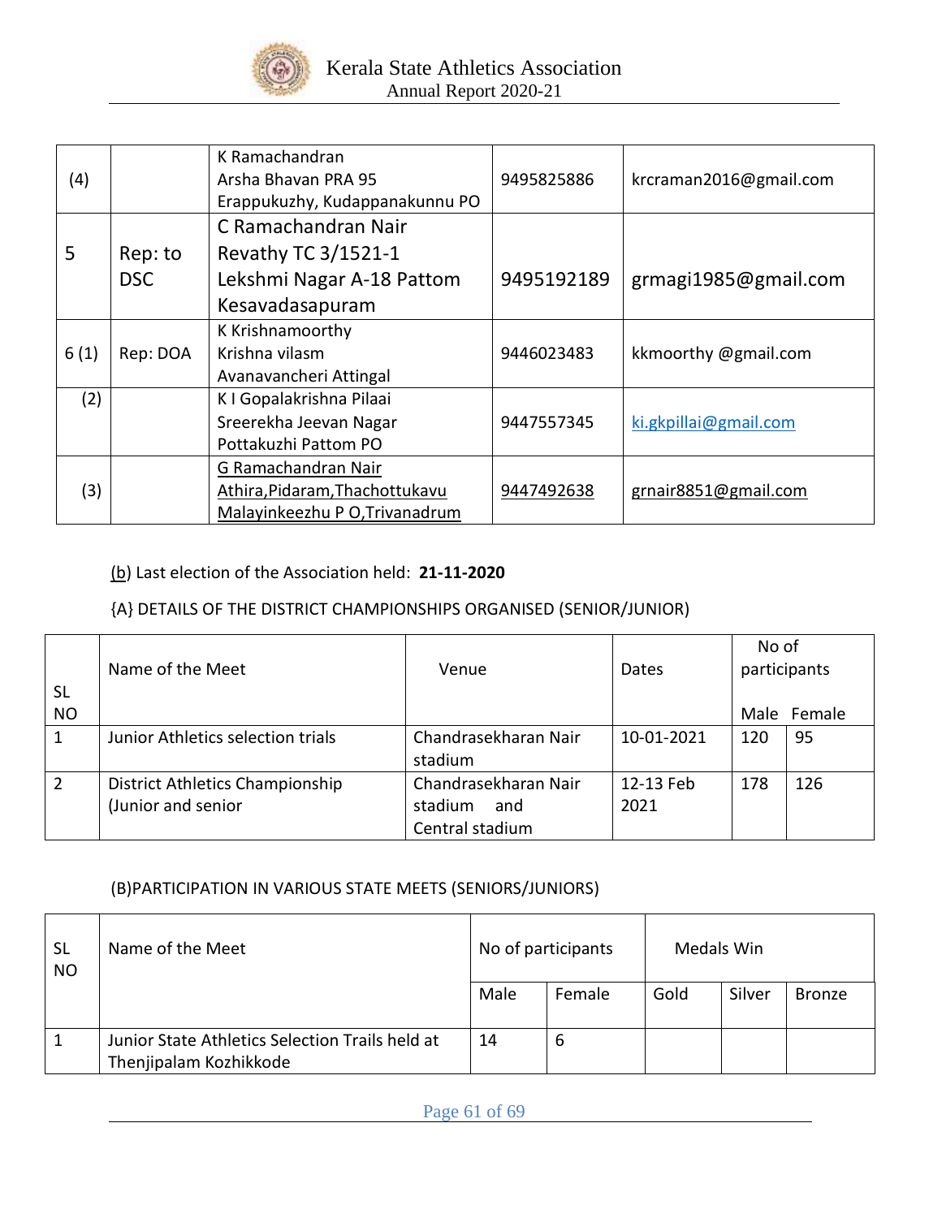| (4) | | K Ramachandran<br>Arsha Bhavan PRA 95<br>Erappukuzhy, Kudappanakunnu PO | 9495825886 | krcraman2016@gmail.com |
|---|---|---|---|---|
| 5 | Rep: to DSC | C Ramachandran Nair<br>Revathy TC 3/1521-1<br>Lekshmi Nagar A-18 Pattom<br>Kesavadasapuram | 9495192189 | grmagi1985@gmail.com |
| 6 (1) | Rep: DOA | K Krishnamoorthy<br>Krishna vilasm<br>Avanavancheri Attingal | 9446023483 | kkmoorthy @gmail.com |
| (2) | | K I Gopalakrishna Pilaai<br>Sreerekha Jeevan Nagar<br>Pottakuzhi Pattom PO | 9447557345 | ki.gkpillai@gmail.com |
| (3) | | G Ramachandran Nair<br>Athira,Pidaram,Thachottukavu<br>Malayinkeezhu P O,Trivanadrum | 9447492638 | grnair8851@gmail.com |

(b) Last election of the Association held: **21-11-2020**

{A} DETAILS OF THE DISTRICT CHAMPIONSHIPS ORGANISED (SENIOR/JUNIOR)

| SL NO | Name of the Meet | Venue | Dates | No of participants | |
|---|---|---|---|---|---|
| | | | | Male | Female |
| 1 | Junior Athletics selection trials | Chandrasekharan Nair stadium | 10-01-2021 | 120 | 95 |
| 2 | District Athletics Championship (Junior and senior | Chandrasekharan Nair stadium and Central stadium | 12-13 Feb 2021 | 178 | 126 |

(B)PARTICIPATION IN VARIOUS STATE MEETS (SENIORS/JUNIORS)

| SL NO | Name of the Meet | No of participants | | Medals Win | | |
|---|---|---|---|---|---|---|
| | | Male | Female | Gold | Silver | Bronze |
| 1 | Junior State Athletics Selection Trails held at Thenjipalam Kozhikkode | 14 | 6 | | | |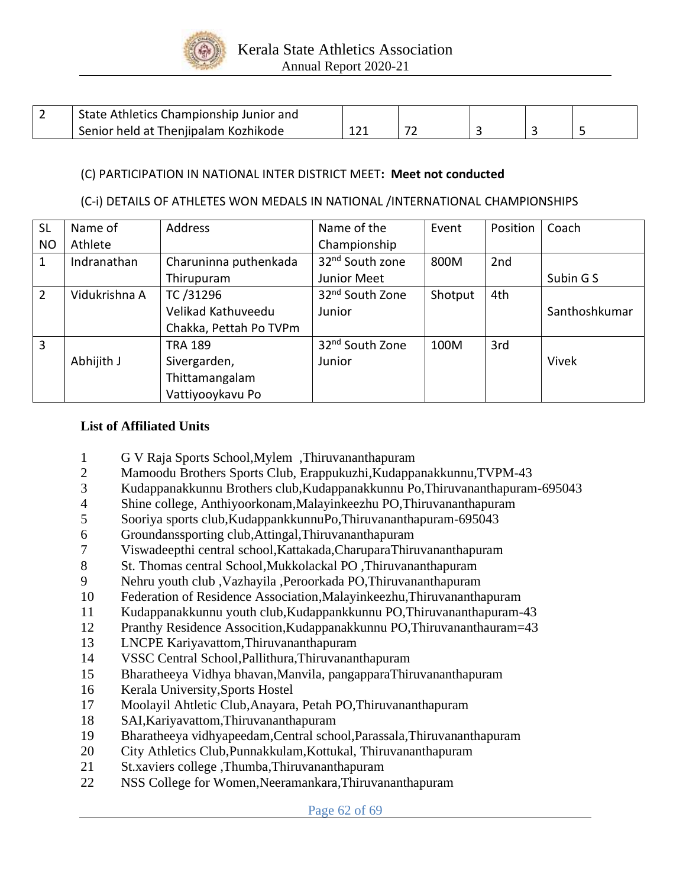| 2 | State Athletics Championship Junior and Senior held at Thenjipalam Kozhikode | 121 | 72 | 3 | 3 | 5 |
|---|---|---|---|---|---|---|

(C) PARTICIPATION IN NATIONAL INTER DISTRICT MEET: **Meet not conducted**

(C-i) DETAILS OF ATHLETES WON MEDALS IN NATIONAL /INTERNATIONAL CHAMPIONSHIPS

| SL NO | Name of Athlete | Address | Name of the Championship | Event | Position | Coach |
|---|---|---|---|---|---|---|
| 1 | Indranathan | Charuninna puthenkada Thirupuram | 32nd South zone Junior Meet | 800M | 2nd | Subin G S |
| 2 | Vidukrishna A | TC /31296 Velikad Kathuveedu Chakka, Pettah Po TVPm | 32nd South Zone Junior | Shotput | 4th | Santhoshkumar |
| 3 | Abhijith J | TRA 189 Sivergarden, Thittamangalam Vattiyooykavu Po | 32nd South Zone Junior | 100M | 3rd | Vivek |

**List of Affiliated Units**

1. G V Raja Sports School,Mylem ,Thiruvananthapuram
2. Mamoodu Brothers Sports Club, Erappukuzhi,Kudappanakkunnu,TVPM-43
3. Kudappanakkunnu Brothers club,Kudappanakkunnu Po,Thiruvananthapuram-695043
4. Shine college, Anthiyoorkonam,Malayinkeezhu PO,Thiruvananthapuram
5. Sooriya sports club,KudappankkunnuPo,Thiruvananthapuram-695043
6. Groundanssporting club,Attingal,Thiruvananthapuram
7. Viswadeepthi central school,Kattakada,CharuparaThiruvananthapuram
8. St. Thomas central School,Mukkolackal PO ,Thiruvananthapuram
9. Nehru youth club ,Vazhayila ,Peroorkada PO,Thiruvananthapuram
10. Federation of Residence Association,Malayinkeezhu,Thiruvananthapuram
11. Kudappanakkunnu youth club,Kudappankkunnu PO,Thiruvananthapuram-43
12. Pranthy Residence Assocition,Kudappanakkunnu PO,Thiruvananthauram=43
13. LNCPE Kariyavattom,Thiruvananthapuram
14. VSSC Central School,Pallithura,Thiruvananthapuram
15. Bharatheeya Vidhya bhavan,Manvila, pangapparaThiruvananthapuram
16. Kerala University,Sports Hostel
17. Moolayil Ahtletic Club,Anayara, Petah PO,Thiruvananthapuram
18. SAI,Kariyavattom,Thiruvananthapuram
19. Bharatheeya vidhyapeedam,Central school,Parassala,Thiruvananthapuram
20. City Athletics Club,Punnakkulam,Kottukal, Thiruvananthapuram
21. St.xaviers college ,Thumba,Thiruvananthapuram
22. NSS College for Women,Neeramankara,Thiruvananthapuram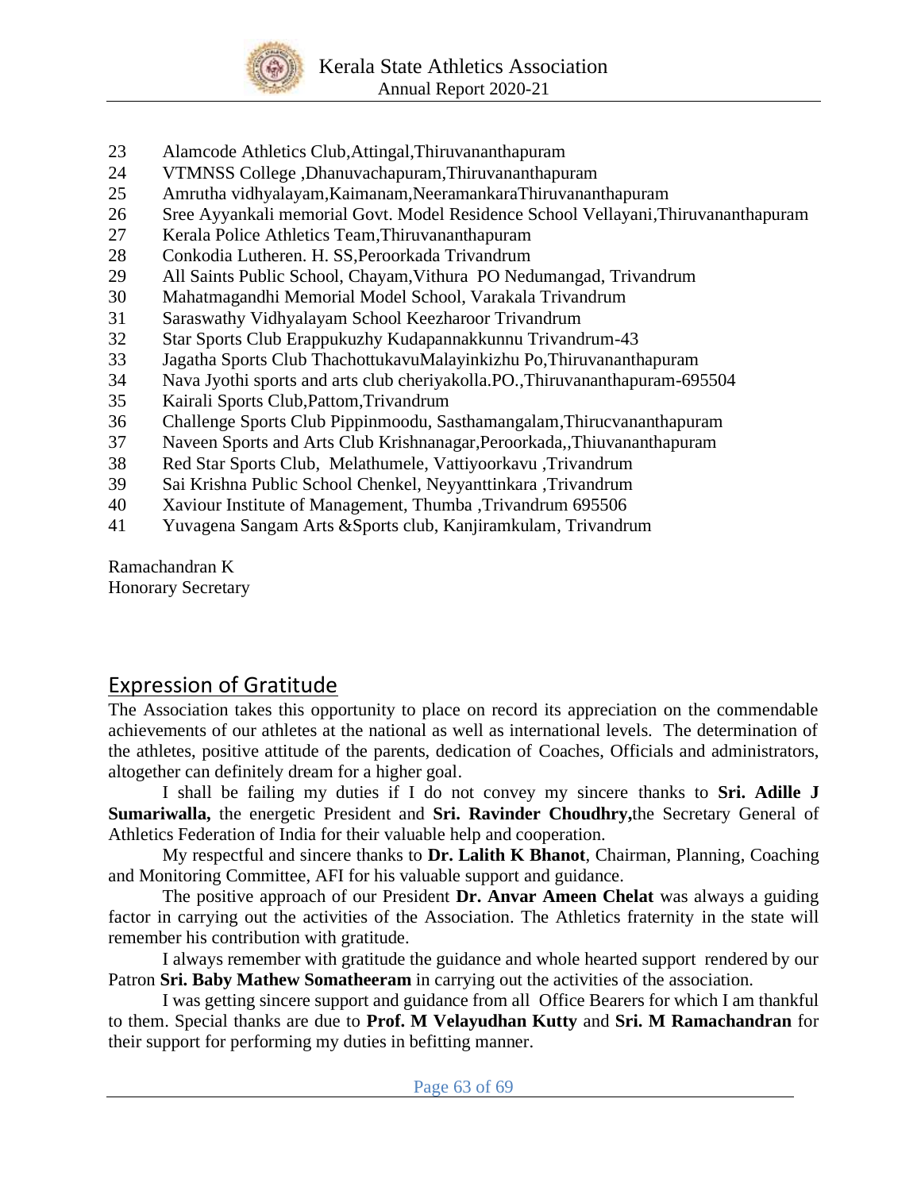23 Alamcode Athletics Club,Attingal,Thiruvananthapuram
24 VTMNSS College ,Dhanuvachapuram,Thiruvananthapuram
25 Amrutha vidhyalayam,Kaimanam,NeeramankaraThiruvananthapuram
26 Sree Ayyankali memorial Govt. Model Residence School Vellayani,Thiruvananthapuram
27 Kerala Police Athletics Team,Thiruvananthapuram
28 Conkodia Lutheren. H. SS,Peroorkada Trivandrum
29 All Saints Public School, Chayam,Vithura PO Nedumangad, Trivandrum
30 Mahatmagandhi Memorial Model School, Varakala Trivandrum
31 Saraswathy Vidhyalayam School Keezharoor Trivandrum
32 Star Sports Club Erappukuzhy Kudapannakkunnu Trivandrum-43
33 Jagatha Sports Club ThachottukavuMalayinkizhu Po,Thiruvananthapuram
34 Nava Jyothi sports and arts club cheriyakolla.PO.,Thiruvananthapuram-695504
35 Kairali Sports Club,Pattom,Trivandrum
36 Challenge Sports Club Pippinmoodu, Sasthamangalam,Thirucvananthapuram
37 Naveen Sports and Arts Club Krishnanagar,Peroorkada,,Thiuvananthapuram
38 Red Star Sports Club, Melathumele, Vattiyoorkavu ,Trivandrum
39 Sai Krishna Public School Chenkel, Neyyanttinkara ,Trivandrum
40 Xaviour Institute of Management, Thumba ,Trivandrum 695506
41 Yuvagena Sangam Arts &Sports club, Kanjiramkulam, Trivandrum

Ramachandran K
Honorary Secretary

## Expression of Gratitude

The Association takes this opportunity to place on record its appreciation on the commendable achievements of our athletes at the national as well as international levels. The determination of the athletes, positive attitude of the parents, dedication of Coaches, Officials and administrators, altogether can definitely dream for a higher goal.

I shall be failing my duties if I do not convey my sincere thanks to **Sri. Adille J Sumariwalla,** the energetic President and **Sri. Ravinder Choudhry,**the Secretary General of Athletics Federation of India for their valuable help and cooperation.

My respectful and sincere thanks to **Dr. Lalith K Bhanot**, Chairman, Planning, Coaching and Monitoring Committee, AFI for his valuable support and guidance.

The positive approach of our President **Dr. Anvar Ameen Chelat** was always a guiding factor in carrying out the activities of the Association. The Athletics fraternity in the state will remember his contribution with gratitude.

I always remember with gratitude the guidance and whole hearted support rendered by our Patron **Sri. Baby Mathew Somatheeram** in carrying out the activities of the association.

I was getting sincere support and guidance from all Office Bearers for which I am thankful to them. Special thanks are due to **Prof. M Velayudhan Kutty** and **Sri. M Ramachandran** for their support for performing my duties in befitting manner.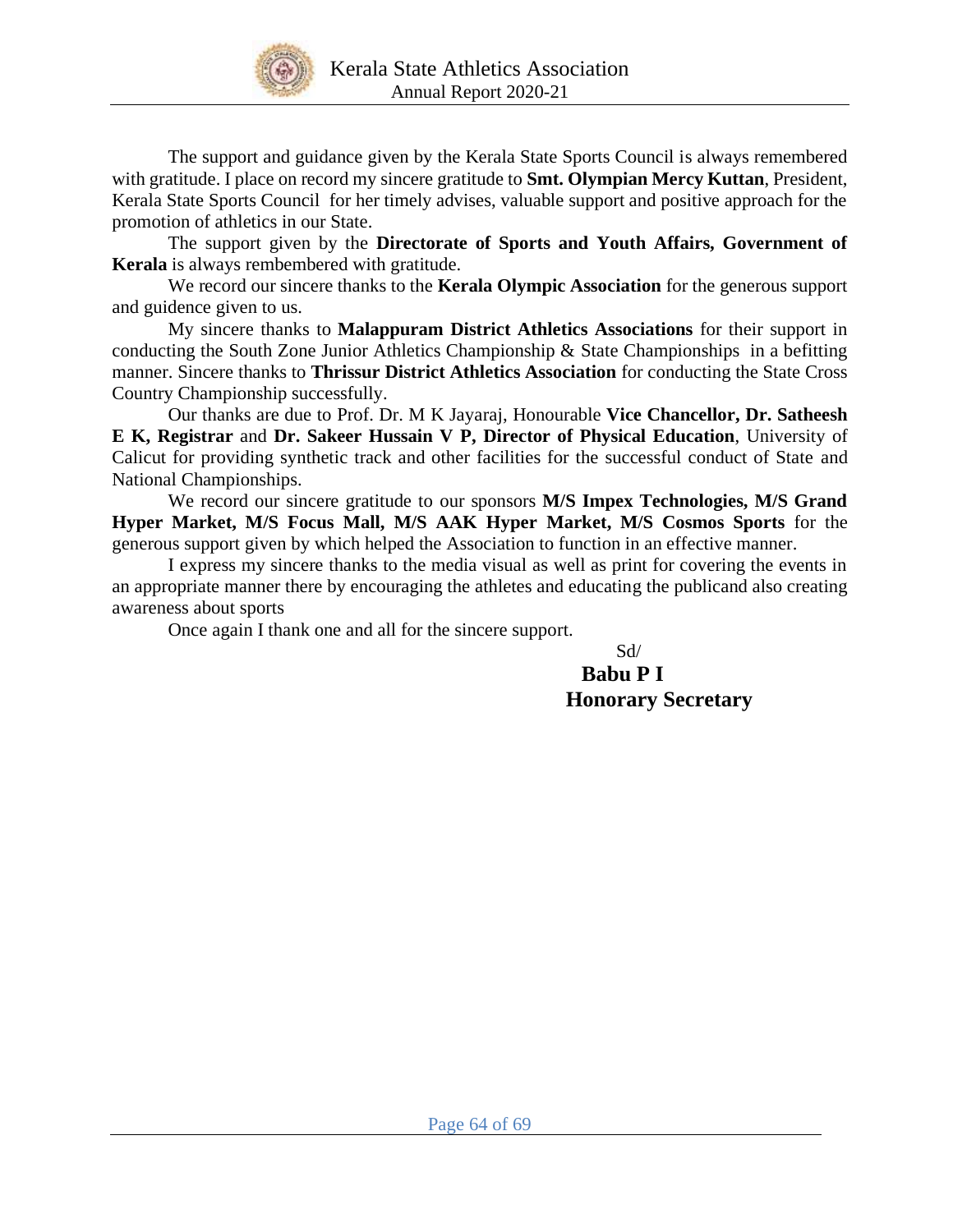The support and guidance given by the Kerala State Sports Council is always remembered with gratitude. I place on record my sincere gratitude to **Smt. Olympian Mercy Kuttan**, President, Kerala State Sports Council for her timely advises, valuable support and positive approach for the promotion of athletics in our State.

The support given by the **Directorate of Sports and Youth Affairs, Government of Kerala** is always rembembered with gratitude.

We record our sincere thanks to the **Kerala Olympic Association** for the generous support and guidence given to us.

My sincere thanks to **Malappuram District Athletics Associations** for their support in conducting the South Zone Junior Athletics Championship & State Championships in a befitting manner. Sincere thanks to **Thrissur District Athletics Association** for conducting the State Cross Country Championship successfully.

Our thanks are due to Prof. Dr. M K Jayaraj, Honourable **Vice Chancellor, Dr. Satheesh E K, Registrar** and **Dr. Sakeer Hussain V P, Director of Physical Education**, University of Calicut for providing synthetic track and other facilities for the successful conduct of State and National Championships.

We record our sincere gratitude to our sponsors **M/S Impex Technologies, M/S Grand Hyper Market, M/S Focus Mall, M/S AAK Hyper Market, M/S Cosmos Sports** for the generous support given by which helped the Association to function in an effective manner.

I express my sincere thanks to the media visual as well as print for covering the events in an appropriate manner there by encouraging the athletes and educating the publicand also creating awareness about sports

Once again I thank one and all for the sincere support.

Sd/

**Babu P I**

**Honorary Secretary**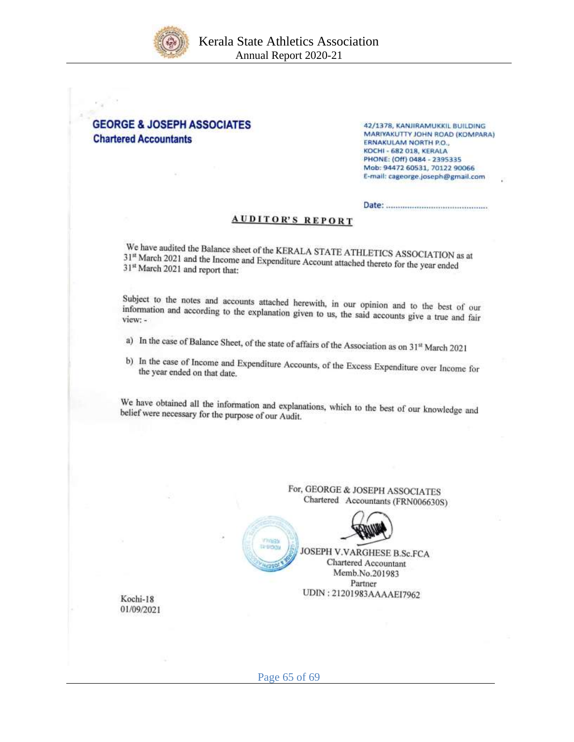**GEORGE & JOSEPH ASSOCIATES**
**Chartered Accountants**

42/1378, KANJIRAMUKKIL BUILDING
MARIYAKUTTY JOHN ROAD (KOMPARA)
ERNAKULAM NORTH P.O.,
KOCHI - 682 018, KERALA
PHONE: (Off) 0484 - 2395335
Mob: 94472 60531, 70122 90066
E-mail: cageorge.joseph@gmail.com

Date: ..........................................

## AUDITOR'S REPORT

We have audited the Balance sheet of the KERALA STATE ATHLETICS ASSOCIATION as at 31st March 2021 and the Income and Expenditure Account attached thereto for the year ended 31st March 2021 and report that:

Subject to the notes and accounts attached herewith, in our opinion and to the best of our information and according to the explanation given to us, the said accounts give a true and fair view: -

a) In the case of Balance Sheet, of the state of affairs of the Association as on 31st March 2021

b) In the case of Income and Expenditure Accounts, of the Excess Expenditure over Income for the year ended on that date.

We have obtained all the information and explanations, which to the best of our knowledge and belief were necessary for the purpose of our Audit.

For, GEORGE & JOSEPH ASSOCIATES
Chartered Accountants (FRN006630S)

JOSEPH V.VARGHESE B.Sc.FCA
Chartered Accountant
Memb.No.201983
Partner
UDIN : 21201983AAAAEI7962

Kochi-18
01/09/2021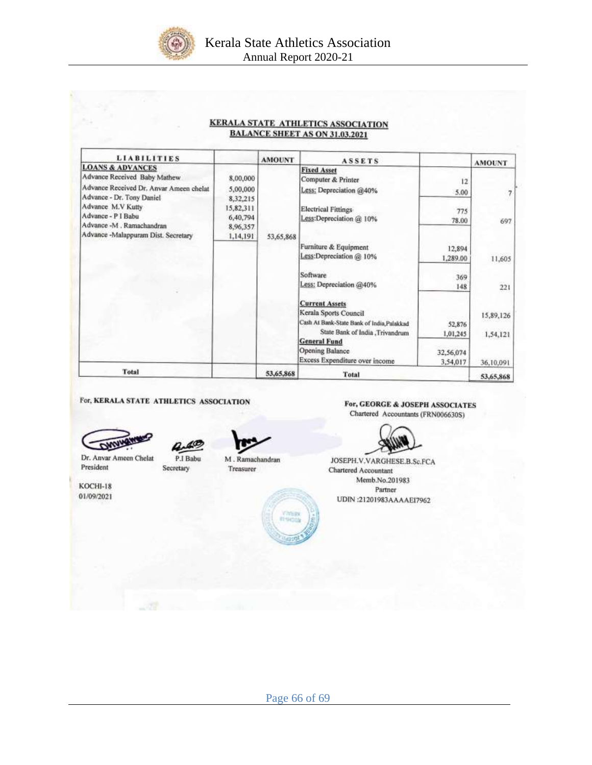## KERALA STATE ATHLETICS ASSOCIATION
## BALANCE SHEET AS ON 31.03.2021

| LIABILITIES | | AMOUNT | ASSETS | | AMOUNT |
|---|---|---|---|---|---|
| **LOANS & ADVANCES** | | | **Fixed Asset** | | |
| Advance Received Baby Mathew | 8,00,000 | | Computer & Printer | 12 | |
| Advance Received Dr. Anvar Ameen chelat | 5,00,000 | | Less: Depreciation @40% | 5.00 | 7 |
| Advance - Dr. Tony Daniel | 8,32,215 | | | | |
| Advance M.V Kutty | 15,82,311 | | Electrical Fittings | 775 | |
| Advance - P I Babu | 6,40,794 | | Less:Depreciation @ 10% | 78.00 | 697 |
| Advance -M . Ramachandran | 8,96,357 | | | | |
| Advance -Malappuram Dist. Secretary | 1,14,191 | 53,65,868 | | | |
| | | | Furniture & Equipment | 12,894 | |
| | | | Less:Depreciation @ 10% | 1,289.00 | 11,605 |
| | | | Software | 369 | |
| | | | Less: Depreciation @40% | 148 | 221 |
| | | | **Current Assets** | | |
| | | | Kerala Sports Council | | 15,89,126 |
| | | | Cash At Bank-State Bank of India,Palakkad | 52,876 | |
| | | | State Bank of India ,Trivandrum | 1,01,245 | 1,54,121 |
| | | | **General Fund** | | |
| | | | Opening Balance | 32,56,074 | |
| | | | Excess Expenditure over income | 3,54,017 | 36,10,091 |
| **Total** | | 53,65,868 | **Total** | | 53,65,868 |

For, **KERALA STATE ATHLETICS ASSOCIATION**

Dr. Anvar Ameen Chelat
President

P.I Babu
Secretary

M . Ramachandran
Treasurer

KOCHI-18
01/09/2021

**For, GEORGE & JOSEPH ASSOCIATES**
Chartered Accountants (FRN006630S)

JOSEPH.V.VARGHESE.B.Sc.FCA
Chartered Accountant
Memb.No.201983
Partner
UDIN :21201983AAAAEI7962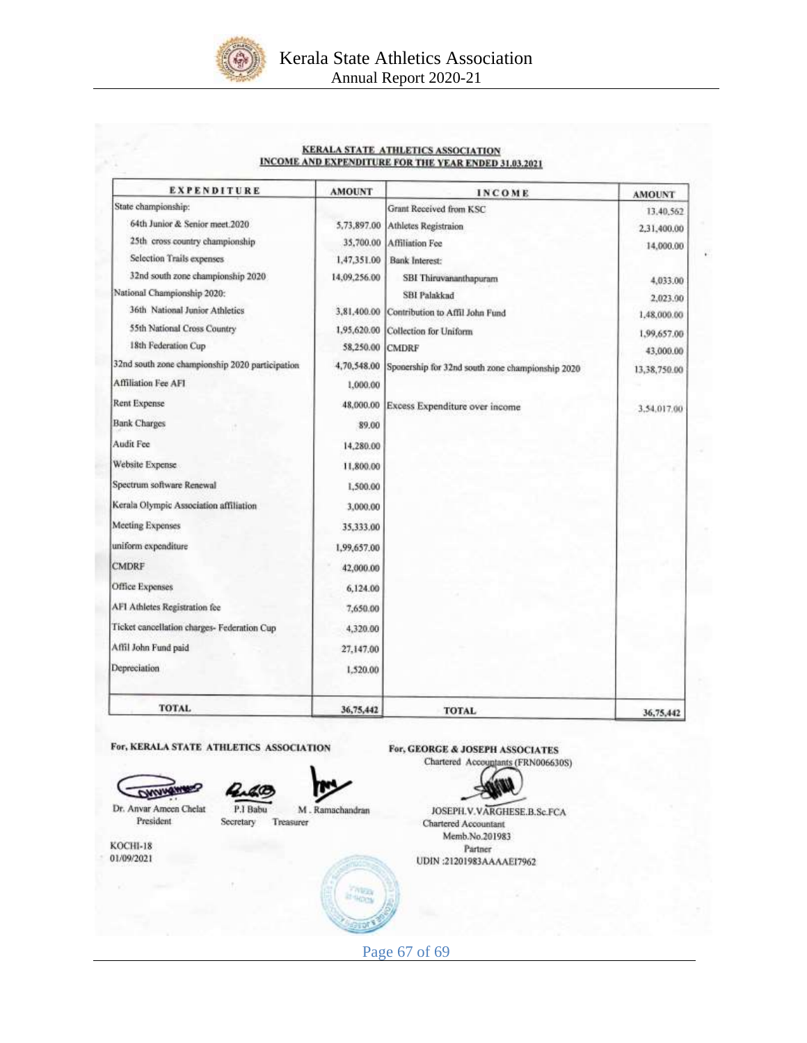**KERALA STATE ATHLETICS ASSOCIATION**
**INCOME AND EXPENDITURE FOR THE YEAR ENDED 31.03.2021**

| EXPENDITURE | AMOUNT | INCOME | AMOUNT |
|---|---|---|---|
| State championship: | | Grant Received from KSC | 13,40,562 |
| 64th Junior & Senior meet 2020 | 5,73,897.00 | Athletes Registraion | 2,31,400.00 |
| 25th cross country championship | 35,700.00 | Affiliation Fee | 14,000.00 |
| Selection Trails expenses | 1,47,351.00 | Bank Interest: | |
| 32nd south zone championship 2020 | 14,09,256.00 | SBI Thiruvananthapuram | 4,033.00 |
| National Championship 2020: | | SBI Palakkad | 2,023.00 |
| 36th National Junior Athletics | 3,81,400.00 | Contribution to Affil John Fund | 1,48,000.00 |
| 55th National Cross Country | 1,95,620.00 | Collection for Uniform | 1,99,657.00 |
| 18th Federation Cup | 58,250.00 | CMDRF | 43,000.00 |
| 32nd south zone championship 2020 participation | 4,70,548.00 | Sponership for 32nd south zone championship 2020 | 13,38,750.00 |
| Affiliation Fee AFI | 1,000.00 | | |
| Rent Expense | 48,000.00 | Excess Expenditure over income | 3,54,017.00 |
| Bank Charges | 89.00 | | |
| Audit Fee | 14,280.00 | | |
| Website Expense | 11,800.00 | | |
| Spectrum software Renewal | 1,500.00 | | |
| Kerala Olympic Association affiliation | 3,000.00 | | |
| Meeting Expenses | 35,333.00 | | |
| uniform expenditure | 1,99,657.00 | | |
| CMDRF | 42,000.00 | | |
| Office Expenses | 6,124.00 | | |
| AFI Athletes Registration fee | 7,650.00 | | |
| Ticket cancellation charges- Federation Cup | 4,320.00 | | |
| Affil John Fund paid | 27,147.00 | | |
| Depreciation | 1,520.00 | | |
| **TOTAL** | **36,75,442** | **TOTAL** | **36,75,442** |

For, KERALA STATE ATHLETICS ASSOCIATION

Dr. Anvar Ameen Chelat
President

P.I Babu
Secretary

M . Ramachandran
Treasurer

KOCHI-18
01/09/2021

For, GEORGE & JOSEPH ASSOCIATES
Chartered Accountants (FRN006630S)

JOSEPH.V.VARGHESE.B.Sc.FCA
Chartered Accountant
Memb.No.201983
Partner
UDIN :21201983AAAAEI7962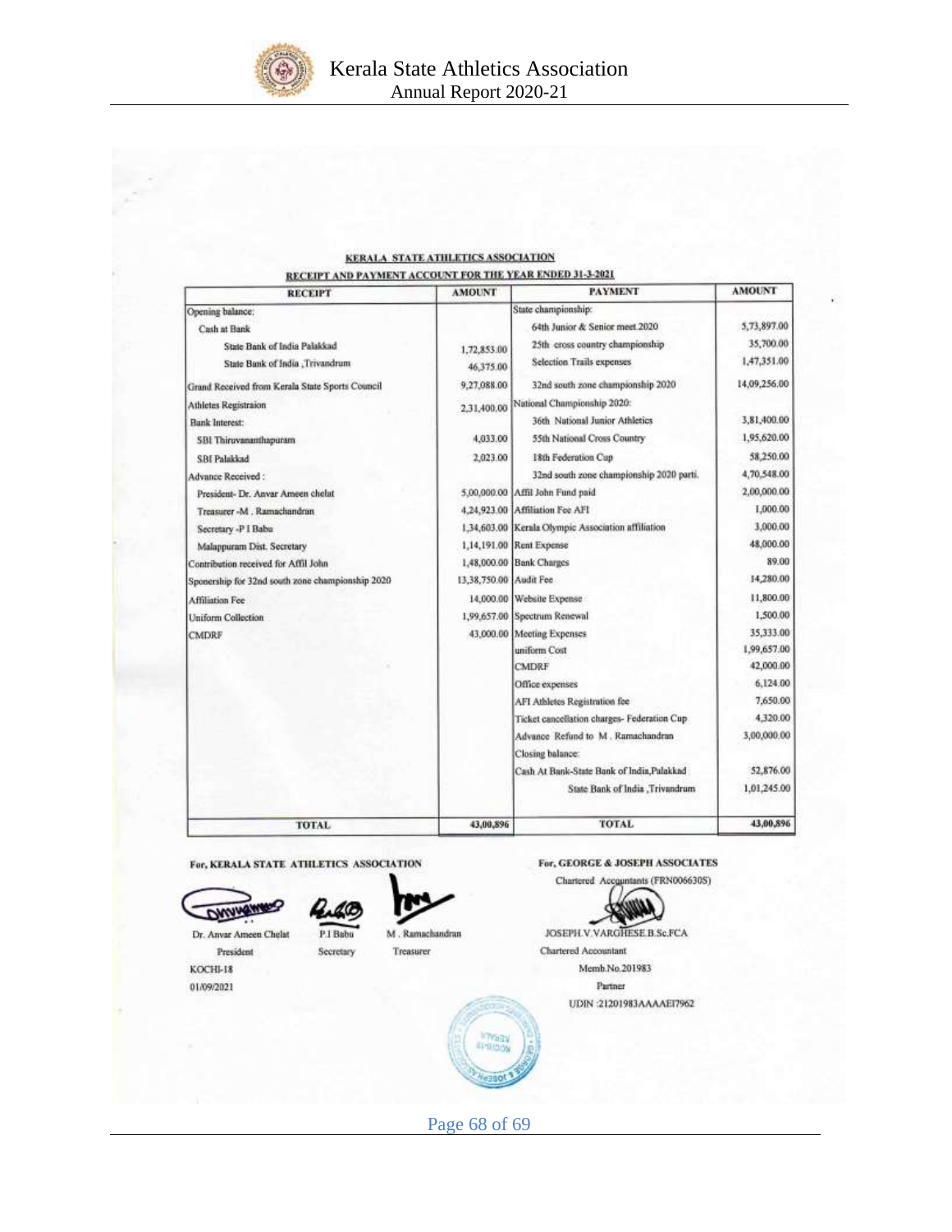**KERALA STATE ATHLETICS ASSOCIATION**

**RECEIPT AND PAYMENT ACCOUNT FOR THE YEAR ENDED 31-3-2021**

| RECEIPT | AMOUNT | PAYMENT | AMOUNT |
|---|---|---|---|
| Opening balance: | | State championship: | |
| Cash at Bank | | 64th Junior & Senior meet 2020 | 5,73,897.00 |
| State Bank of India Palakkad | 1,72,853.00 | 25th cross country championship | 35,700.00 |
| State Bank of India ,Trivandrum | 46,375.00 | Selection Trails expenses | 1,47,351.00 |
| Grand Received from Kerala State Sports Council | 9,27,088.00 | 32nd south zone championship 2020 | 14,09,256.00 |
| Athletes Registraion | 2,31,400.00 | National Championship 2020: | |
| Bank Interest: | | 36th National Junior Athletics | 3,81,400.00 |
| SBI Thiruvananthapuram | 4,033.00 | 55th National Cross Country | 1,95,620.00 |
| SBI Palakkad | 2,023.00 | 18th Federation Cup | 58,250.00 |
| Advance Received : | | 32nd south zone championship 2020 parti. | 4,70,548.00 |
| President- Dr. Anvar Ameen chelat | 5,00,000.00 | Affil John Fund paid | 2,00,000.00 |
| Treasurer -M . Ramachandran | 4,24,923.00 | Affiliation Fee AFI | 1,000.00 |
| Secretary -P I Babu | 1,34,603.00 | Kerala Olympic Association affiliation | 3,000.00 |
| Malappuram Dist. Secretary | 1,14,191.00 | Rent Expense | 48,000.00 |
| Contribution received for Affil John | 1,48,000.00 | Bank Charges | 89.00 |
| Sponership for 32nd south zone championship 2020 | 13,38,750.00 | Audit Fee | 14,280.00 |
| Affiliation Fee | 14,000.00 | Website Expense | 11,800.00 |
| Uniform Collection | 1,99,657.00 | Spectrum Renewal | 1,500.00 |
| CMDRF | 43,000.00 | Meeting Expenses | 35,333.00 |
| | | uniform Cost | 1,99,657.00 |
| | | CMDRF | 42,000.00 |
| | | Office expenses | 6,124.00 |
| | | AFI Athletes Registration fee | 7,650.00 |
| | | Ticket cancellation charges- Federation Cup | 4,320.00 |
| | | Advance Refund to M . Ramachandran | 3,00,000.00 |
| | | Closing balance: | |
| | | Cash At Bank-State Bank of India,Palakkad | 52,876.00 |
| | | State Bank of India ,Trivandrum | 1,01,245.00 |
| **TOTAL** | **43,00,896** | **TOTAL** | **43,00,896** |

**For, KERALA STATE ATHLETICS ASSOCIATION**

Dr. Anvar Ameen Chelat — President
P.I Babu — Secretary
M . Ramachandran — Treasurer

KOCHI-18
01/09/2021

**For, GEORGE & JOSEPH ASSOCIATES**
Chartered Accountants (FRN006630S)

JOSEPH.V.VARGHESE.B.Sc.FCA
Chartered Accountant
Memb.No.201983
Partner
UDIN :21201983AAAAEI7962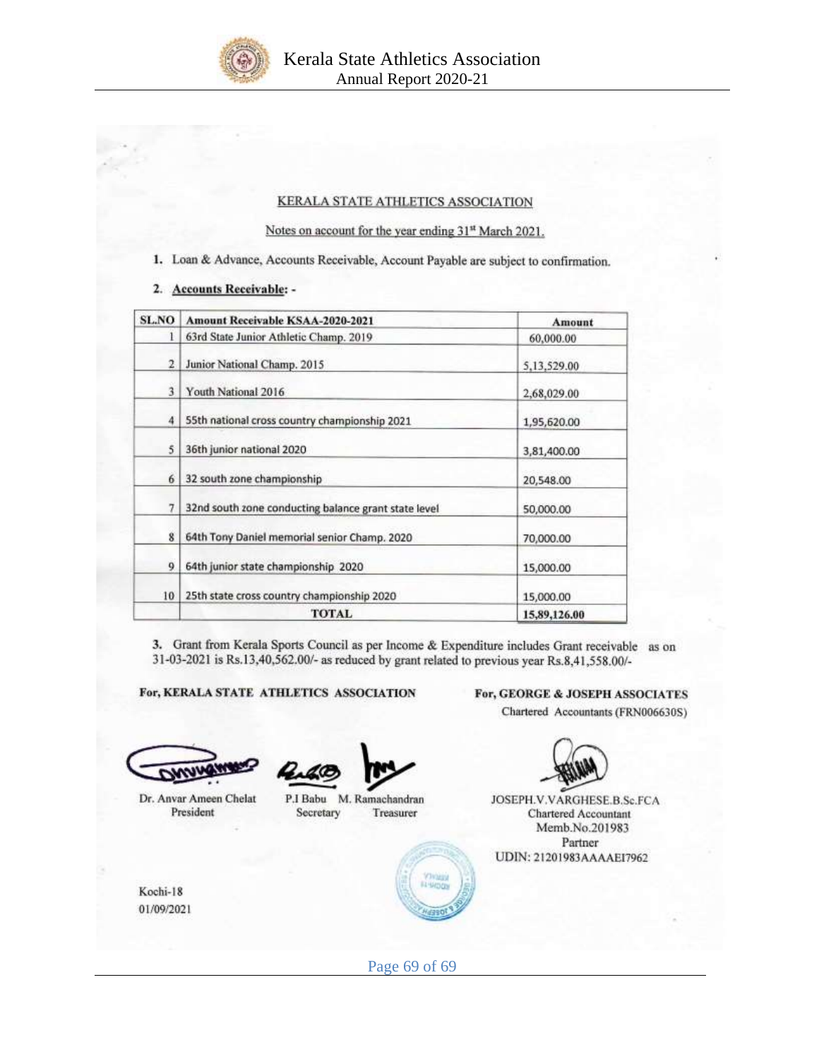KERALA STATE ATHLETICS ASSOCIATION

Notes on account for the year ending 31st March 2021.

1. Loan & Advance, Accounts Receivable, Account Payable are subject to confirmation.

2. **Accounts Receivable: -**

| SL.NO | Amount Receivable KSAA-2020-2021 | Amount |
|---|---|---|
| 1 | 63rd State Junior Athletic Champ. 2019 | 60,000.00 |
| 2 | Junior National Champ. 2015 | 5,13,529.00 |
| 3 | Youth National 2016 | 2,68,029.00 |
| 4 | 55th national cross country championship 2021 | 1,95,620.00 |
| 5 | 36th junior national 2020 | 3,81,400.00 |
| 6 | 32 south zone championship | 20,548.00 |
| 7 | 32nd south zone conducting balance grant state level | 50,000.00 |
| 8 | 64th Tony Daniel memorial senior Champ. 2020 | 70,000.00 |
| 9 | 64th junior state championship 2020 | 15,000.00 |
| 10 | 25th state cross country championship 2020 | 15,000.00 |
| | **TOTAL** | **15,89,126.00** |

3. Grant from Kerala Sports Council as per Income & Expenditure includes Grant receivable as on 31-03-2021 is Rs.13,40,562.00/- as reduced by grant related to previous year Rs.8,41,558.00/-

**For, KERALA STATE ATHLETICS ASSOCIATION**

Dr. Anvar Ameen Chelat
President

P.I Babu
Secretary

M. Ramachandran
Treasurer

**For, GEORGE & JOSEPH ASSOCIATES**
Chartered Accountants (FRN006630S)

JOSEPH.V.VARGHESE.B.Sc.FCA
Chartered Accountant
Memb.No.201983
Partner
UDIN: 21201983AAAAEI7962

Kochi-18
01/09/2021